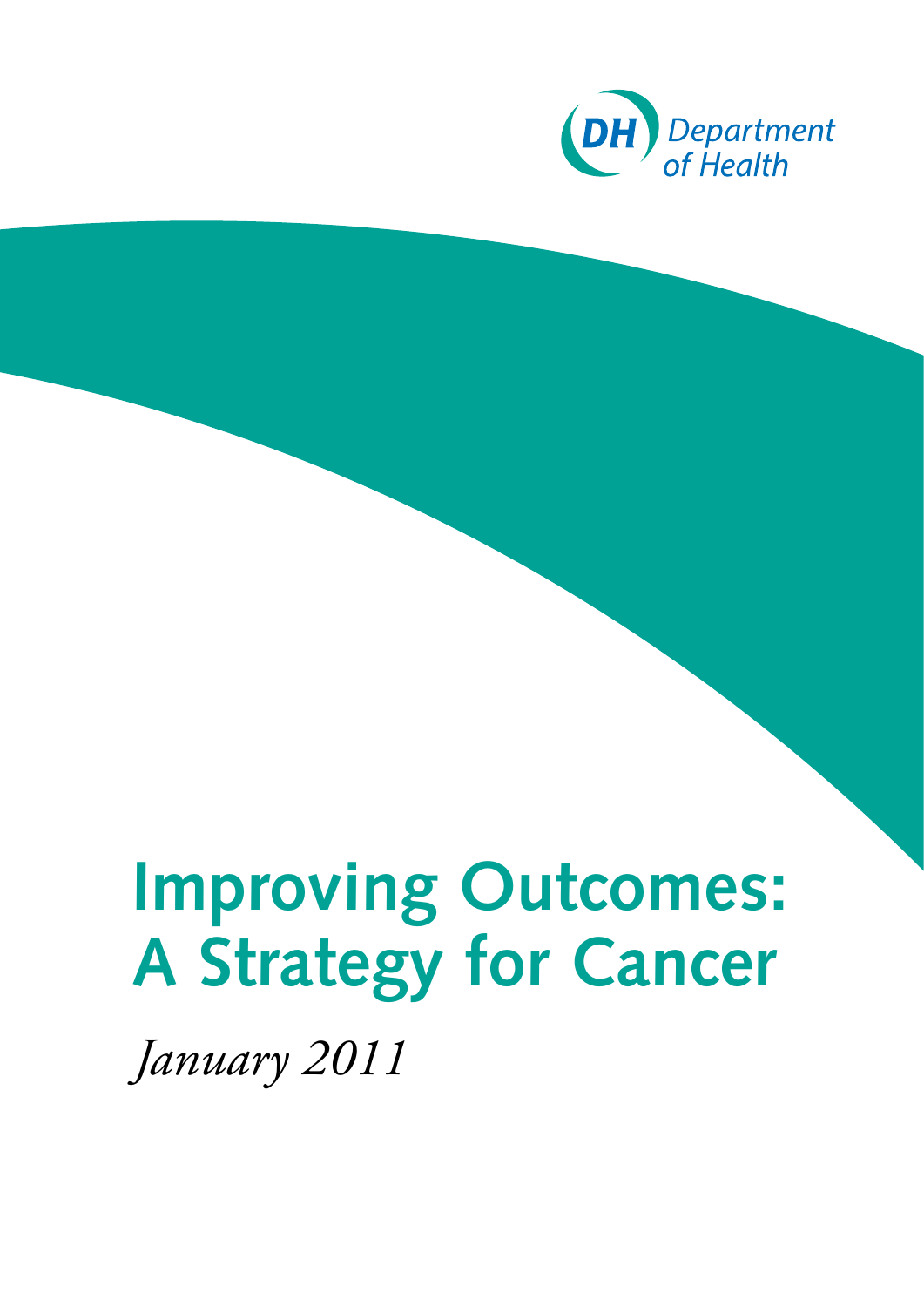DH Department of Health

# Improving Outcomes: A Strategy for Cancer

*January 2011*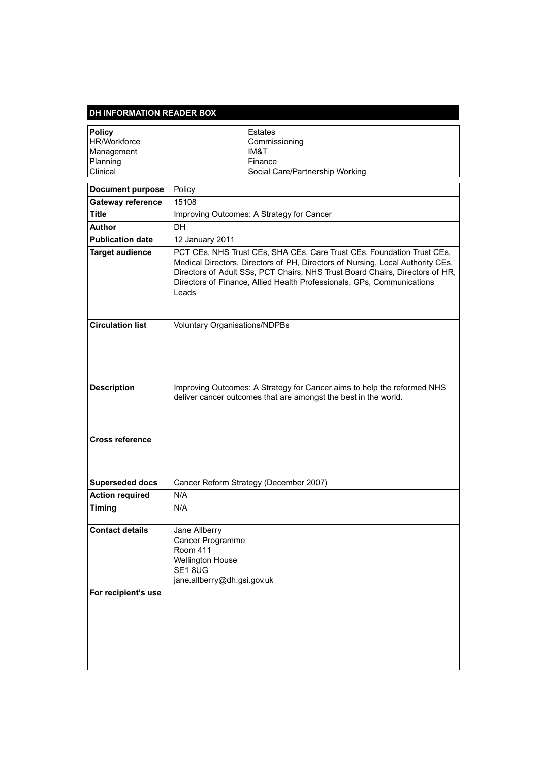## DH INFORMATION READER BOX

| **Policy** | Estates |
|---|---|
| HR/Workforce | Commissioning |
| Management | IM&T |
| Planning | Finance |
| Clinical | Social Care/Partnership Working |

| **Document purpose** | Policy |
|---|---|
| **Gateway reference** | 15108 |
| **Title** | Improving Outcomes: A Strategy for Cancer |
| **Author** | DH |
| **Publication date** | 12 January 2011 |
| **Target audience** | PCT CEs, NHS Trust CEs, SHA CEs, Care Trust CEs, Foundation Trust CEs, Medical Directors, Directors of PH, Directors of Nursing, Local Authority CEs, Directors of Adult SSs, PCT Chairs, NHS Trust Board Chairs, Directors of HR, Directors of Finance, Allied Health Professionals, GPs, Communications Leads |
| **Circulation list** | Voluntary Organisations/NDPBs |
| **Description** | Improving Outcomes: A Strategy for Cancer aims to help the reformed NHS deliver cancer outcomes that are amongst the best in the world. |
| **Cross reference** | |
| **Superseded docs** | Cancer Reform Strategy (December 2007) |
| **Action required** | N/A |
| **Timing** | N/A |
| **Contact details** | Jane Allberry<br>Cancer Programme<br>Room 411<br>Wellington House<br>SE1 8UG<br>jane.allberry@dh.gsi.gov.uk |
| **For recipient's use** | |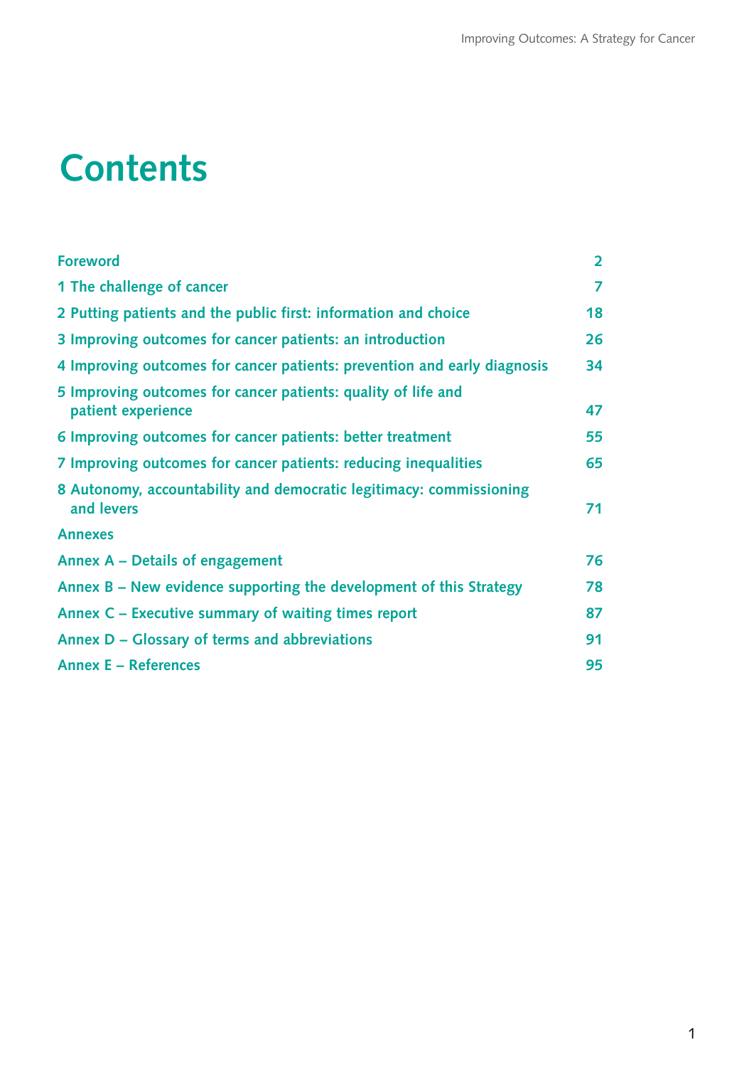# Contents

| | |
|---|---|
| Foreword | 2 |
| 1 The challenge of cancer | 7 |
| 2 Putting patients and the public first: information and choice | 18 |
| 3 Improving outcomes for cancer patients: an introduction | 26 |
| 4 Improving outcomes for cancer patients: prevention and early diagnosis | 34 |
| 5 Improving outcomes for cancer patients: quality of life and patient experience | 47 |
| 6 Improving outcomes for cancer patients: better treatment | 55 |
| 7 Improving outcomes for cancer patients: reducing inequalities | 65 |
| 8 Autonomy, accountability and democratic legitimacy: commissioning and levers | 71 |
| Annexes | |
| Annex A – Details of engagement | 76 |
| Annex B – New evidence supporting the development of this Strategy | 78 |
| Annex C – Executive summary of waiting times report | 87 |
| Annex D – Glossary of terms and abbreviations | 91 |
| Annex E – References | 95 |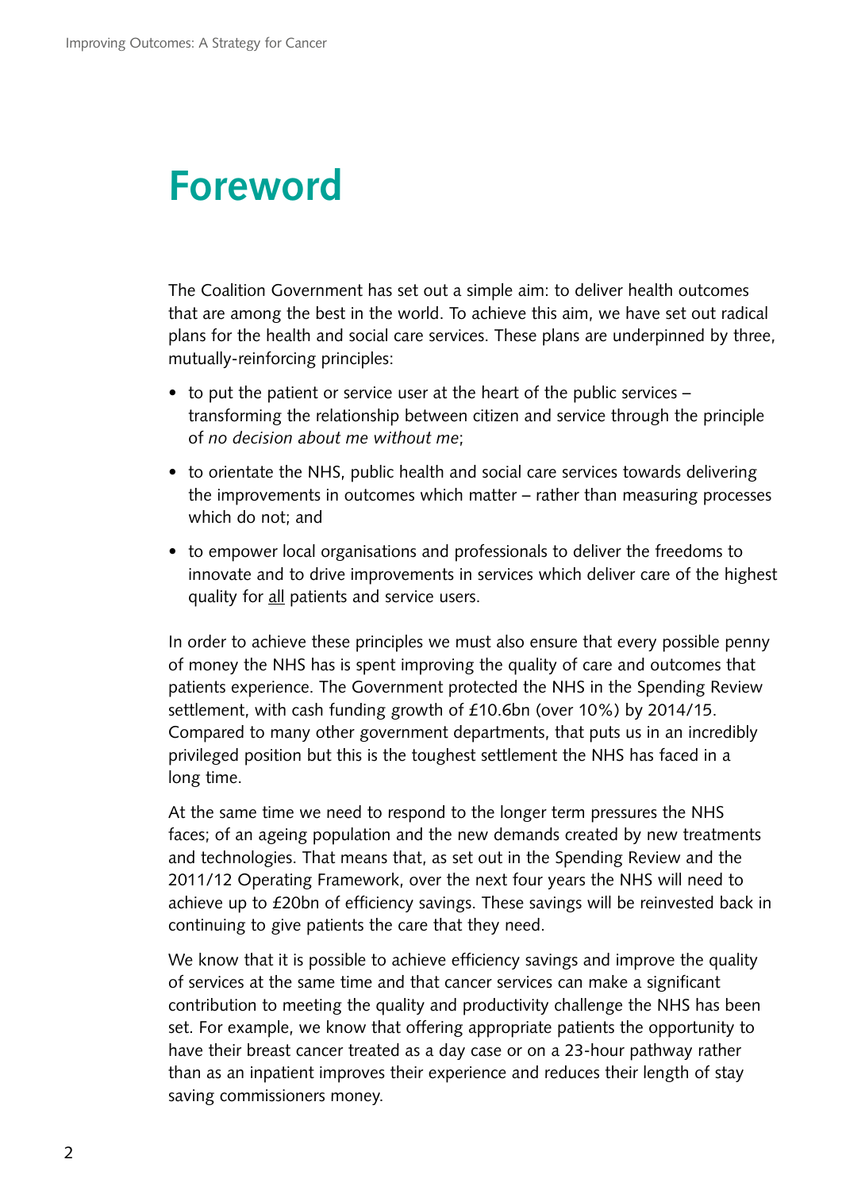# Foreword

The Coalition Government has set out a simple aim: to deliver health outcomes that are among the best in the world. To achieve this aim, we have set out radical plans for the health and social care services. These plans are underpinned by three, mutually-reinforcing principles:

- to put the patient or service user at the heart of the public services – transforming the relationship between citizen and service through the principle of *no decision about me without me*;
- to orientate the NHS, public health and social care services towards delivering the improvements in outcomes which matter – rather than measuring processes which do not; and
- to empower local organisations and professionals to deliver the freedoms to innovate and to drive improvements in services which deliver care of the highest quality for <u>all</u> patients and service users.

In order to achieve these principles we must also ensure that every possible penny of money the NHS has is spent improving the quality of care and outcomes that patients experience. The Government protected the NHS in the Spending Review settlement, with cash funding growth of £10.6bn (over 10%) by 2014/15. Compared to many other government departments, that puts us in an incredibly privileged position but this is the toughest settlement the NHS has faced in a long time.

At the same time we need to respond to the longer term pressures the NHS faces; of an ageing population and the new demands created by new treatments and technologies. That means that, as set out in the Spending Review and the 2011/12 Operating Framework, over the next four years the NHS will need to achieve up to £20bn of efficiency savings. These savings will be reinvested back in continuing to give patients the care that they need.

We know that it is possible to achieve efficiency savings and improve the quality of services at the same time and that cancer services can make a significant contribution to meeting the quality and productivity challenge the NHS has been set. For example, we know that offering appropriate patients the opportunity to have their breast cancer treated as a day case or on a 23-hour pathway rather than as an inpatient improves their experience and reduces their length of stay saving commissioners money.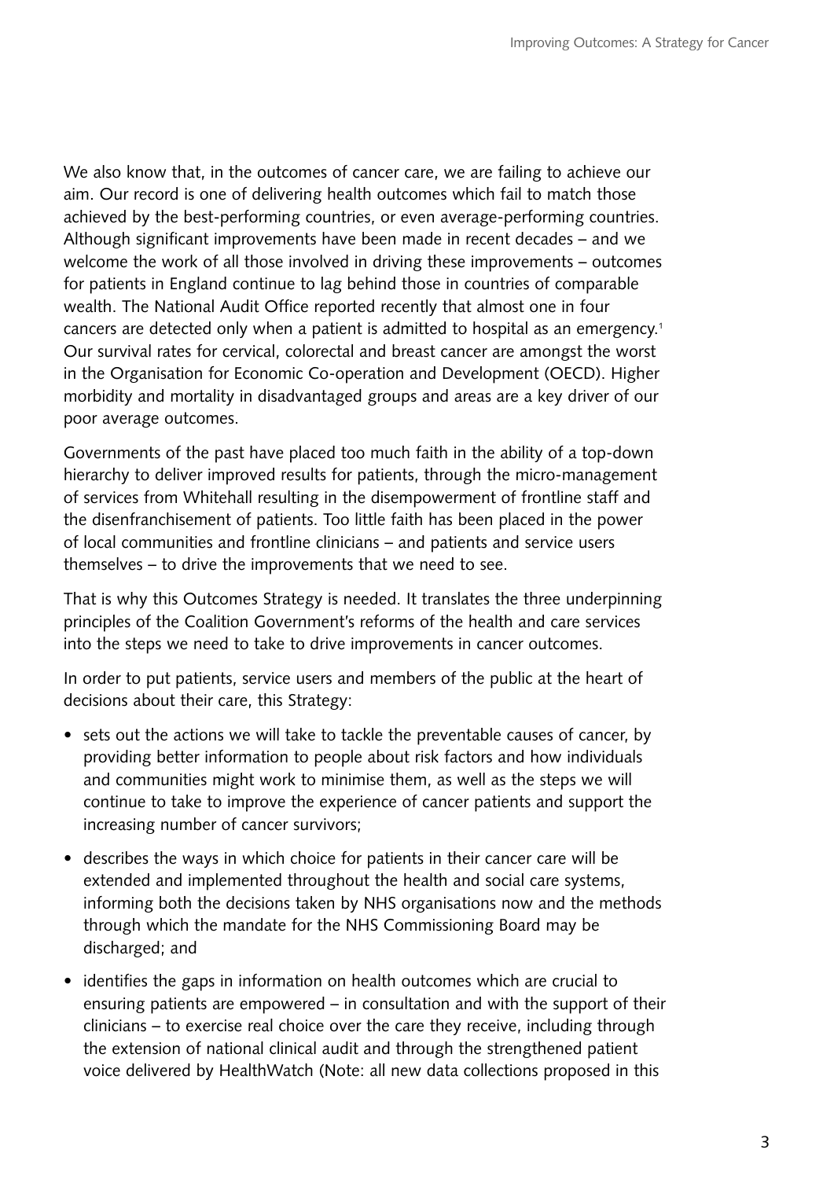We also know that, in the outcomes of cancer care, we are failing to achieve our aim. Our record is one of delivering health outcomes which fail to match those achieved by the best-performing countries, or even average-performing countries. Although significant improvements have been made in recent decades – and we welcome the work of all those involved in driving these improvements – outcomes for patients in England continue to lag behind those in countries of comparable wealth. The National Audit Office reported recently that almost one in four cancers are detected only when a patient is admitted to hospital as an emergency.[1] Our survival rates for cervical, colorectal and breast cancer are amongst the worst in the Organisation for Economic Co-operation and Development (OECD). Higher morbidity and mortality in disadvantaged groups and areas are a key driver of our poor average outcomes.

Governments of the past have placed too much faith in the ability of a top-down hierarchy to deliver improved results for patients, through the micro-management of services from Whitehall resulting in the disempowerment of frontline staff and the disenfranchisement of patients. Too little faith has been placed in the power of local communities and frontline clinicians – and patients and service users themselves – to drive the improvements that we need to see.

That is why this Outcomes Strategy is needed. It translates the three underpinning principles of the Coalition Government's reforms of the health and care services into the steps we need to take to drive improvements in cancer outcomes.

In order to put patients, service users and members of the public at the heart of decisions about their care, this Strategy:

- sets out the actions we will take to tackle the preventable causes of cancer, by providing better information to people about risk factors and how individuals and communities might work to minimise them, as well as the steps we will continue to take to improve the experience of cancer patients and support the increasing number of cancer survivors;
- describes the ways in which choice for patients in their cancer care will be extended and implemented throughout the health and social care systems, informing both the decisions taken by NHS organisations now and the methods through which the mandate for the NHS Commissioning Board may be discharged; and
- identifies the gaps in information on health outcomes which are crucial to ensuring patients are empowered – in consultation and with the support of their clinicians – to exercise real choice over the care they receive, including through the extension of national clinical audit and through the strengthened patient voice delivered by HealthWatch (Note: all new data collections proposed in this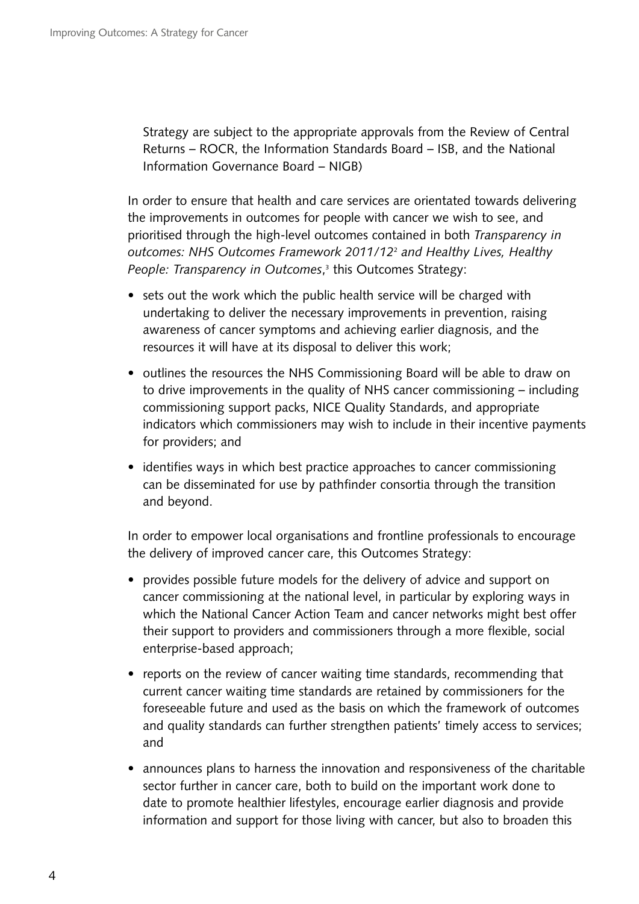Strategy are subject to the appropriate approvals from the Review of Central Returns – ROCR, the Information Standards Board – ISB, and the National Information Governance Board – NIGB)

In order to ensure that health and care services are orientated towards delivering the improvements in outcomes for people with cancer we wish to see, and prioritised through the high-level outcomes contained in both *Transparency in outcomes: NHS Outcomes Framework 2011/12*[2] *and Healthy Lives, Healthy People: Transparency in Outcomes*,[3] this Outcomes Strategy:

- sets out the work which the public health service will be charged with undertaking to deliver the necessary improvements in prevention, raising awareness of cancer symptoms and achieving earlier diagnosis, and the resources it will have at its disposal to deliver this work;
- outlines the resources the NHS Commissioning Board will be able to draw on to drive improvements in the quality of NHS cancer commissioning – including commissioning support packs, NICE Quality Standards, and appropriate indicators which commissioners may wish to include in their incentive payments for providers; and
- identifies ways in which best practice approaches to cancer commissioning can be disseminated for use by pathfinder consortia through the transition and beyond.

In order to empower local organisations and frontline professionals to encourage the delivery of improved cancer care, this Outcomes Strategy:

- provides possible future models for the delivery of advice and support on cancer commissioning at the national level, in particular by exploring ways in which the National Cancer Action Team and cancer networks might best offer their support to providers and commissioners through a more flexible, social enterprise-based approach;
- reports on the review of cancer waiting time standards, recommending that current cancer waiting time standards are retained by commissioners for the foreseeable future and used as the basis on which the framework of outcomes and quality standards can further strengthen patients' timely access to services; and
- announces plans to harness the innovation and responsiveness of the charitable sector further in cancer care, both to build on the important work done to date to promote healthier lifestyles, encourage earlier diagnosis and provide information and support for those living with cancer, but also to broaden this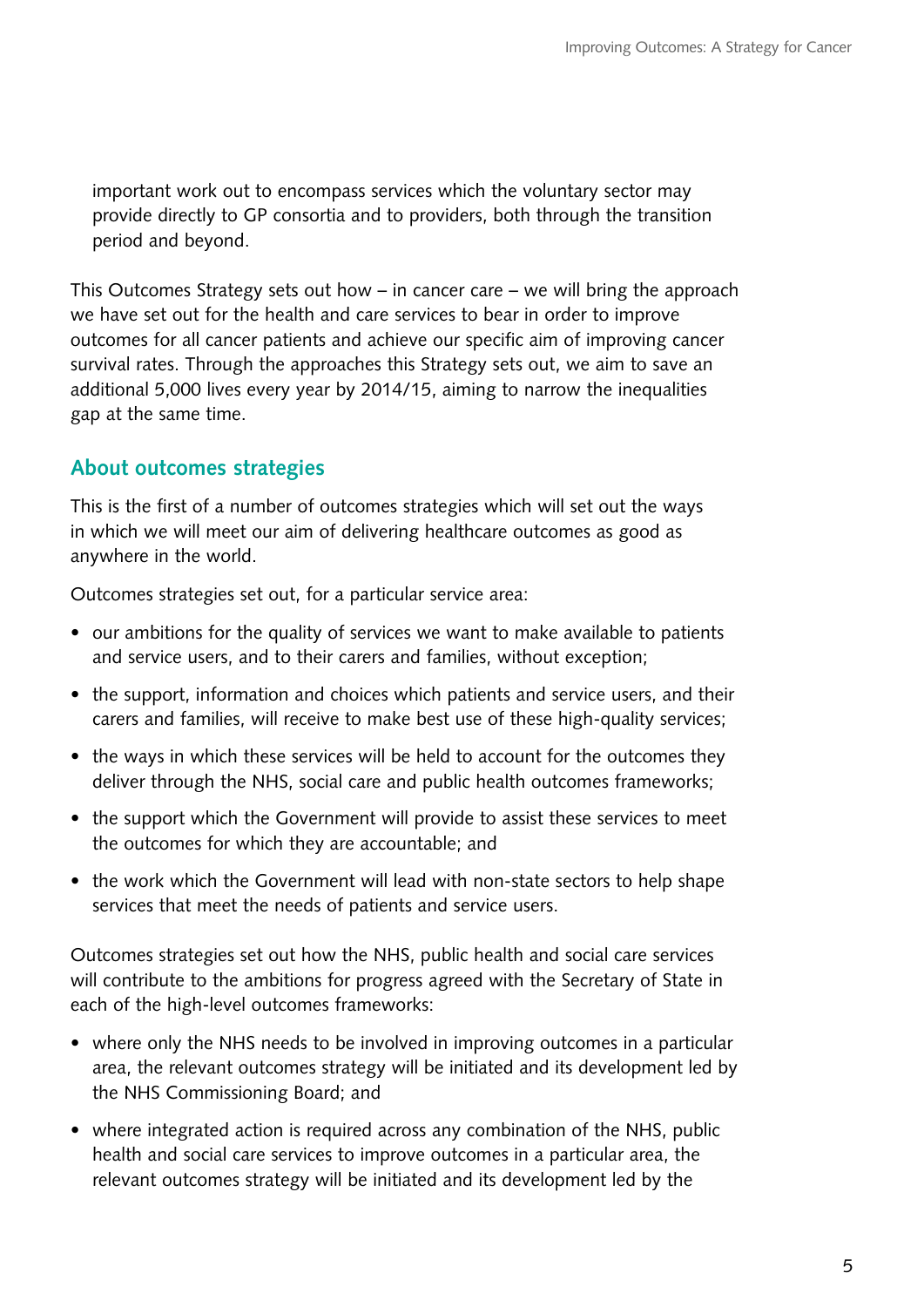important work out to encompass services which the voluntary sector may provide directly to GP consortia and to providers, both through the transition period and beyond.

This Outcomes Strategy sets out how – in cancer care – we will bring the approach we have set out for the health and care services to bear in order to improve outcomes for all cancer patients and achieve our specific aim of improving cancer survival rates. Through the approaches this Strategy sets out, we aim to save an additional 5,000 lives every year by 2014/15, aiming to narrow the inequalities gap at the same time.

## About outcomes strategies

This is the first of a number of outcomes strategies which will set out the ways in which we will meet our aim of delivering healthcare outcomes as good as anywhere in the world.

Outcomes strategies set out, for a particular service area:

- our ambitions for the quality of services we want to make available to patients and service users, and to their carers and families, without exception;
- the support, information and choices which patients and service users, and their carers and families, will receive to make best use of these high-quality services;
- the ways in which these services will be held to account for the outcomes they deliver through the NHS, social care and public health outcomes frameworks;
- the support which the Government will provide to assist these services to meet the outcomes for which they are accountable; and
- the work which the Government will lead with non-state sectors to help shape services that meet the needs of patients and service users.

Outcomes strategies set out how the NHS, public health and social care services will contribute to the ambitions for progress agreed with the Secretary of State in each of the high-level outcomes frameworks:

- where only the NHS needs to be involved in improving outcomes in a particular area, the relevant outcomes strategy will be initiated and its development led by the NHS Commissioning Board; and
- where integrated action is required across any combination of the NHS, public health and social care services to improve outcomes in a particular area, the relevant outcomes strategy will be initiated and its development led by the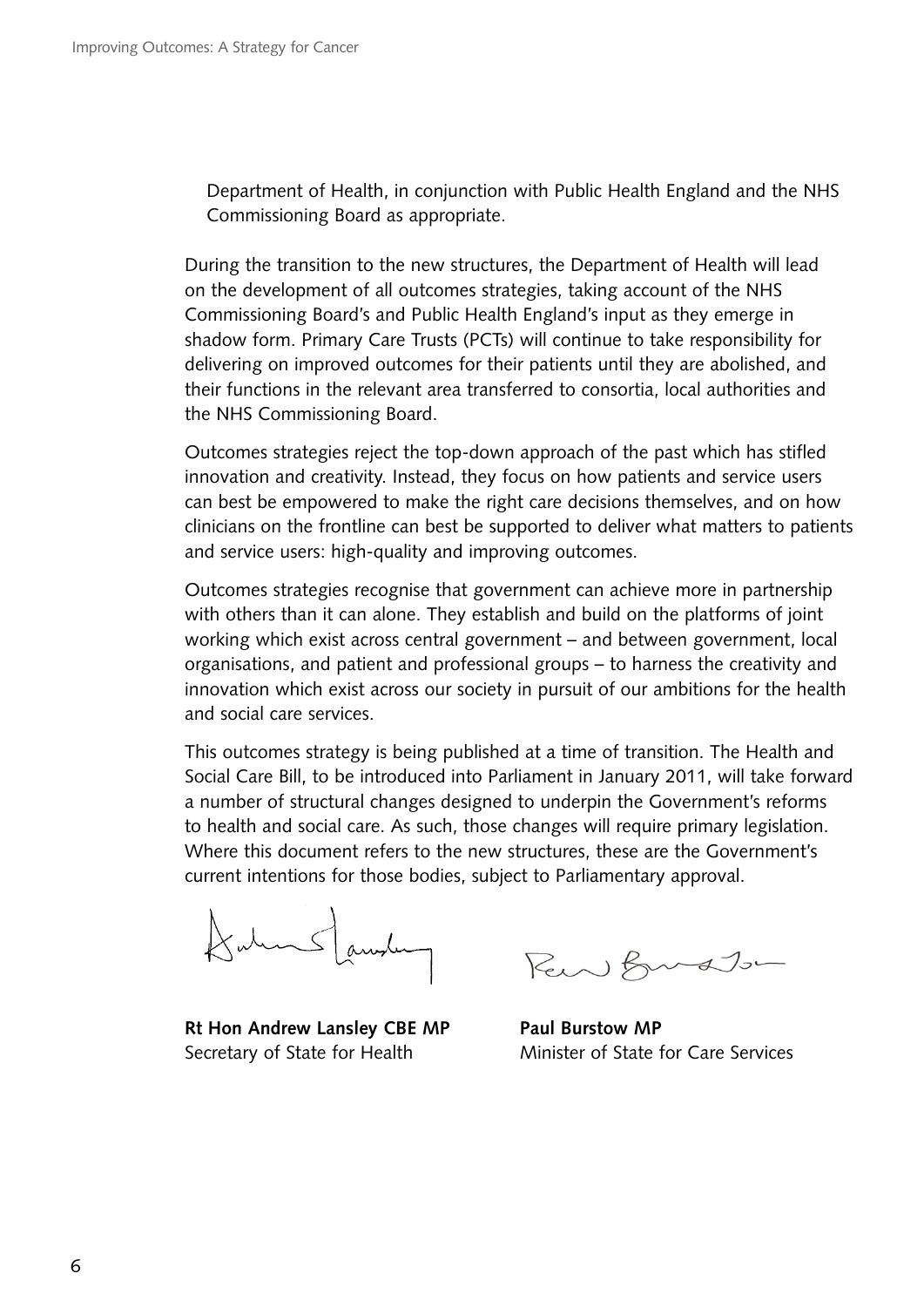Department of Health, in conjunction with Public Health England and the NHS Commissioning Board as appropriate.

During the transition to the new structures, the Department of Health will lead on the development of all outcomes strategies, taking account of the NHS Commissioning Board's and Public Health England's input as they emerge in shadow form. Primary Care Trusts (PCTs) will continue to take responsibility for delivering on improved outcomes for their patients until they are abolished, and their functions in the relevant area transferred to consortia, local authorities and the NHS Commissioning Board.

Outcomes strategies reject the top-down approach of the past which has stifled innovation and creativity. Instead, they focus on how patients and service users can best be empowered to make the right care decisions themselves, and on how clinicians on the frontline can best be supported to deliver what matters to patients and service users: high-quality and improving outcomes.

Outcomes strategies recognise that government can achieve more in partnership with others than it can alone. They establish and build on the platforms of joint working which exist across central government – and between government, local organisations, and patient and professional groups – to harness the creativity and innovation which exist across our society in pursuit of our ambitions for the health and social care services.

This outcomes strategy is being published at a time of transition. The Health and Social Care Bill, to be introduced into Parliament in January 2011, will take forward a number of structural changes designed to underpin the Government's reforms to health and social care. As such, those changes will require primary legislation. Where this document refers to the new structures, these are the Government's current intentions for those bodies, subject to Parliamentary approval.

**Rt Hon Andrew Lansley CBE MP**
Secretary of State for Health

**Paul Burstow MP**
Minister of State for Care Services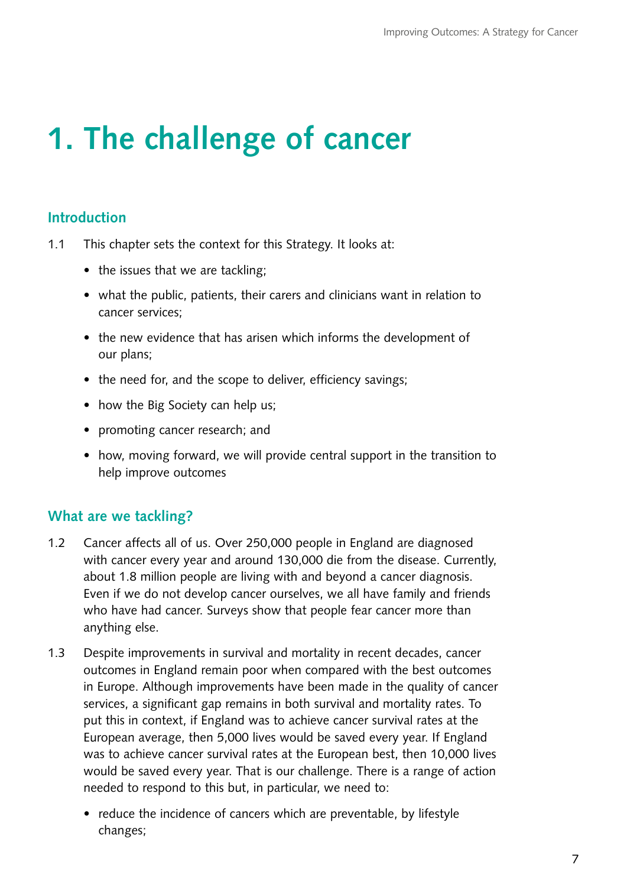# 1. The challenge of cancer

## Introduction

1.1 This chapter sets the context for this Strategy. It looks at:

- the issues that we are tackling;
- what the public, patients, their carers and clinicians want in relation to cancer services;
- the new evidence that has arisen which informs the development of our plans;
- the need for, and the scope to deliver, efficiency savings;
- how the Big Society can help us;
- promoting cancer research; and
- how, moving forward, we will provide central support in the transition to help improve outcomes

## What are we tackling?

1.2 Cancer affects all of us. Over 250,000 people in England are diagnosed with cancer every year and around 130,000 die from the disease. Currently, about 1.8 million people are living with and beyond a cancer diagnosis. Even if we do not develop cancer ourselves, we all have family and friends who have had cancer. Surveys show that people fear cancer more than anything else.

1.3 Despite improvements in survival and mortality in recent decades, cancer outcomes in England remain poor when compared with the best outcomes in Europe. Although improvements have been made in the quality of cancer services, a significant gap remains in both survival and mortality rates. To put this in context, if England was to achieve cancer survival rates at the European average, then 5,000 lives would be saved every year. If England was to achieve cancer survival rates at the European best, then 10,000 lives would be saved every year. That is our challenge. There is a range of action needed to respond to this but, in particular, we need to:

- reduce the incidence of cancers which are preventable, by lifestyle changes;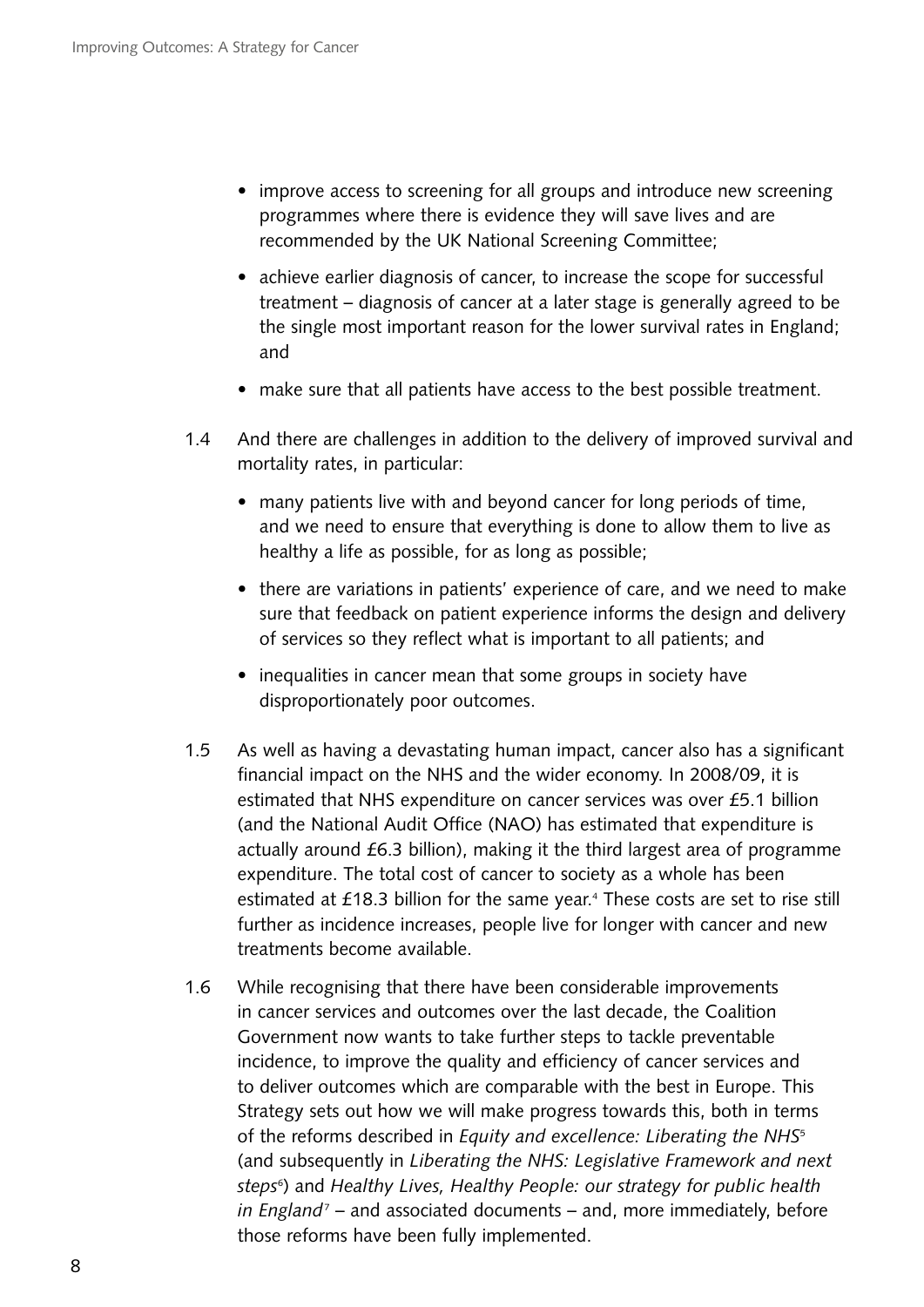- improve access to screening for all groups and introduce new screening programmes where there is evidence they will save lives and are recommended by the UK National Screening Committee;
- achieve earlier diagnosis of cancer, to increase the scope for successful treatment – diagnosis of cancer at a later stage is generally agreed to be the single most important reason for the lower survival rates in England; and
- make sure that all patients have access to the best possible treatment.

1.4 And there are challenges in addition to the delivery of improved survival and mortality rates, in particular:

- many patients live with and beyond cancer for long periods of time, and we need to ensure that everything is done to allow them to live as healthy a life as possible, for as long as possible;
- there are variations in patients' experience of care, and we need to make sure that feedback on patient experience informs the design and delivery of services so they reflect what is important to all patients; and
- inequalities in cancer mean that some groups in society have disproportionately poor outcomes.

1.5 As well as having a devastating human impact, cancer also has a significant financial impact on the NHS and the wider economy. In 2008/09, it is estimated that NHS expenditure on cancer services was over £5.1 billion (and the National Audit Office (NAO) has estimated that expenditure is actually around £6.3 billion), making it the third largest area of programme expenditure. The total cost of cancer to society as a whole has been estimated at £18.3 billion for the same year.[4] These costs are set to rise still further as incidence increases, people live for longer with cancer and new treatments become available.

1.6 While recognising that there have been considerable improvements in cancer services and outcomes over the last decade, the Coalition Government now wants to take further steps to tackle preventable incidence, to improve the quality and efficiency of cancer services and to deliver outcomes which are comparable with the best in Europe. This Strategy sets out how we will make progress towards this, both in terms of the reforms described in *Equity and excellence: Liberating the NHS*[5] (and subsequently in *Liberating the NHS: Legislative Framework and next steps*[6]) and *Healthy Lives, Healthy People: our strategy for public health in England*[7] – and associated documents – and, more immediately, before those reforms have been fully implemented.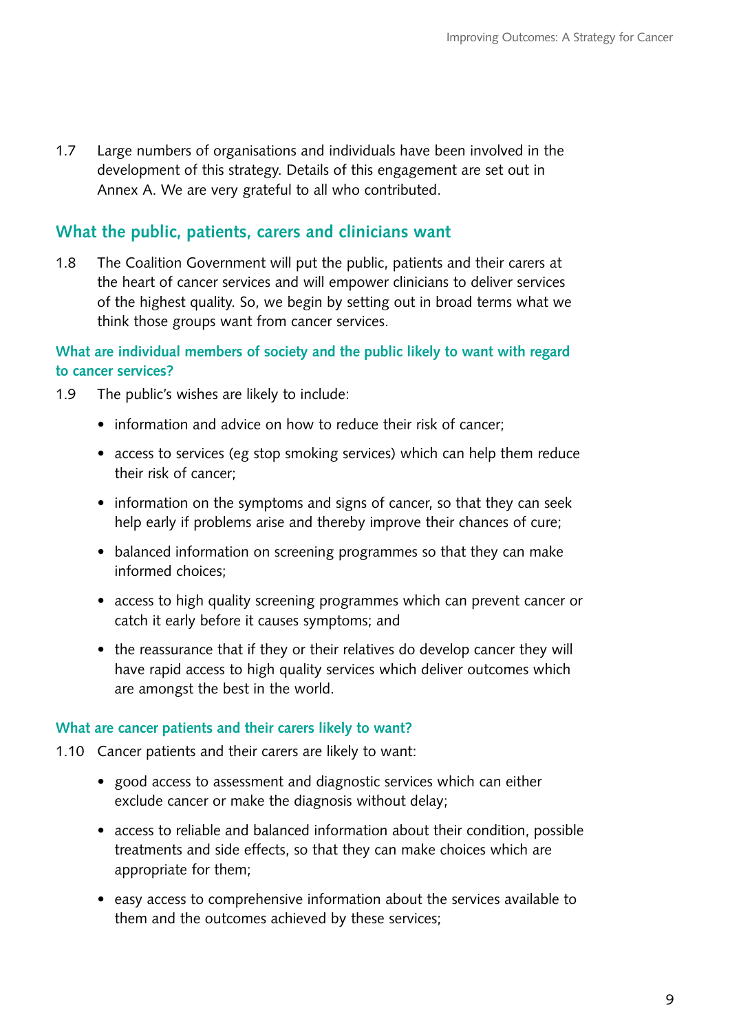1.7 Large numbers of organisations and individuals have been involved in the development of this strategy. Details of this engagement are set out in Annex A. We are very grateful to all who contributed.

## What the public, patients, carers and clinicians want

1.8 The Coalition Government will put the public, patients and their carers at the heart of cancer services and will empower clinicians to deliver services of the highest quality. So, we begin by setting out in broad terms what we think those groups want from cancer services.

### What are individual members of society and the public likely to want with regard to cancer services?

1.9 The public's wishes are likely to include:

- information and advice on how to reduce their risk of cancer;
- access to services (eg stop smoking services) which can help them reduce their risk of cancer;
- information on the symptoms and signs of cancer, so that they can seek help early if problems arise and thereby improve their chances of cure;
- balanced information on screening programmes so that they can make informed choices;
- access to high quality screening programmes which can prevent cancer or catch it early before it causes symptoms; and
- the reassurance that if they or their relatives do develop cancer they will have rapid access to high quality services which deliver outcomes which are amongst the best in the world.

### What are cancer patients and their carers likely to want?

1.10 Cancer patients and their carers are likely to want:

- good access to assessment and diagnostic services which can either exclude cancer or make the diagnosis without delay;
- access to reliable and balanced information about their condition, possible treatments and side effects, so that they can make choices which are appropriate for them;
- easy access to comprehensive information about the services available to them and the outcomes achieved by these services;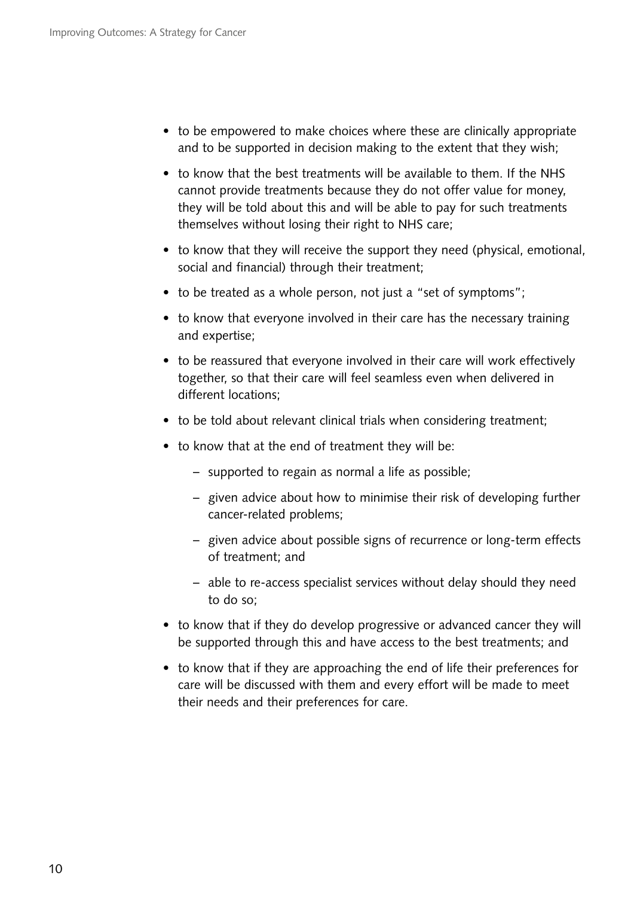- to be empowered to make choices where these are clinically appropriate and to be supported in decision making to the extent that they wish;
- to know that the best treatments will be available to them. If the NHS cannot provide treatments because they do not offer value for money, they will be told about this and will be able to pay for such treatments themselves without losing their right to NHS care;
- to know that they will receive the support they need (physical, emotional, social and financial) through their treatment;
- to be treated as a whole person, not just a "set of symptoms";
- to know that everyone involved in their care has the necessary training and expertise;
- to be reassured that everyone involved in their care will work effectively together, so that their care will feel seamless even when delivered in different locations;
- to be told about relevant clinical trials when considering treatment;
- to know that at the end of treatment they will be:
  - supported to regain as normal a life as possible;
  - given advice about how to minimise their risk of developing further cancer-related problems;
  - given advice about possible signs of recurrence or long-term effects of treatment; and
  - able to re-access specialist services without delay should they need to do so;
- to know that if they do develop progressive or advanced cancer they will be supported through this and have access to the best treatments; and
- to know that if they are approaching the end of life their preferences for care will be discussed with them and every effort will be made to meet their needs and their preferences for care.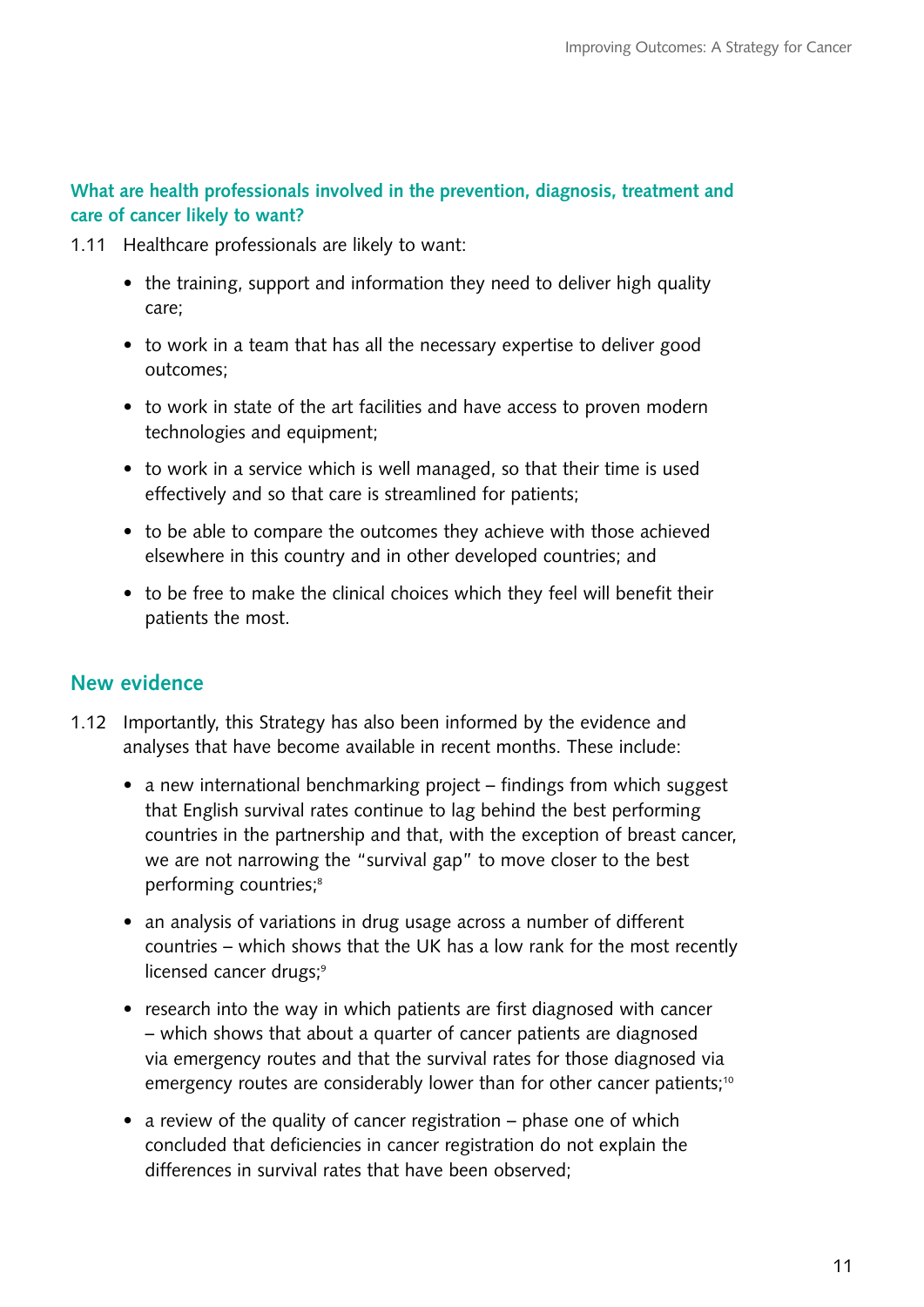### What are health professionals involved in the prevention, diagnosis, treatment and care of cancer likely to want?

1.11 Healthcare professionals are likely to want:

- the training, support and information they need to deliver high quality care;
- to work in a team that has all the necessary expertise to deliver good outcomes;
- to work in state of the art facilities and have access to proven modern technologies and equipment;
- to work in a service which is well managed, so that their time is used effectively and so that care is streamlined for patients;
- to be able to compare the outcomes they achieve with those achieved elsewhere in this country and in other developed countries; and
- to be free to make the clinical choices which they feel will benefit their patients the most.

## New evidence

1.12 Importantly, this Strategy has also been informed by the evidence and analyses that have become available in recent months. These include:

- a new international benchmarking project – findings from which suggest that English survival rates continue to lag behind the best performing countries in the partnership and that, with the exception of breast cancer, we are not narrowing the "survival gap" to move closer to the best performing countries;[8]
- an analysis of variations in drug usage across a number of different countries – which shows that the UK has a low rank for the most recently licensed cancer drugs;[9]
- research into the way in which patients are first diagnosed with cancer – which shows that about a quarter of cancer patients are diagnosed via emergency routes and that the survival rates for those diagnosed via emergency routes are considerably lower than for other cancer patients;[10]
- a review of the quality of cancer registration – phase one of which concluded that deficiencies in cancer registration do not explain the differences in survival rates that have been observed;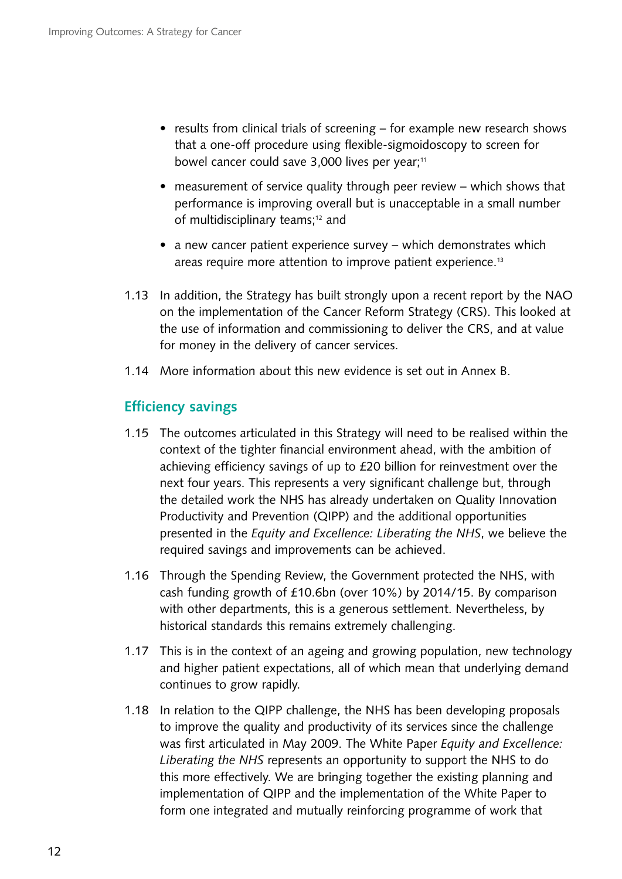- results from clinical trials of screening – for example new research shows that a one-off procedure using flexible-sigmoidoscopy to screen for bowel cancer could save 3,000 lives per year;[11]
- measurement of service quality through peer review – which shows that performance is improving overall but is unacceptable in a small number of multidisciplinary teams;[12] and
- a new cancer patient experience survey – which demonstrates which areas require more attention to improve patient experience.[13]

1.13 In addition, the Strategy has built strongly upon a recent report by the NAO on the implementation of the Cancer Reform Strategy (CRS). This looked at the use of information and commissioning to deliver the CRS, and at value for money in the delivery of cancer services.

1.14 More information about this new evidence is set out in Annex B.

## Efficiency savings

1.15 The outcomes articulated in this Strategy will need to be realised within the context of the tighter financial environment ahead, with the ambition of achieving efficiency savings of up to £20 billion for reinvestment over the next four years. This represents a very significant challenge but, through the detailed work the NHS has already undertaken on Quality Innovation Productivity and Prevention (QIPP) and the additional opportunities presented in the *Equity and Excellence: Liberating the NHS*, we believe the required savings and improvements can be achieved.

1.16 Through the Spending Review, the Government protected the NHS, with cash funding growth of £10.6bn (over 10%) by 2014/15. By comparison with other departments, this is a generous settlement. Nevertheless, by historical standards this remains extremely challenging.

1.17 This is in the context of an ageing and growing population, new technology and higher patient expectations, all of which mean that underlying demand continues to grow rapidly.

1.18 In relation to the QIPP challenge, the NHS has been developing proposals to improve the quality and productivity of its services since the challenge was first articulated in May 2009. The White Paper *Equity and Excellence: Liberating the NHS* represents an opportunity to support the NHS to do this more effectively. We are bringing together the existing planning and implementation of QIPP and the implementation of the White Paper to form one integrated and mutually reinforcing programme of work that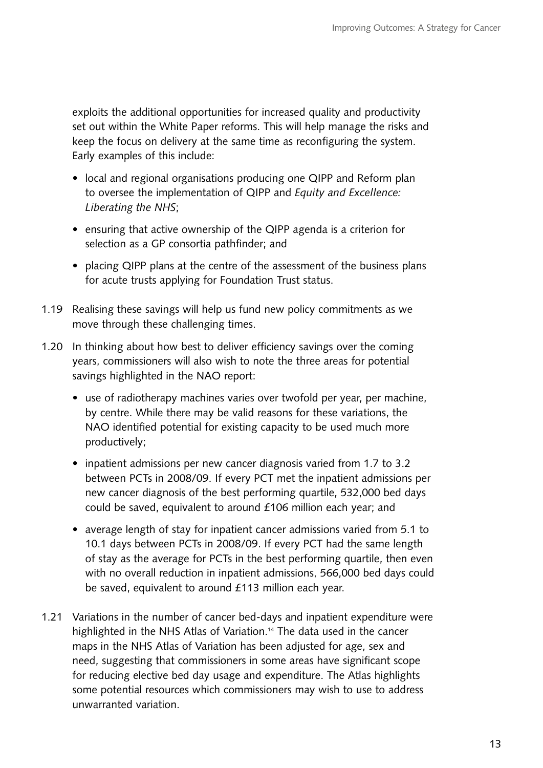exploits the additional opportunities for increased quality and productivity set out within the White Paper reforms. This will help manage the risks and keep the focus on delivery at the same time as reconfiguring the system. Early examples of this include:

- local and regional organisations producing one QIPP and Reform plan to oversee the implementation of QIPP and *Equity and Excellence: Liberating the NHS*;
- ensuring that active ownership of the QIPP agenda is a criterion for selection as a GP consortia pathfinder; and
- placing QIPP plans at the centre of the assessment of the business plans for acute trusts applying for Foundation Trust status.

1.19 Realising these savings will help us fund new policy commitments as we move through these challenging times.

1.20 In thinking about how best to deliver efficiency savings over the coming years, commissioners will also wish to note the three areas for potential savings highlighted in the NAO report:

- use of radiotherapy machines varies over twofold per year, per machine, by centre. While there may be valid reasons for these variations, the NAO identified potential for existing capacity to be used much more productively;
- inpatient admissions per new cancer diagnosis varied from 1.7 to 3.2 between PCTs in 2008/09. If every PCT met the inpatient admissions per new cancer diagnosis of the best performing quartile, 532,000 bed days could be saved, equivalent to around £106 million each year; and
- average length of stay for inpatient cancer admissions varied from 5.1 to 10.1 days between PCTs in 2008/09. If every PCT had the same length of stay as the average for PCTs in the best performing quartile, then even with no overall reduction in inpatient admissions, 566,000 bed days could be saved, equivalent to around £113 million each year.

1.21 Variations in the number of cancer bed-days and inpatient expenditure were highlighted in the NHS Atlas of Variation.[14] The data used in the cancer maps in the NHS Atlas of Variation has been adjusted for age, sex and need, suggesting that commissioners in some areas have significant scope for reducing elective bed day usage and expenditure. The Atlas highlights some potential resources which commissioners may wish to use to address unwarranted variation.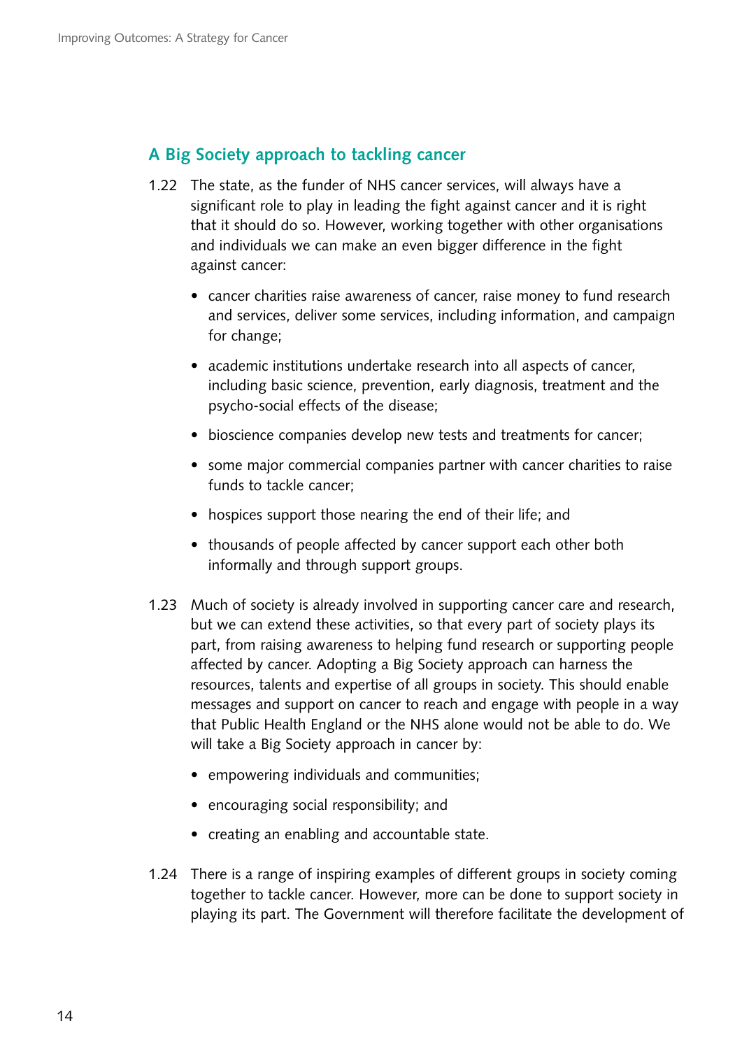## A Big Society approach to tackling cancer

1.22 The state, as the funder of NHS cancer services, will always have a significant role to play in leading the fight against cancer and it is right that it should do so. However, working together with other organisations and individuals we can make an even bigger difference in the fight against cancer:

- cancer charities raise awareness of cancer, raise money to fund research and services, deliver some services, including information, and campaign for change;
- academic institutions undertake research into all aspects of cancer, including basic science, prevention, early diagnosis, treatment and the psycho-social effects of the disease;
- bioscience companies develop new tests and treatments for cancer;
- some major commercial companies partner with cancer charities to raise funds to tackle cancer;
- hospices support those nearing the end of their life; and
- thousands of people affected by cancer support each other both informally and through support groups.

1.23 Much of society is already involved in supporting cancer care and research, but we can extend these activities, so that every part of society plays its part, from raising awareness to helping fund research or supporting people affected by cancer. Adopting a Big Society approach can harness the resources, talents and expertise of all groups in society. This should enable messages and support on cancer to reach and engage with people in a way that Public Health England or the NHS alone would not be able to do. We will take a Big Society approach in cancer by:

- empowering individuals and communities;
- encouraging social responsibility; and
- creating an enabling and accountable state.

1.24 There is a range of inspiring examples of different groups in society coming together to tackle cancer. However, more can be done to support society in playing its part. The Government will therefore facilitate the development of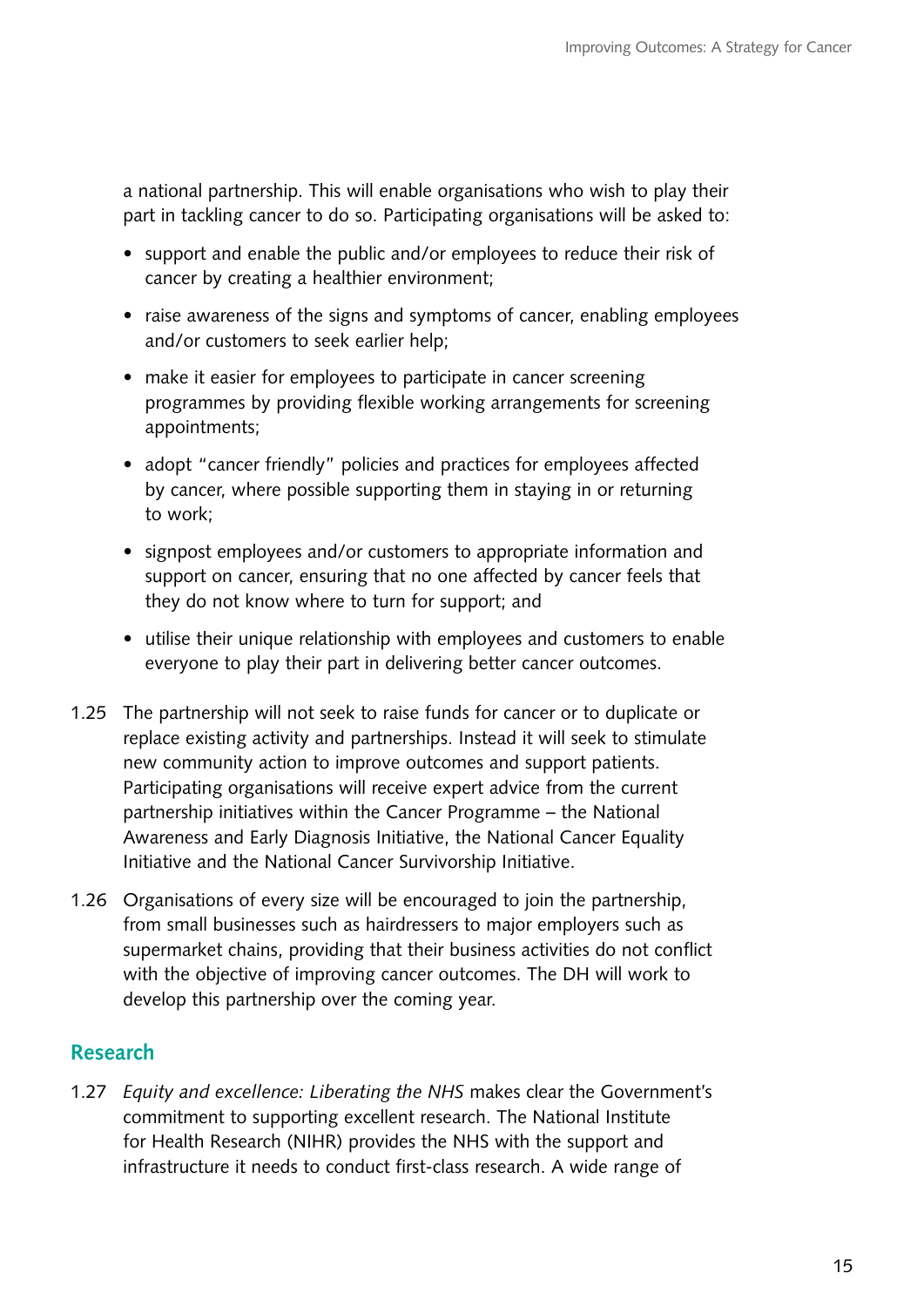a national partnership. This will enable organisations who wish to play their part in tackling cancer to do so. Participating organisations will be asked to:

- support and enable the public and/or employees to reduce their risk of cancer by creating a healthier environment;
- raise awareness of the signs and symptoms of cancer, enabling employees and/or customers to seek earlier help;
- make it easier for employees to participate in cancer screening programmes by providing flexible working arrangements for screening appointments;
- adopt "cancer friendly" policies and practices for employees affected by cancer, where possible supporting them in staying in or returning to work;
- signpost employees and/or customers to appropriate information and support on cancer, ensuring that no one affected by cancer feels that they do not know where to turn for support; and
- utilise their unique relationship with employees and customers to enable everyone to play their part in delivering better cancer outcomes.

1.25 The partnership will not seek to raise funds for cancer or to duplicate or replace existing activity and partnerships. Instead it will seek to stimulate new community action to improve outcomes and support patients. Participating organisations will receive expert advice from the current partnership initiatives within the Cancer Programme – the National Awareness and Early Diagnosis Initiative, the National Cancer Equality Initiative and the National Cancer Survivorship Initiative.

1.26 Organisations of every size will be encouraged to join the partnership, from small businesses such as hairdressers to major employers such as supermarket chains, providing that their business activities do not conflict with the objective of improving cancer outcomes. The DH will work to develop this partnership over the coming year.

## Research

1.27 *Equity and excellence: Liberating the NHS* makes clear the Government's commitment to supporting excellent research. The National Institute for Health Research (NIHR) provides the NHS with the support and infrastructure it needs to conduct first-class research. A wide range of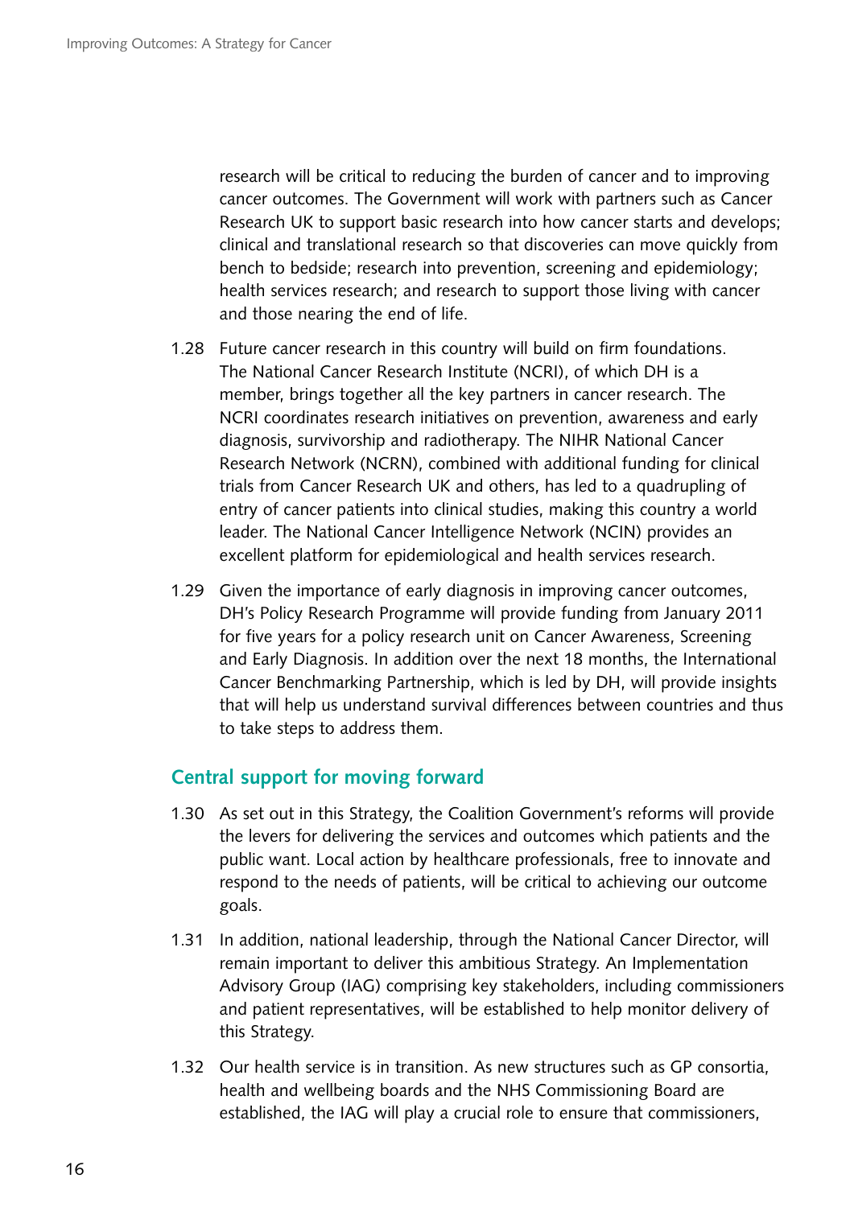research will be critical to reducing the burden of cancer and to improving cancer outcomes. The Government will work with partners such as Cancer Research UK to support basic research into how cancer starts and develops; clinical and translational research so that discoveries can move quickly from bench to bedside; research into prevention, screening and epidemiology; health services research; and research to support those living with cancer and those nearing the end of life.

1.28 Future cancer research in this country will build on firm foundations. The National Cancer Research Institute (NCRI), of which DH is a member, brings together all the key partners in cancer research. The NCRI coordinates research initiatives on prevention, awareness and early diagnosis, survivorship and radiotherapy. The NIHR National Cancer Research Network (NCRN), combined with additional funding for clinical trials from Cancer Research UK and others, has led to a quadrupling of entry of cancer patients into clinical studies, making this country a world leader. The National Cancer Intelligence Network (NCIN) provides an excellent platform for epidemiological and health services research.

1.29 Given the importance of early diagnosis in improving cancer outcomes, DH's Policy Research Programme will provide funding from January 2011 for five years for a policy research unit on Cancer Awareness, Screening and Early Diagnosis. In addition over the next 18 months, the International Cancer Benchmarking Partnership, which is led by DH, will provide insights that will help us understand survival differences between countries and thus to take steps to address them.

## Central support for moving forward

1.30 As set out in this Strategy, the Coalition Government's reforms will provide the levers for delivering the services and outcomes which patients and the public want. Local action by healthcare professionals, free to innovate and respond to the needs of patients, will be critical to achieving our outcome goals.

1.31 In addition, national leadership, through the National Cancer Director, will remain important to deliver this ambitious Strategy. An Implementation Advisory Group (IAG) comprising key stakeholders, including commissioners and patient representatives, will be established to help monitor delivery of this Strategy.

1.32 Our health service is in transition. As new structures such as GP consortia, health and wellbeing boards and the NHS Commissioning Board are established, the IAG will play a crucial role to ensure that commissioners,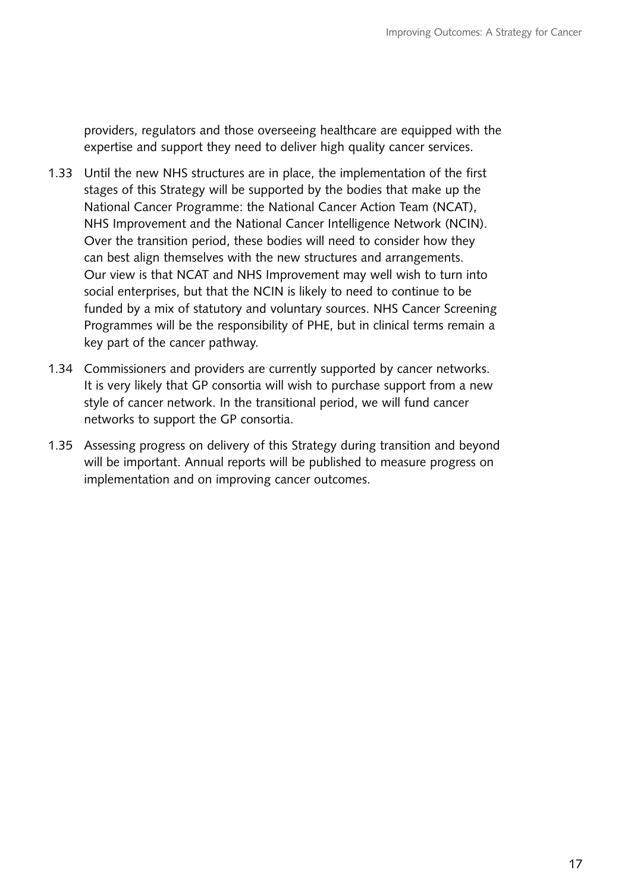providers, regulators and those overseeing healthcare are equipped with the expertise and support they need to deliver high quality cancer services.

1.33 Until the new NHS structures are in place, the implementation of the first stages of this Strategy will be supported by the bodies that make up the National Cancer Programme: the National Cancer Action Team (NCAT), NHS Improvement and the National Cancer Intelligence Network (NCIN). Over the transition period, these bodies will need to consider how they can best align themselves with the new structures and arrangements. Our view is that NCAT and NHS Improvement may well wish to turn into social enterprises, but that the NCIN is likely to need to continue to be funded by a mix of statutory and voluntary sources. NHS Cancer Screening Programmes will be the responsibility of PHE, but in clinical terms remain a key part of the cancer pathway.

1.34 Commissioners and providers are currently supported by cancer networks. It is very likely that GP consortia will wish to purchase support from a new style of cancer network. In the transitional period, we will fund cancer networks to support the GP consortia.

1.35 Assessing progress on delivery of this Strategy during transition and beyond will be important. Annual reports will be published to measure progress on implementation and on improving cancer outcomes.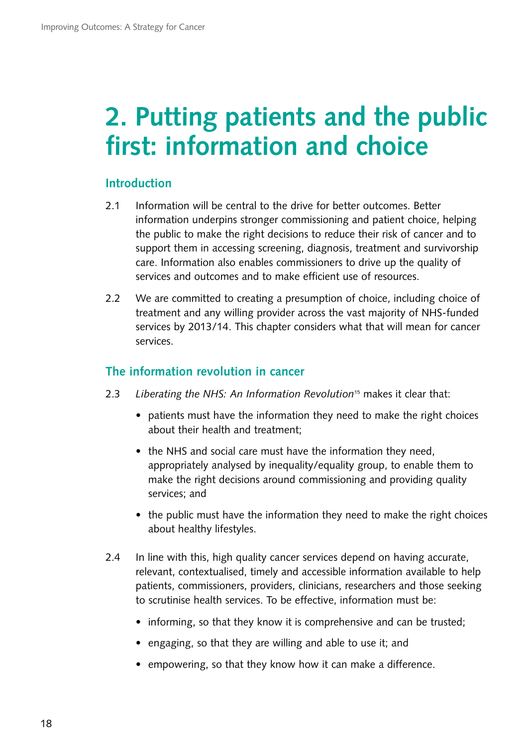# 2. Putting patients and the public first: information and choice

## Introduction

2.1 Information will be central to the drive for better outcomes. Better information underpins stronger commissioning and patient choice, helping the public to make the right decisions to reduce their risk of cancer and to support them in accessing screening, diagnosis, treatment and survivorship care. Information also enables commissioners to drive up the quality of services and outcomes and to make efficient use of resources.

2.2 We are committed to creating a presumption of choice, including choice of treatment and any willing provider across the vast majority of NHS-funded services by 2013/14. This chapter considers what that will mean for cancer services.

## The information revolution in cancer

2.3 *Liberating the NHS: An Information Revolution*[15] makes it clear that:

- patients must have the information they need to make the right choices about their health and treatment;
- the NHS and social care must have the information they need, appropriately analysed by inequality/equality group, to enable them to make the right decisions around commissioning and providing quality services; and
- the public must have the information they need to make the right choices about healthy lifestyles.

2.4 In line with this, high quality cancer services depend on having accurate, relevant, contextualised, timely and accessible information available to help patients, commissioners, providers, clinicians, researchers and those seeking to scrutinise health services. To be effective, information must be:

- informing, so that they know it is comprehensive and can be trusted;
- engaging, so that they are willing and able to use it; and
- empowering, so that they know how it can make a difference.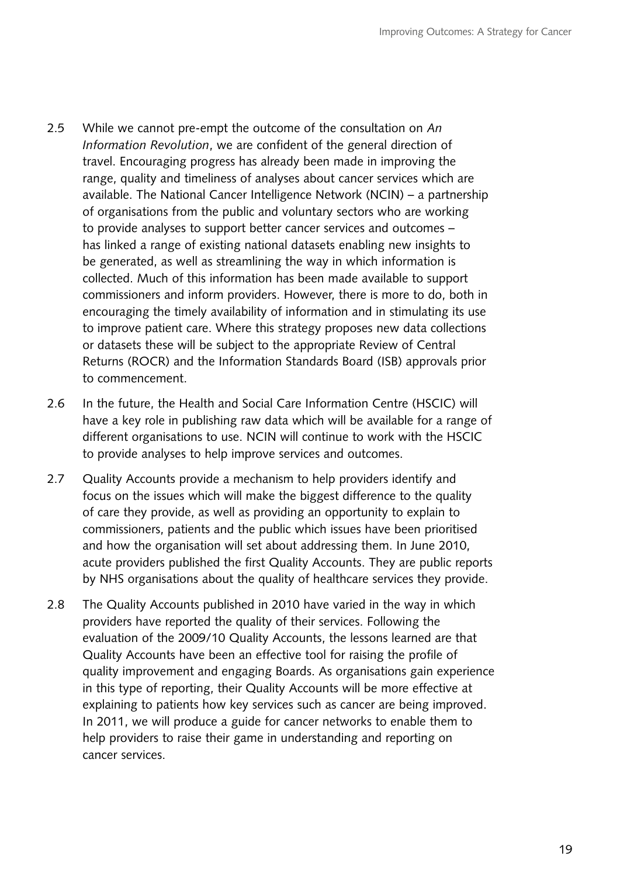2.5 While we cannot pre-empt the outcome of the consultation on *An Information Revolution*, we are confident of the general direction of travel. Encouraging progress has already been made in improving the range, quality and timeliness of analyses about cancer services which are available. The National Cancer Intelligence Network (NCIN) – a partnership of organisations from the public and voluntary sectors who are working to provide analyses to support better cancer services and outcomes – has linked a range of existing national datasets enabling new insights to be generated, as well as streamlining the way in which information is collected. Much of this information has been made available to support commissioners and inform providers. However, there is more to do, both in encouraging the timely availability of information and in stimulating its use to improve patient care. Where this strategy proposes new data collections or datasets these will be subject to the appropriate Review of Central Returns (ROCR) and the Information Standards Board (ISB) approvals prior to commencement.

2.6 In the future, the Health and Social Care Information Centre (HSCIC) will have a key role in publishing raw data which will be available for a range of different organisations to use. NCIN will continue to work with the HSCIC to provide analyses to help improve services and outcomes.

2.7 Quality Accounts provide a mechanism to help providers identify and focus on the issues which will make the biggest difference to the quality of care they provide, as well as providing an opportunity to explain to commissioners, patients and the public which issues have been prioritised and how the organisation will set about addressing them. In June 2010, acute providers published the first Quality Accounts. They are public reports by NHS organisations about the quality of healthcare services they provide.

2.8 The Quality Accounts published in 2010 have varied in the way in which providers have reported the quality of their services. Following the evaluation of the 2009/10 Quality Accounts, the lessons learned are that Quality Accounts have been an effective tool for raising the profile of quality improvement and engaging Boards. As organisations gain experience in this type of reporting, their Quality Accounts will be more effective at explaining to patients how key services such as cancer are being improved. In 2011, we will produce a guide for cancer networks to enable them to help providers to raise their game in understanding and reporting on cancer services.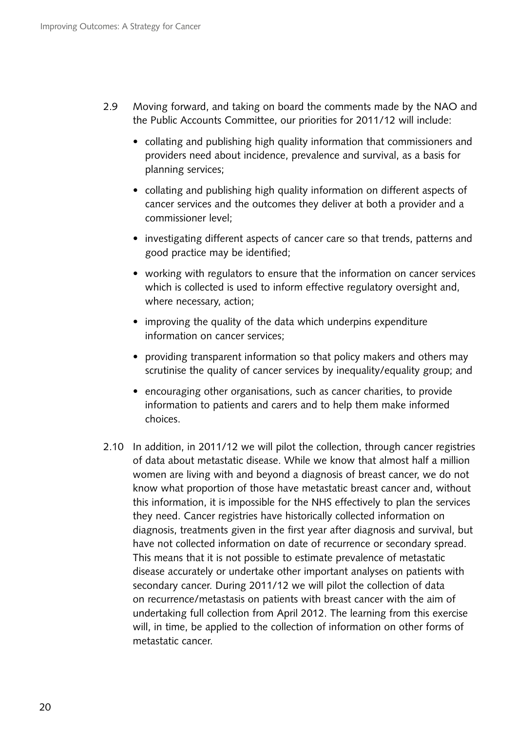2.9 Moving forward, and taking on board the comments made by the NAO and the Public Accounts Committee, our priorities for 2011/12 will include:

- collating and publishing high quality information that commissioners and providers need about incidence, prevalence and survival, as a basis for planning services;
- collating and publishing high quality information on different aspects of cancer services and the outcomes they deliver at both a provider and a commissioner level;
- investigating different aspects of cancer care so that trends, patterns and good practice may be identified;
- working with regulators to ensure that the information on cancer services which is collected is used to inform effective regulatory oversight and, where necessary, action;
- improving the quality of the data which underpins expenditure information on cancer services;
- providing transparent information so that policy makers and others may scrutinise the quality of cancer services by inequality/equality group; and
- encouraging other organisations, such as cancer charities, to provide information to patients and carers and to help them make informed choices.

2.10 In addition, in 2011/12 we will pilot the collection, through cancer registries of data about metastatic disease. While we know that almost half a million women are living with and beyond a diagnosis of breast cancer, we do not know what proportion of those have metastatic breast cancer and, without this information, it is impossible for the NHS effectively to plan the services they need. Cancer registries have historically collected information on diagnosis, treatments given in the first year after diagnosis and survival, but have not collected information on date of recurrence or secondary spread. This means that it is not possible to estimate prevalence of metastatic disease accurately or undertake other important analyses on patients with secondary cancer. During 2011/12 we will pilot the collection of data on recurrence/metastasis on patients with breast cancer with the aim of undertaking full collection from April 2012. The learning from this exercise will, in time, be applied to the collection of information on other forms of metastatic cancer.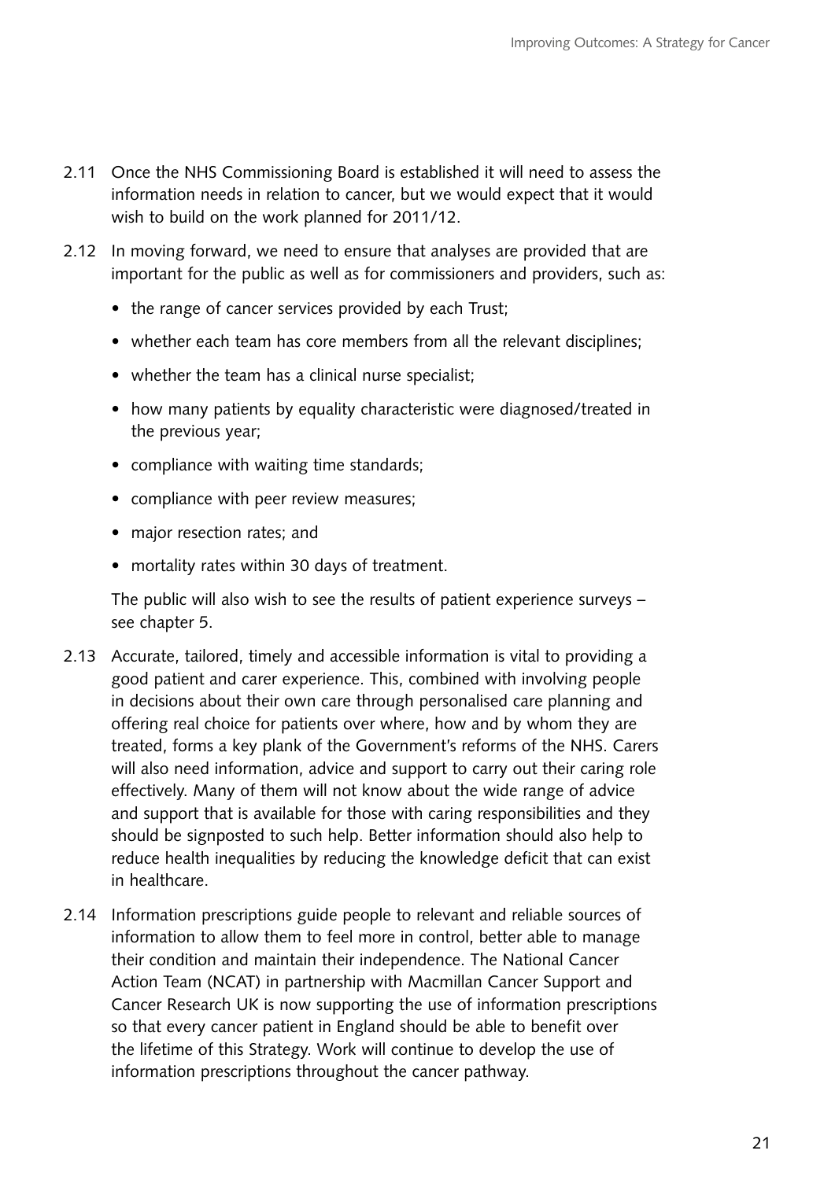2.11 Once the NHS Commissioning Board is established it will need to assess the information needs in relation to cancer, but we would expect that it would wish to build on the work planned for 2011/12.

2.12 In moving forward, we need to ensure that analyses are provided that are important for the public as well as for commissioners and providers, such as:

- the range of cancer services provided by each Trust;
- whether each team has core members from all the relevant disciplines;
- whether the team has a clinical nurse specialist;
- how many patients by equality characteristic were diagnosed/treated in the previous year;
- compliance with waiting time standards;
- compliance with peer review measures;
- major resection rates; and
- mortality rates within 30 days of treatment.

The public will also wish to see the results of patient experience surveys – see chapter 5.

2.13 Accurate, tailored, timely and accessible information is vital to providing a good patient and carer experience. This, combined with involving people in decisions about their own care through personalised care planning and offering real choice for patients over where, how and by whom they are treated, forms a key plank of the Government's reforms of the NHS. Carers will also need information, advice and support to carry out their caring role effectively. Many of them will not know about the wide range of advice and support that is available for those with caring responsibilities and they should be signposted to such help. Better information should also help to reduce health inequalities by reducing the knowledge deficit that can exist in healthcare.

2.14 Information prescriptions guide people to relevant and reliable sources of information to allow them to feel more in control, better able to manage their condition and maintain their independence. The National Cancer Action Team (NCAT) in partnership with Macmillan Cancer Support and Cancer Research UK is now supporting the use of information prescriptions so that every cancer patient in England should be able to benefit over the lifetime of this Strategy. Work will continue to develop the use of information prescriptions throughout the cancer pathway.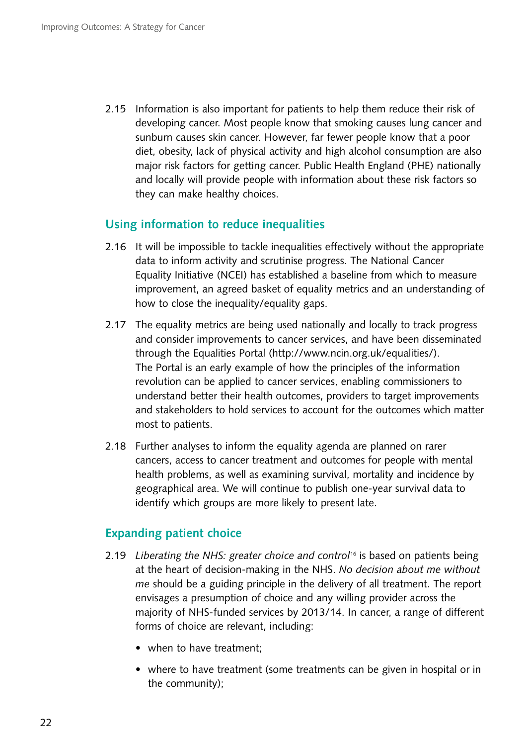2.15 Information is also important for patients to help them reduce their risk of developing cancer. Most people know that smoking causes lung cancer and sunburn causes skin cancer. However, far fewer people know that a poor diet, obesity, lack of physical activity and high alcohol consumption are also major risk factors for getting cancer. Public Health England (PHE) nationally and locally will provide people with information about these risk factors so they can make healthy choices.

## Using information to reduce inequalities

2.16 It will be impossible to tackle inequalities effectively without the appropriate data to inform activity and scrutinise progress. The National Cancer Equality Initiative (NCEI) has established a baseline from which to measure improvement, an agreed basket of equality metrics and an understanding of how to close the inequality/equality gaps.

2.17 The equality metrics are being used nationally and locally to track progress and consider improvements to cancer services, and have been disseminated through the Equalities Portal (http://www.ncin.org.uk/equalities/). The Portal is an early example of how the principles of the information revolution can be applied to cancer services, enabling commissioners to understand better their health outcomes, providers to target improvements and stakeholders to hold services to account for the outcomes which matter most to patients.

2.18 Further analyses to inform the equality agenda are planned on rarer cancers, access to cancer treatment and outcomes for people with mental health problems, as well as examining survival, mortality and incidence by geographical area. We will continue to publish one-year survival data to identify which groups are more likely to present late.

## Expanding patient choice

2.19 *Liberating the NHS: greater choice and control*[16] is based on patients being at the heart of decision-making in the NHS. *No decision about me without me* should be a guiding principle in the delivery of all treatment. The report envisages a presumption of choice and any willing provider across the majority of NHS-funded services by 2013/14. In cancer, a range of different forms of choice are relevant, including:

- when to have treatment;
- where to have treatment (some treatments can be given in hospital or in the community);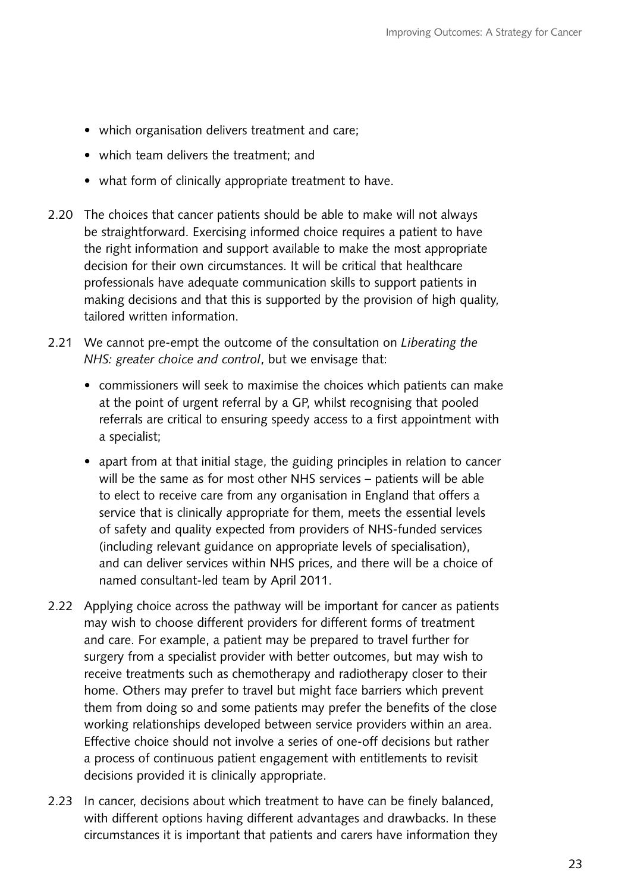- which organisation delivers treatment and care;
- which team delivers the treatment; and
- what form of clinically appropriate treatment to have.

2.20 The choices that cancer patients should be able to make will not always be straightforward. Exercising informed choice requires a patient to have the right information and support available to make the most appropriate decision for their own circumstances. It will be critical that healthcare professionals have adequate communication skills to support patients in making decisions and that this is supported by the provision of high quality, tailored written information.

2.21 We cannot pre-empt the outcome of the consultation on *Liberating the NHS: greater choice and control*, but we envisage that:

- commissioners will seek to maximise the choices which patients can make at the point of urgent referral by a GP, whilst recognising that pooled referrals are critical to ensuring speedy access to a first appointment with a specialist;
- apart from at that initial stage, the guiding principles in relation to cancer will be the same as for most other NHS services – patients will be able to elect to receive care from any organisation in England that offers a service that is clinically appropriate for them, meets the essential levels of safety and quality expected from providers of NHS-funded services (including relevant guidance on appropriate levels of specialisation), and can deliver services within NHS prices, and there will be a choice of named consultant-led team by April 2011.

2.22 Applying choice across the pathway will be important for cancer as patients may wish to choose different providers for different forms of treatment and care. For example, a patient may be prepared to travel further for surgery from a specialist provider with better outcomes, but may wish to receive treatments such as chemotherapy and radiotherapy closer to their home. Others may prefer to travel but might face barriers which prevent them from doing so and some patients may prefer the benefits of the close working relationships developed between service providers within an area. Effective choice should not involve a series of one-off decisions but rather a process of continuous patient engagement with entitlements to revisit decisions provided it is clinically appropriate.

2.23 In cancer, decisions about which treatment to have can be finely balanced, with different options having different advantages and drawbacks. In these circumstances it is important that patients and carers have information they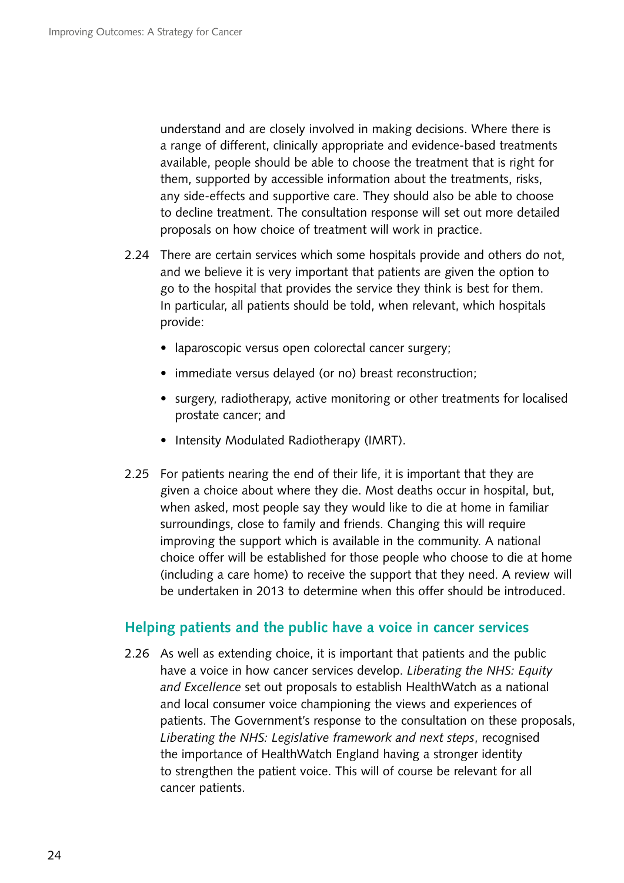understand and are closely involved in making decisions. Where there is a range of different, clinically appropriate and evidence-based treatments available, people should be able to choose the treatment that is right for them, supported by accessible information about the treatments, risks, any side-effects and supportive care. They should also be able to choose to decline treatment. The consultation response will set out more detailed proposals on how choice of treatment will work in practice.

2.24 There are certain services which some hospitals provide and others do not, and we believe it is very important that patients are given the option to go to the hospital that provides the service they think is best for them. In particular, all patients should be told, when relevant, which hospitals provide:

- laparoscopic versus open colorectal cancer surgery;
- immediate versus delayed (or no) breast reconstruction;
- surgery, radiotherapy, active monitoring or other treatments for localised prostate cancer; and
- Intensity Modulated Radiotherapy (IMRT).

2.25 For patients nearing the end of their life, it is important that they are given a choice about where they die. Most deaths occur in hospital, but, when asked, most people say they would like to die at home in familiar surroundings, close to family and friends. Changing this will require improving the support which is available in the community. A national choice offer will be established for those people who choose to die at home (including a care home) to receive the support that they need. A review will be undertaken in 2013 to determine when this offer should be introduced.

## Helping patients and the public have a voice in cancer services

2.26 As well as extending choice, it is important that patients and the public have a voice in how cancer services develop. *Liberating the NHS: Equity and Excellence* set out proposals to establish HealthWatch as a national and local consumer voice championing the views and experiences of patients. The Government's response to the consultation on these proposals, *Liberating the NHS: Legislative framework and next steps*, recognised the importance of HealthWatch England having a stronger identity to strengthen the patient voice. This will of course be relevant for all cancer patients.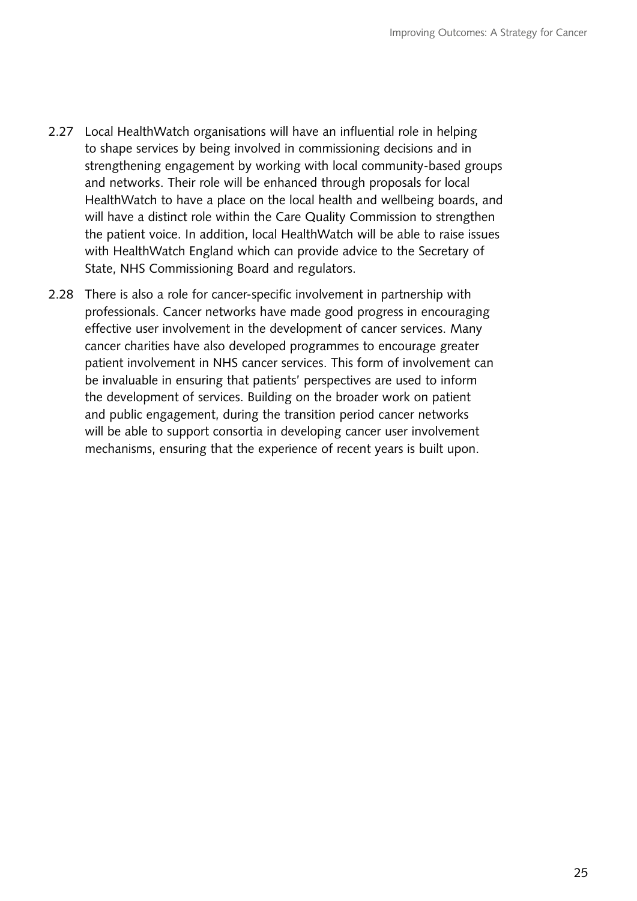2.27 Local HealthWatch organisations will have an influential role in helping to shape services by being involved in commissioning decisions and in strengthening engagement by working with local community-based groups and networks. Their role will be enhanced through proposals for local HealthWatch to have a place on the local health and wellbeing boards, and will have a distinct role within the Care Quality Commission to strengthen the patient voice. In addition, local HealthWatch will be able to raise issues with HealthWatch England which can provide advice to the Secretary of State, NHS Commissioning Board and regulators.

2.28 There is also a role for cancer-specific involvement in partnership with professionals. Cancer networks have made good progress in encouraging effective user involvement in the development of cancer services. Many cancer charities have also developed programmes to encourage greater patient involvement in NHS cancer services. This form of involvement can be invaluable in ensuring that patients' perspectives are used to inform the development of services. Building on the broader work on patient and public engagement, during the transition period cancer networks will be able to support consortia in developing cancer user involvement mechanisms, ensuring that the experience of recent years is built upon.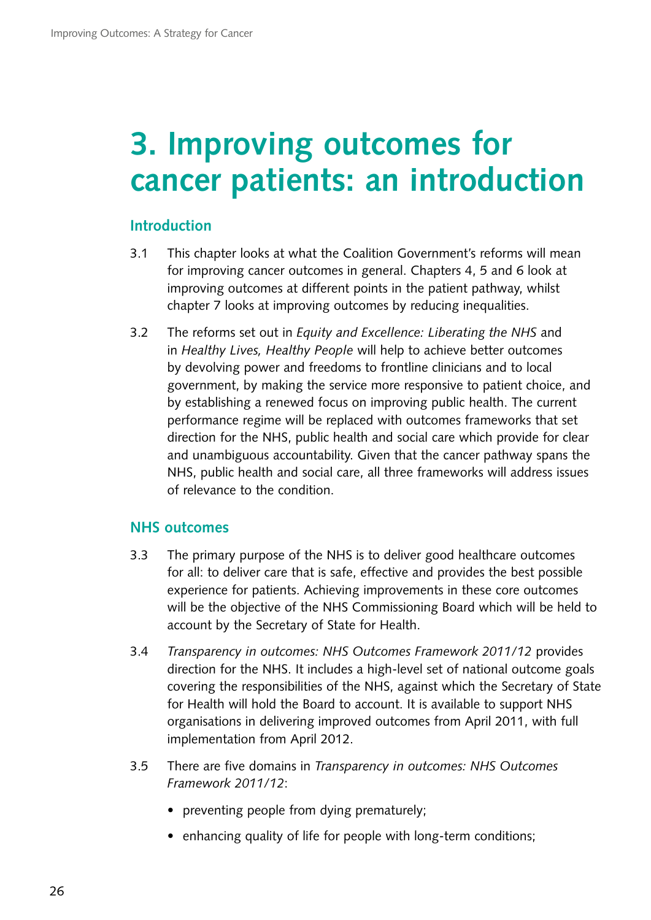# 3. Improving outcomes for cancer patients: an introduction

## Introduction

3.1 This chapter looks at what the Coalition Government's reforms will mean for improving cancer outcomes in general. Chapters 4, 5 and 6 look at improving outcomes at different points in the patient pathway, whilst chapter 7 looks at improving outcomes by reducing inequalities.

3.2 The reforms set out in *Equity and Excellence: Liberating the NHS* and in *Healthy Lives, Healthy People* will help to achieve better outcomes by devolving power and freedoms to frontline clinicians and to local government, by making the service more responsive to patient choice, and by establishing a renewed focus on improving public health. The current performance regime will be replaced with outcomes frameworks that set direction for the NHS, public health and social care which provide for clear and unambiguous accountability. Given that the cancer pathway spans the NHS, public health and social care, all three frameworks will address issues of relevance to the condition.

## NHS outcomes

3.3 The primary purpose of the NHS is to deliver good healthcare outcomes for all: to deliver care that is safe, effective and provides the best possible experience for patients. Achieving improvements in these core outcomes will be the objective of the NHS Commissioning Board which will be held to account by the Secretary of State for Health.

3.4 *Transparency in outcomes: NHS Outcomes Framework 2011/12* provides direction for the NHS. It includes a high-level set of national outcome goals covering the responsibilities of the NHS, against which the Secretary of State for Health will hold the Board to account. It is available to support NHS organisations in delivering improved outcomes from April 2011, with full implementation from April 2012.

3.5 There are five domains in *Transparency in outcomes: NHS Outcomes Framework 2011/12*:

- preventing people from dying prematurely;
- enhancing quality of life for people with long-term conditions;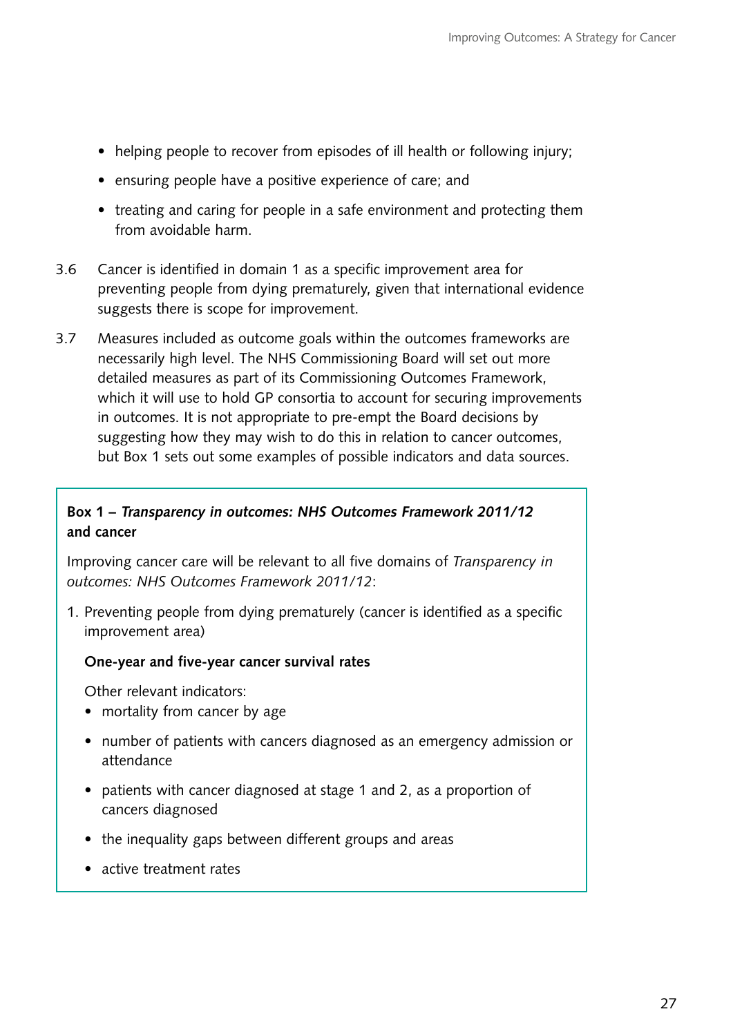- helping people to recover from episodes of ill health or following injury;
- ensuring people have a positive experience of care; and
- treating and caring for people in a safe environment and protecting them from avoidable harm.

3.6 Cancer is identified in domain 1 as a specific improvement area for preventing people from dying prematurely, given that international evidence suggests there is scope for improvement.

3.7 Measures included as outcome goals within the outcomes frameworks are necessarily high level. The NHS Commissioning Board will set out more detailed measures as part of its Commissioning Outcomes Framework, which it will use to hold GP consortia to account for securing improvements in outcomes. It is not appropriate to pre-empt the Board decisions by suggesting how they may wish to do this in relation to cancer outcomes, but Box 1 sets out some examples of possible indicators and data sources.

**Box 1 – *Transparency in outcomes: NHS Outcomes Framework 2011/12* and cancer**

Improving cancer care will be relevant to all five domains of *Transparency in outcomes: NHS Outcomes Framework 2011/12*:

1. Preventing people from dying prematurely (cancer is identified as a specific improvement area)

   **One-year and five-year cancer survival rates**

   Other relevant indicators:
   - mortality from cancer by age
   - number of patients with cancers diagnosed as an emergency admission or attendance
   - patients with cancer diagnosed at stage 1 and 2, as a proportion of cancers diagnosed
   - the inequality gaps between different groups and areas
   - active treatment rates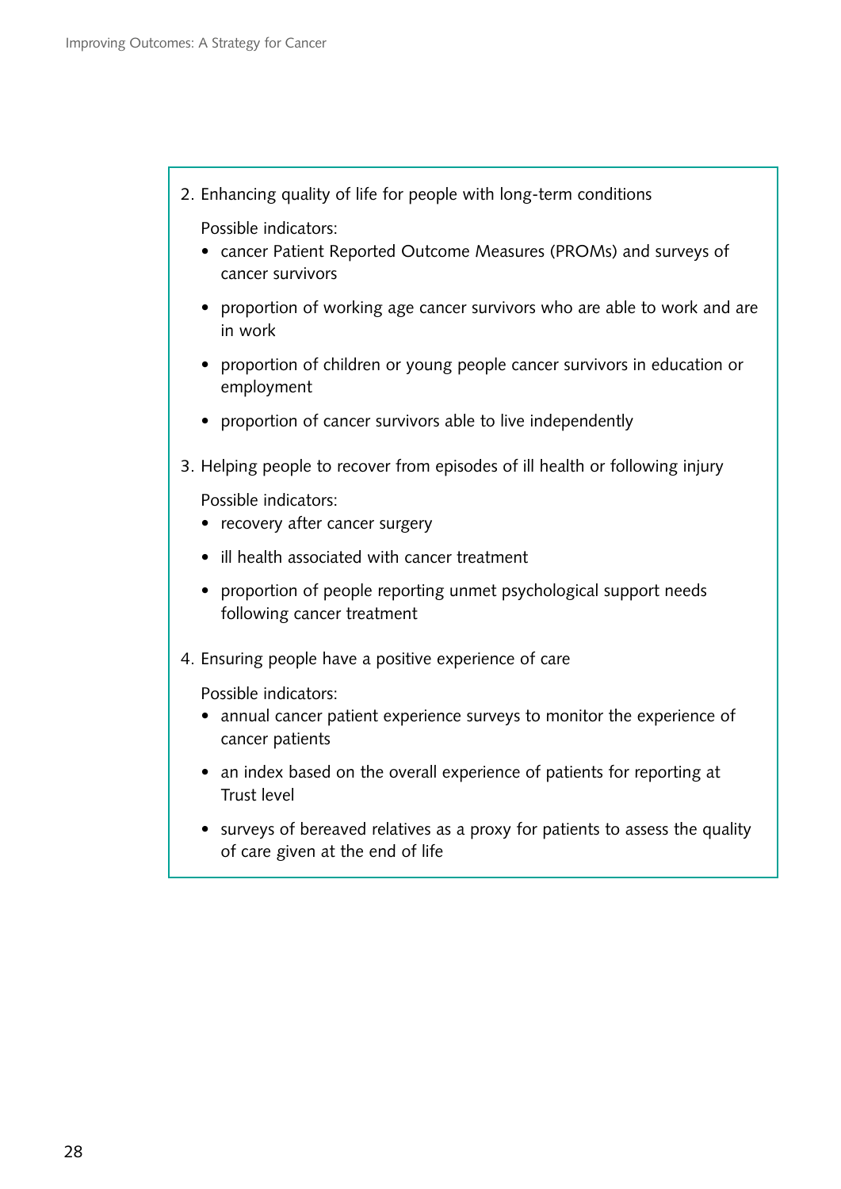2. Enhancing quality of life for people with long-term conditions

   Possible indicators:

   - cancer Patient Reported Outcome Measures (PROMs) and surveys of cancer survivors
   - proportion of working age cancer survivors who are able to work and are in work
   - proportion of children or young people cancer survivors in education or employment
   - proportion of cancer survivors able to live independently

3. Helping people to recover from episodes of ill health or following injury

   Possible indicators:

   - recovery after cancer surgery
   - ill health associated with cancer treatment
   - proportion of people reporting unmet psychological support needs following cancer treatment

4. Ensuring people have a positive experience of care

   Possible indicators:

   - annual cancer patient experience surveys to monitor the experience of cancer patients
   - an index based on the overall experience of patients for reporting at Trust level
   - surveys of bereaved relatives as a proxy for patients to assess the quality of care given at the end of life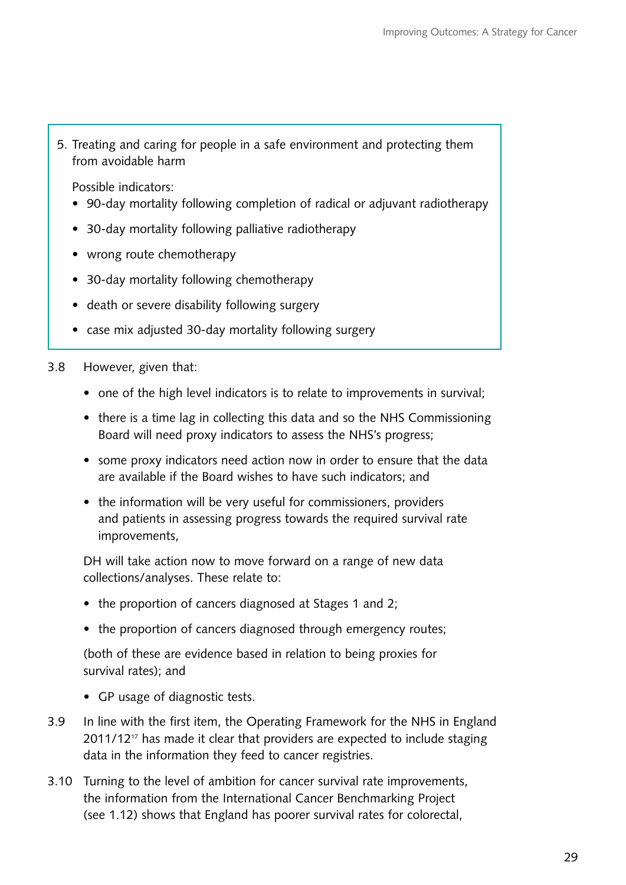5. Treating and caring for people in a safe environment and protecting them from avoidable harm

   Possible indicators:
   - 90-day mortality following completion of radical or adjuvant radiotherapy
   - 30-day mortality following palliative radiotherapy
   - wrong route chemotherapy
   - 30-day mortality following chemotherapy
   - death or severe disability following surgery
   - case mix adjusted 30-day mortality following surgery

3.8 However, given that:

- one of the high level indicators is to relate to improvements in survival;
- there is a time lag in collecting this data and so the NHS Commissioning Board will need proxy indicators to assess the NHS's progress;
- some proxy indicators need action now in order to ensure that the data are available if the Board wishes to have such indicators; and
- the information will be very useful for commissioners, providers and patients in assessing progress towards the required survival rate improvements,

DH will take action now to move forward on a range of new data collections/analyses. These relate to:

- the proportion of cancers diagnosed at Stages 1 and 2;
- the proportion of cancers diagnosed through emergency routes;

(both of these are evidence based in relation to being proxies for survival rates); and

- GP usage of diagnostic tests.

3.9 In line with the first item, the Operating Framework for the NHS in England 2011/12[17] has made it clear that providers are expected to include staging data in the information they feed to cancer registries.

3.10 Turning to the level of ambition for cancer survival rate improvements, the information from the International Cancer Benchmarking Project (see 1.12) shows that England has poorer survival rates for colorectal,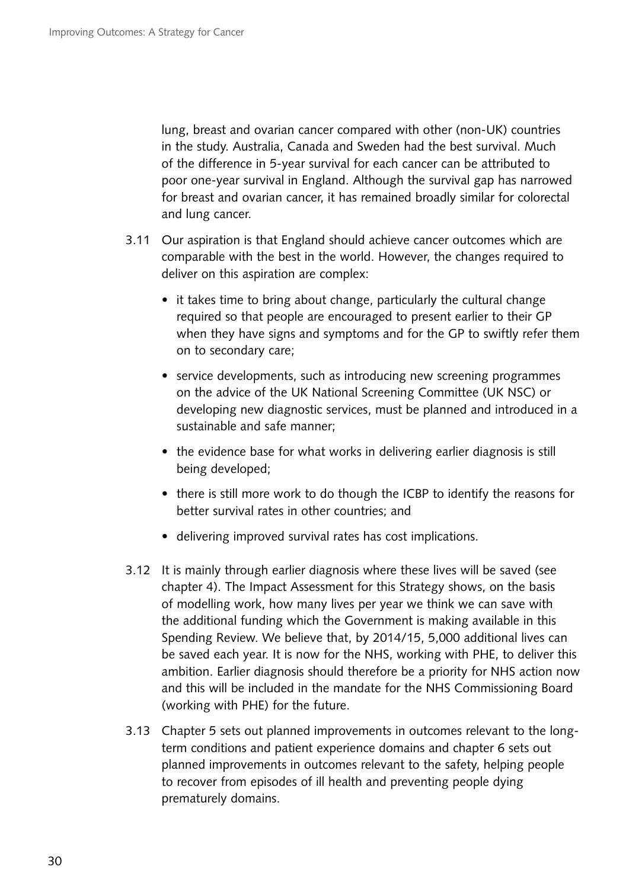lung, breast and ovarian cancer compared with other (non-UK) countries in the study. Australia, Canada and Sweden had the best survival. Much of the difference in 5-year survival for each cancer can be attributed to poor one-year survival in England. Although the survival gap has narrowed for breast and ovarian cancer, it has remained broadly similar for colorectal and lung cancer.

3.11 Our aspiration is that England should achieve cancer outcomes which are comparable with the best in the world. However, the changes required to deliver on this aspiration are complex:

- it takes time to bring about change, particularly the cultural change required so that people are encouraged to present earlier to their GP when they have signs and symptoms and for the GP to swiftly refer them on to secondary care;
- service developments, such as introducing new screening programmes on the advice of the UK National Screening Committee (UK NSC) or developing new diagnostic services, must be planned and introduced in a sustainable and safe manner;
- the evidence base for what works in delivering earlier diagnosis is still being developed;
- there is still more work to do though the ICBP to identify the reasons for better survival rates in other countries; and
- delivering improved survival rates has cost implications.

3.12 It is mainly through earlier diagnosis where these lives will be saved (see chapter 4). The Impact Assessment for this Strategy shows, on the basis of modelling work, how many lives per year we think we can save with the additional funding which the Government is making available in this Spending Review. We believe that, by 2014/15, 5,000 additional lives can be saved each year. It is now for the NHS, working with PHE, to deliver this ambition. Earlier diagnosis should therefore be a priority for NHS action now and this will be included in the mandate for the NHS Commissioning Board (working with PHE) for the future.

3.13 Chapter 5 sets out planned improvements in outcomes relevant to the long-term conditions and patient experience domains and chapter 6 sets out planned improvements in outcomes relevant to the safety, helping people to recover from episodes of ill health and preventing people dying prematurely domains.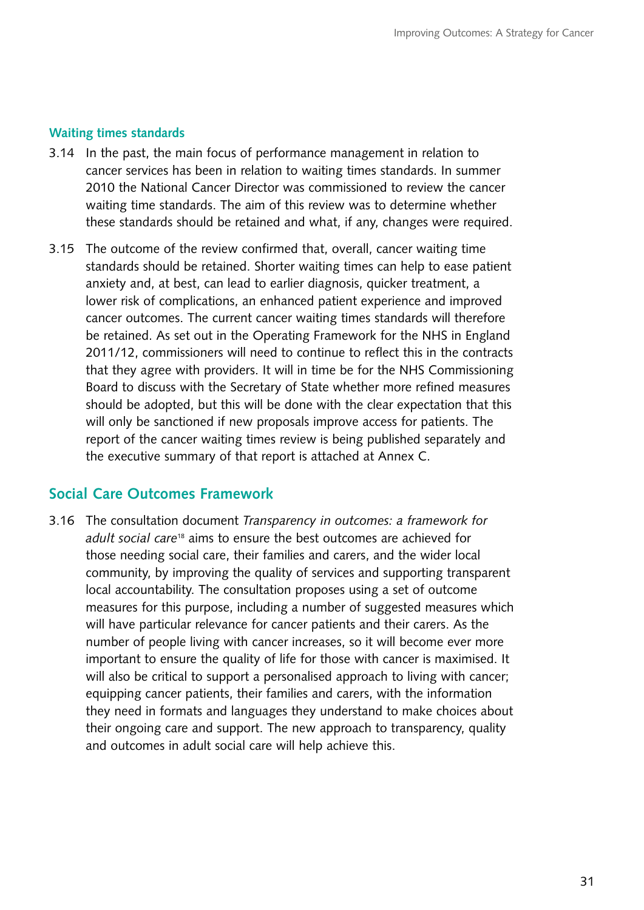### Waiting times standards

3.14 In the past, the main focus of performance management in relation to cancer services has been in relation to waiting times standards. In summer 2010 the National Cancer Director was commissioned to review the cancer waiting time standards. The aim of this review was to determine whether these standards should be retained and what, if any, changes were required.

3.15 The outcome of the review confirmed that, overall, cancer waiting time standards should be retained. Shorter waiting times can help to ease patient anxiety and, at best, can lead to earlier diagnosis, quicker treatment, a lower risk of complications, an enhanced patient experience and improved cancer outcomes. The current cancer waiting times standards will therefore be retained. As set out in the Operating Framework for the NHS in England 2011/12, commissioners will need to continue to reflect this in the contracts that they agree with providers. It will in time be for the NHS Commissioning Board to discuss with the Secretary of State whether more refined measures should be adopted, but this will be done with the clear expectation that this will only be sanctioned if new proposals improve access for patients. The report of the cancer waiting times review is being published separately and the executive summary of that report is attached at Annex C.

## Social Care Outcomes Framework

3.16 The consultation document *Transparency in outcomes: a framework for adult social care*[18] aims to ensure the best outcomes are achieved for those needing social care, their families and carers, and the wider local community, by improving the quality of services and supporting transparent local accountability. The consultation proposes using a set of outcome measures for this purpose, including a number of suggested measures which will have particular relevance for cancer patients and their carers. As the number of people living with cancer increases, so it will become ever more important to ensure the quality of life for those with cancer is maximised. It will also be critical to support a personalised approach to living with cancer; equipping cancer patients, their families and carers, with the information they need in formats and languages they understand to make choices about their ongoing care and support. The new approach to transparency, quality and outcomes in adult social care will help achieve this.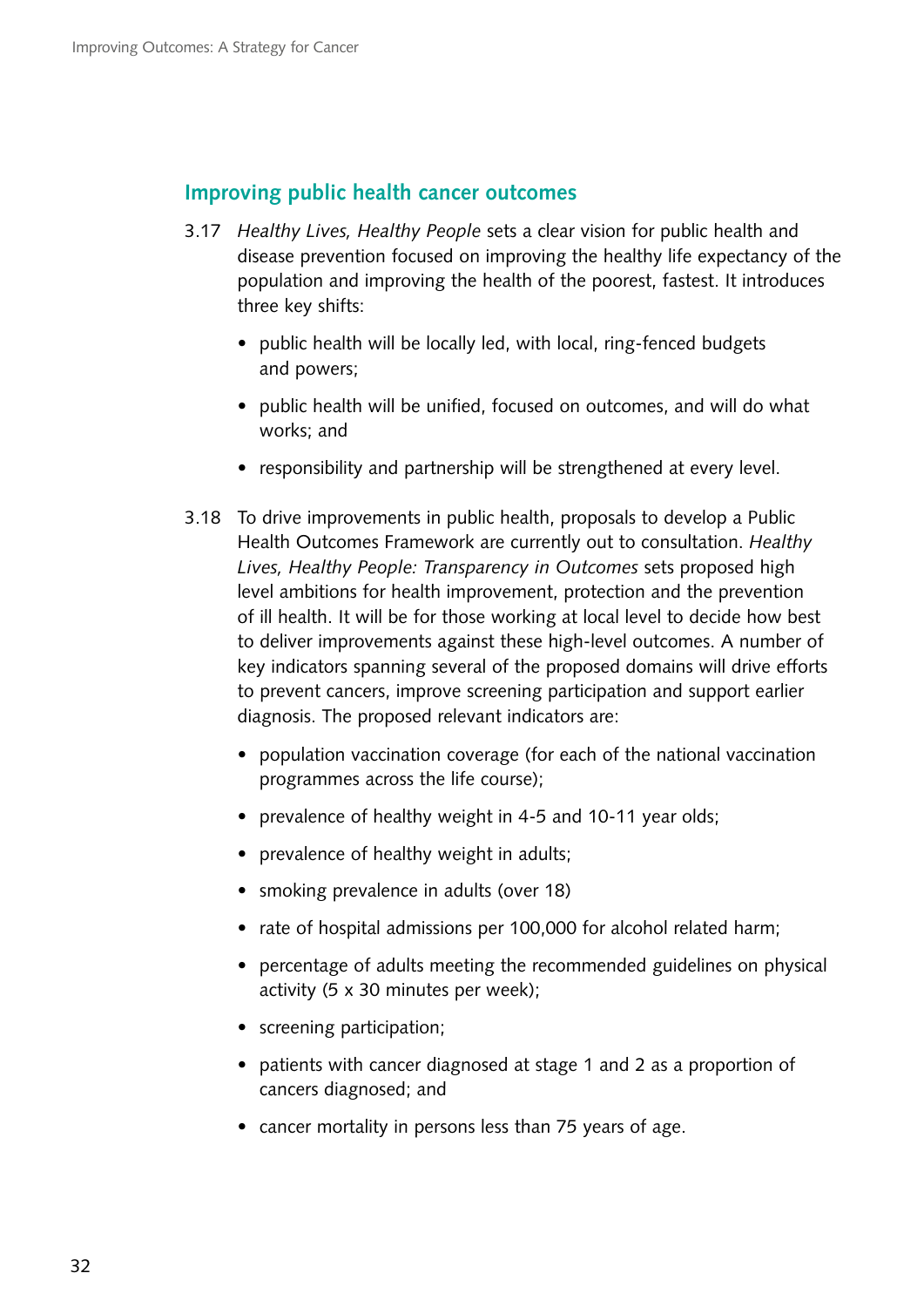## Improving public health cancer outcomes

3.17 *Healthy Lives, Healthy People* sets a clear vision for public health and disease prevention focused on improving the healthy life expectancy of the population and improving the health of the poorest, fastest. It introduces three key shifts:

- public health will be locally led, with local, ring-fenced budgets and powers;
- public health will be unified, focused on outcomes, and will do what works; and
- responsibility and partnership will be strengthened at every level.

3.18 To drive improvements in public health, proposals to develop a Public Health Outcomes Framework are currently out to consultation. *Healthy Lives, Healthy People: Transparency in Outcomes* sets proposed high level ambitions for health improvement, protection and the prevention of ill health. It will be for those working at local level to decide how best to deliver improvements against these high-level outcomes. A number of key indicators spanning several of the proposed domains will drive efforts to prevent cancers, improve screening participation and support earlier diagnosis. The proposed relevant indicators are:

- population vaccination coverage (for each of the national vaccination programmes across the life course);
- prevalence of healthy weight in 4-5 and 10-11 year olds;
- prevalence of healthy weight in adults;
- smoking prevalence in adults (over 18)
- rate of hospital admissions per 100,000 for alcohol related harm;
- percentage of adults meeting the recommended guidelines on physical activity (5 x 30 minutes per week);
- screening participation;
- patients with cancer diagnosed at stage 1 and 2 as a proportion of cancers diagnosed; and
- cancer mortality in persons less than 75 years of age.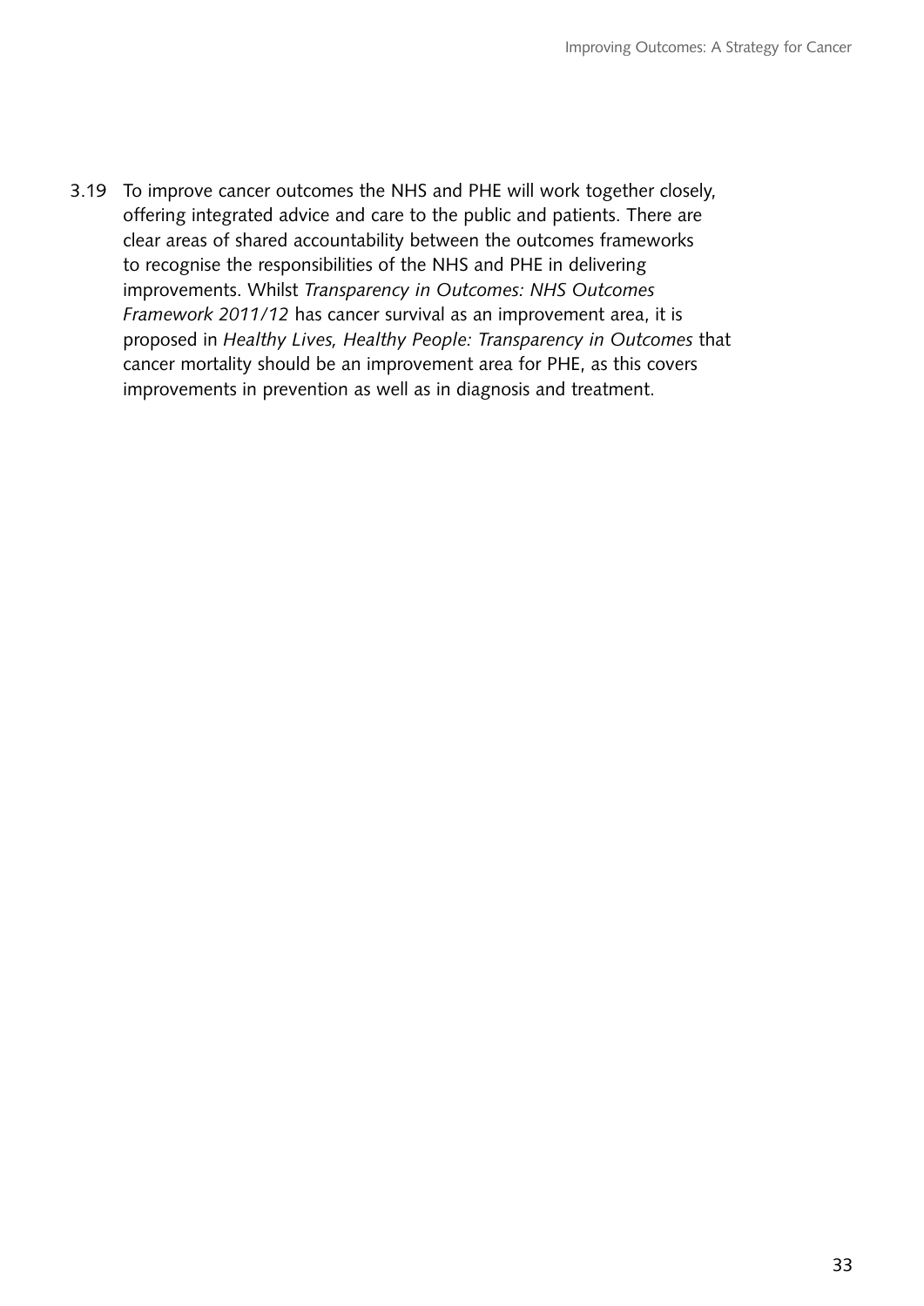3.19 To improve cancer outcomes the NHS and PHE will work together closely, offering integrated advice and care to the public and patients. There are clear areas of shared accountability between the outcomes frameworks to recognise the responsibilities of the NHS and PHE in delivering improvements. Whilst *Transparency in Outcomes: NHS Outcomes Framework 2011/12* has cancer survival as an improvement area, it is proposed in *Healthy Lives, Healthy People: Transparency in Outcomes* that cancer mortality should be an improvement area for PHE, as this covers improvements in prevention as well as in diagnosis and treatment.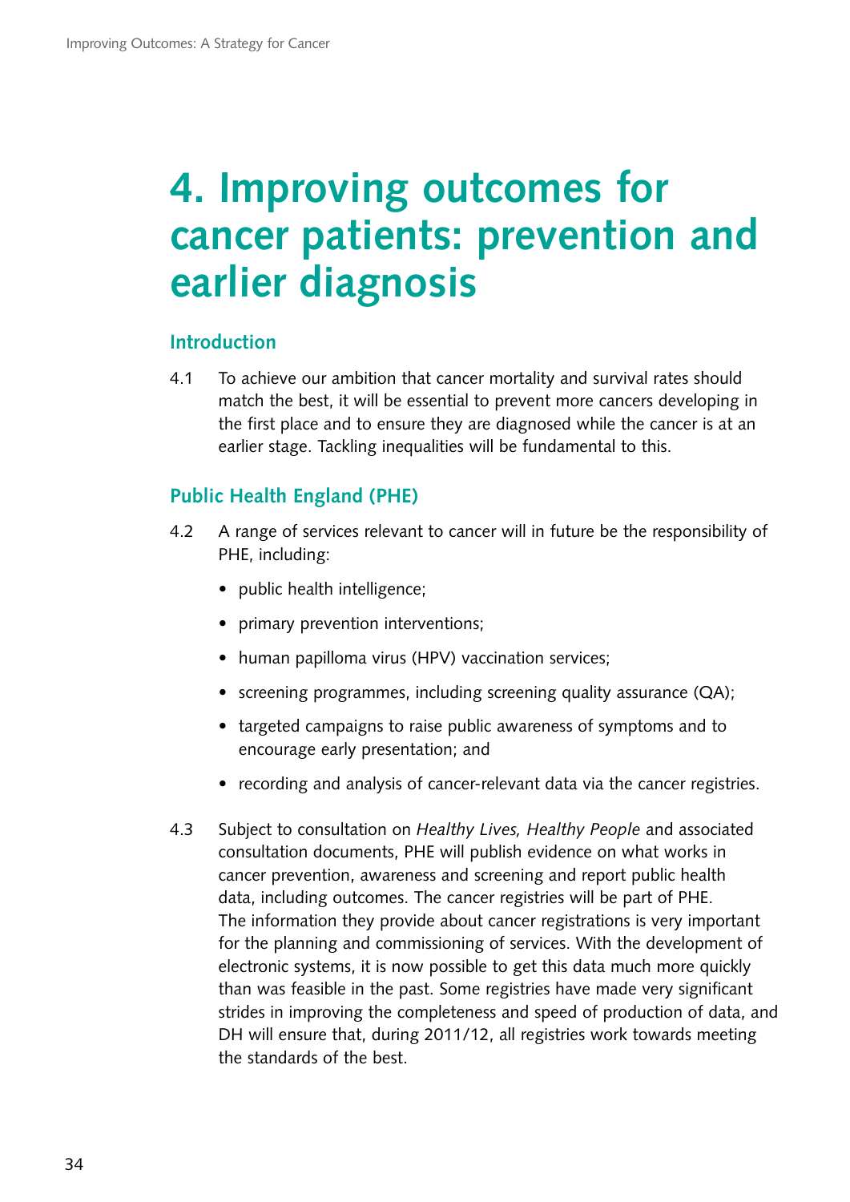# 4. Improving outcomes for cancer patients: prevention and earlier diagnosis

## Introduction

4.1 To achieve our ambition that cancer mortality and survival rates should match the best, it will be essential to prevent more cancers developing in the first place and to ensure they are diagnosed while the cancer is at an earlier stage. Tackling inequalities will be fundamental to this.

## Public Health England (PHE)

4.2 A range of services relevant to cancer will in future be the responsibility of PHE, including:

- public health intelligence;
- primary prevention interventions;
- human papilloma virus (HPV) vaccination services;
- screening programmes, including screening quality assurance (QA);
- targeted campaigns to raise public awareness of symptoms and to encourage early presentation; and
- recording and analysis of cancer-relevant data via the cancer registries.

4.3 Subject to consultation on *Healthy Lives, Healthy People* and associated consultation documents, PHE will publish evidence on what works in cancer prevention, awareness and screening and report public health data, including outcomes. The cancer registries will be part of PHE. The information they provide about cancer registrations is very important for the planning and commissioning of services. With the development of electronic systems, it is now possible to get this data much more quickly than was feasible in the past. Some registries have made very significant strides in improving the completeness and speed of production of data, and DH will ensure that, during 2011/12, all registries work towards meeting the standards of the best.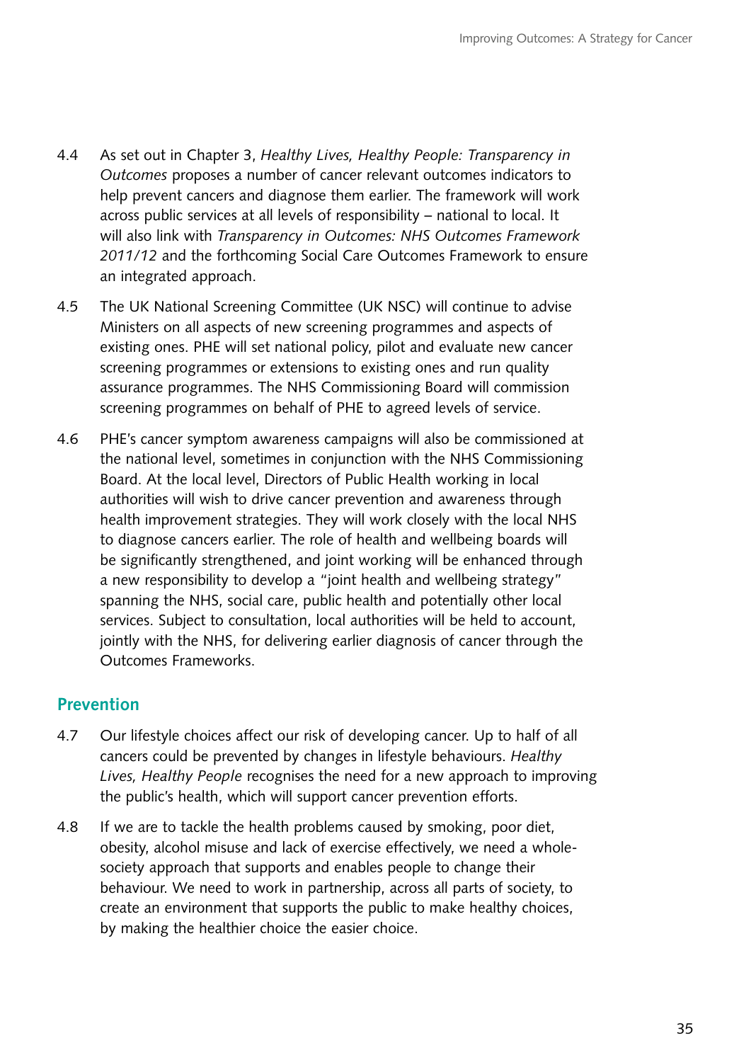4.4 As set out in Chapter 3, *Healthy Lives, Healthy People: Transparency in Outcomes* proposes a number of cancer relevant outcomes indicators to help prevent cancers and diagnose them earlier. The framework will work across public services at all levels of responsibility – national to local. It will also link with *Transparency in Outcomes: NHS Outcomes Framework 2011/12* and the forthcoming Social Care Outcomes Framework to ensure an integrated approach.

4.5 The UK National Screening Committee (UK NSC) will continue to advise Ministers on all aspects of new screening programmes and aspects of existing ones. PHE will set national policy, pilot and evaluate new cancer screening programmes or extensions to existing ones and run quality assurance programmes. The NHS Commissioning Board will commission screening programmes on behalf of PHE to agreed levels of service.

4.6 PHE's cancer symptom awareness campaigns will also be commissioned at the national level, sometimes in conjunction with the NHS Commissioning Board. At the local level, Directors of Public Health working in local authorities will wish to drive cancer prevention and awareness through health improvement strategies. They will work closely with the local NHS to diagnose cancers earlier. The role of health and wellbeing boards will be significantly strengthened, and joint working will be enhanced through a new responsibility to develop a "joint health and wellbeing strategy" spanning the NHS, social care, public health and potentially other local services. Subject to consultation, local authorities will be held to account, jointly with the NHS, for delivering earlier diagnosis of cancer through the Outcomes Frameworks.

## Prevention

4.7 Our lifestyle choices affect our risk of developing cancer. Up to half of all cancers could be prevented by changes in lifestyle behaviours. *Healthy Lives, Healthy People* recognises the need for a new approach to improving the public's health, which will support cancer prevention efforts.

4.8 If we are to tackle the health problems caused by smoking, poor diet, obesity, alcohol misuse and lack of exercise effectively, we need a whole-society approach that supports and enables people to change their behaviour. We need to work in partnership, across all parts of society, to create an environment that supports the public to make healthy choices, by making the healthier choice the easier choice.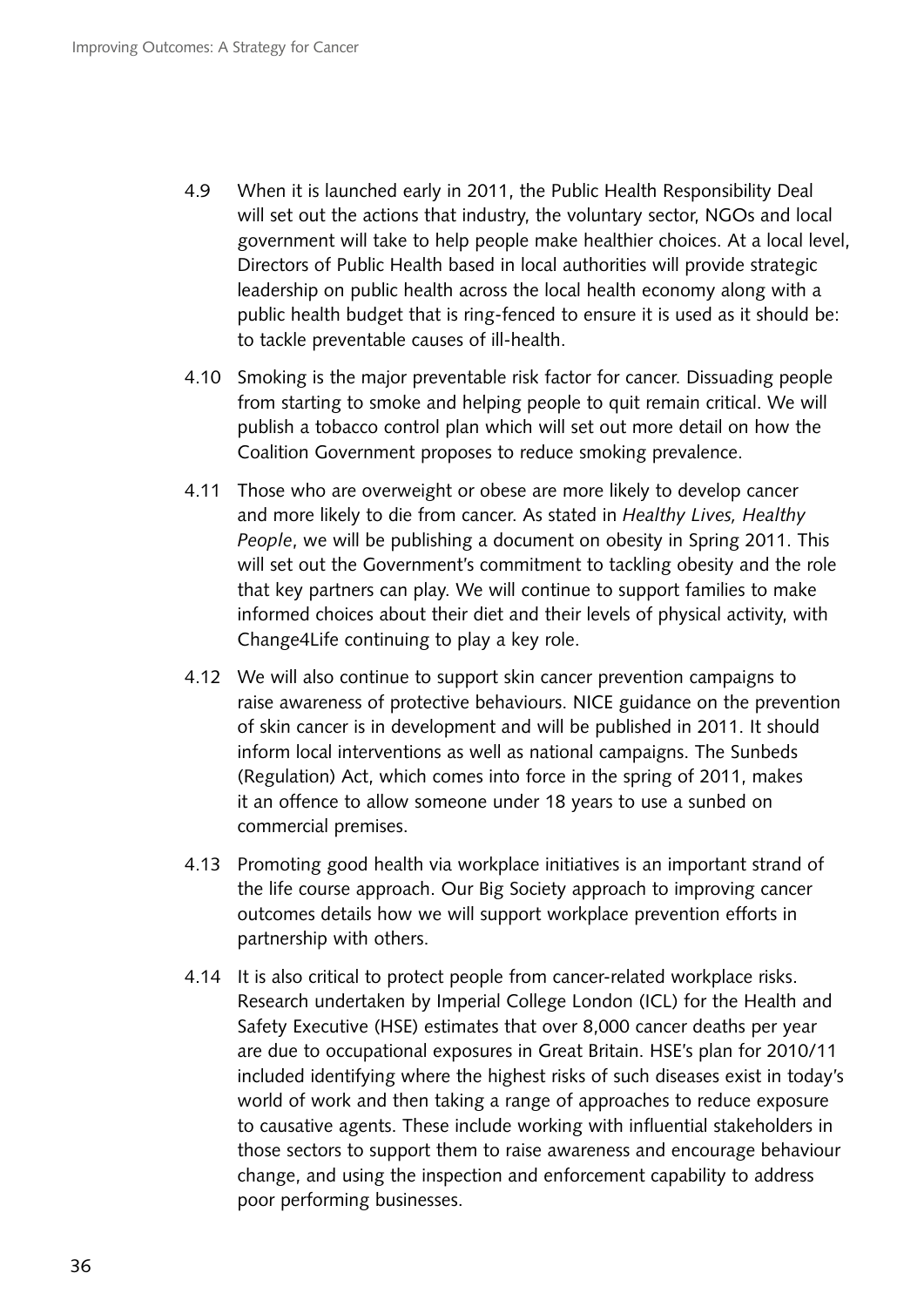4.9 When it is launched early in 2011, the Public Health Responsibility Deal will set out the actions that industry, the voluntary sector, NGOs and local government will take to help people make healthier choices. At a local level, Directors of Public Health based in local authorities will provide strategic leadership on public health across the local health economy along with a public health budget that is ring-fenced to ensure it is used as it should be: to tackle preventable causes of ill-health.

4.10 Smoking is the major preventable risk factor for cancer. Dissuading people from starting to smoke and helping people to quit remain critical. We will publish a tobacco control plan which will set out more detail on how the Coalition Government proposes to reduce smoking prevalence.

4.11 Those who are overweight or obese are more likely to develop cancer and more likely to die from cancer. As stated in *Healthy Lives, Healthy People*, we will be publishing a document on obesity in Spring 2011. This will set out the Government's commitment to tackling obesity and the role that key partners can play. We will continue to support families to make informed choices about their diet and their levels of physical activity, with Change4Life continuing to play a key role.

4.12 We will also continue to support skin cancer prevention campaigns to raise awareness of protective behaviours. NICE guidance on the prevention of skin cancer is in development and will be published in 2011. It should inform local interventions as well as national campaigns. The Sunbeds (Regulation) Act, which comes into force in the spring of 2011, makes it an offence to allow someone under 18 years to use a sunbed on commercial premises.

4.13 Promoting good health via workplace initiatives is an important strand of the life course approach. Our Big Society approach to improving cancer outcomes details how we will support workplace prevention efforts in partnership with others.

4.14 It is also critical to protect people from cancer-related workplace risks. Research undertaken by Imperial College London (ICL) for the Health and Safety Executive (HSE) estimates that over 8,000 cancer deaths per year are due to occupational exposures in Great Britain. HSE's plan for 2010/11 included identifying where the highest risks of such diseases exist in today's world of work and then taking a range of approaches to reduce exposure to causative agents. These include working with influential stakeholders in those sectors to support them to raise awareness and encourage behaviour change, and using the inspection and enforcement capability to address poor performing businesses.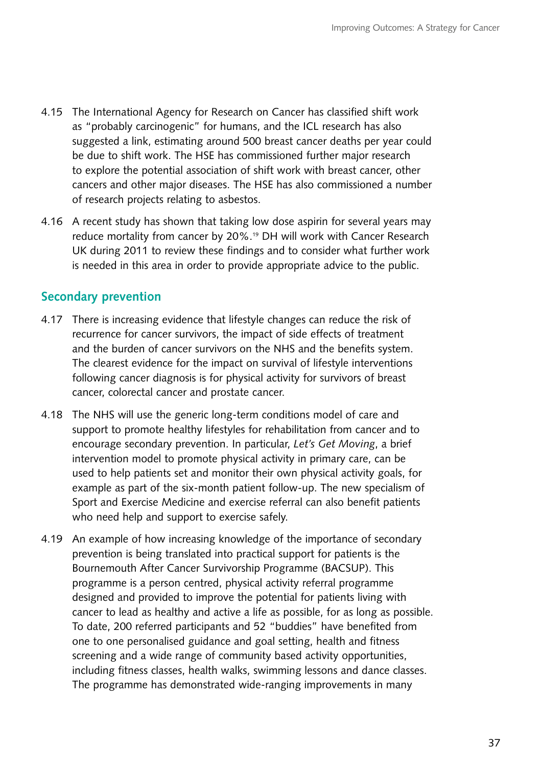4.15 The International Agency for Research on Cancer has classified shift work as "probably carcinogenic" for humans, and the ICL research has also suggested a link, estimating around 500 breast cancer deaths per year could be due to shift work. The HSE has commissioned further major research to explore the potential association of shift work with breast cancer, other cancers and other major diseases. The HSE has also commissioned a number of research projects relating to asbestos.

4.16 A recent study has shown that taking low dose aspirin for several years may reduce mortality from cancer by 20%.[19] DH will work with Cancer Research UK during 2011 to review these findings and to consider what further work is needed in this area in order to provide appropriate advice to the public.

## Secondary prevention

4.17 There is increasing evidence that lifestyle changes can reduce the risk of recurrence for cancer survivors, the impact of side effects of treatment and the burden of cancer survivors on the NHS and the benefits system. The clearest evidence for the impact on survival of lifestyle interventions following cancer diagnosis is for physical activity for survivors of breast cancer, colorectal cancer and prostate cancer.

4.18 The NHS will use the generic long-term conditions model of care and support to promote healthy lifestyles for rehabilitation from cancer and to encourage secondary prevention. In particular, *Let's Get Moving*, a brief intervention model to promote physical activity in primary care, can be used to help patients set and monitor their own physical activity goals, for example as part of the six-month patient follow-up. The new specialism of Sport and Exercise Medicine and exercise referral can also benefit patients who need help and support to exercise safely.

4.19 An example of how increasing knowledge of the importance of secondary prevention is being translated into practical support for patients is the Bournemouth After Cancer Survivorship Programme (BACSUP). This programme is a person centred, physical activity referral programme designed and provided to improve the potential for patients living with cancer to lead as healthy and active a life as possible, for as long as possible. To date, 200 referred participants and 52 "buddies" have benefited from one to one personalised guidance and goal setting, health and fitness screening and a wide range of community based activity opportunities, including fitness classes, health walks, swimming lessons and dance classes. The programme has demonstrated wide-ranging improvements in many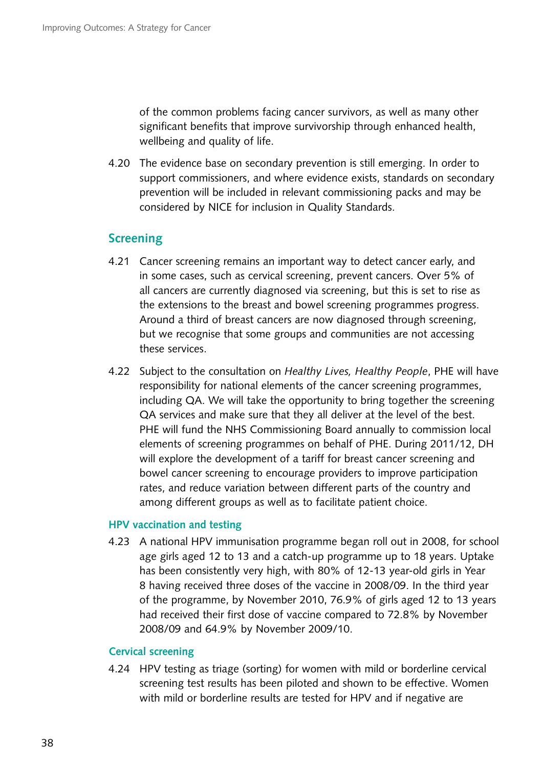of the common problems facing cancer survivors, as well as many other significant benefits that improve survivorship through enhanced health, wellbeing and quality of life.

4.20 The evidence base on secondary prevention is still emerging. In order to support commissioners, and where evidence exists, standards on secondary prevention will be included in relevant commissioning packs and may be considered by NICE for inclusion in Quality Standards.

## Screening

4.21 Cancer screening remains an important way to detect cancer early, and in some cases, such as cervical screening, prevent cancers. Over 5% of all cancers are currently diagnosed via screening, but this is set to rise as the extensions to the breast and bowel screening programmes progress. Around a third of breast cancers are now diagnosed through screening, but we recognise that some groups and communities are not accessing these services.

4.22 Subject to the consultation on *Healthy Lives, Healthy People*, PHE will have responsibility for national elements of the cancer screening programmes, including QA. We will take the opportunity to bring together the screening QA services and make sure that they all deliver at the level of the best. PHE will fund the NHS Commissioning Board annually to commission local elements of screening programmes on behalf of PHE. During 2011/12, DH will explore the development of a tariff for breast cancer screening and bowel cancer screening to encourage providers to improve participation rates, and reduce variation between different parts of the country and among different groups as well as to facilitate patient choice.

### HPV vaccination and testing

4.23 A national HPV immunisation programme began roll out in 2008, for school age girls aged 12 to 13 and a catch-up programme up to 18 years. Uptake has been consistently very high, with 80% of 12-13 year-old girls in Year 8 having received three doses of the vaccine in 2008/09. In the third year of the programme, by November 2010, 76.9% of girls aged 12 to 13 years had received their first dose of vaccine compared to 72.8% by November 2008/09 and 64.9% by November 2009/10.

### Cervical screening

4.24 HPV testing as triage (sorting) for women with mild or borderline cervical screening test results has been piloted and shown to be effective. Women with mild or borderline results are tested for HPV and if negative are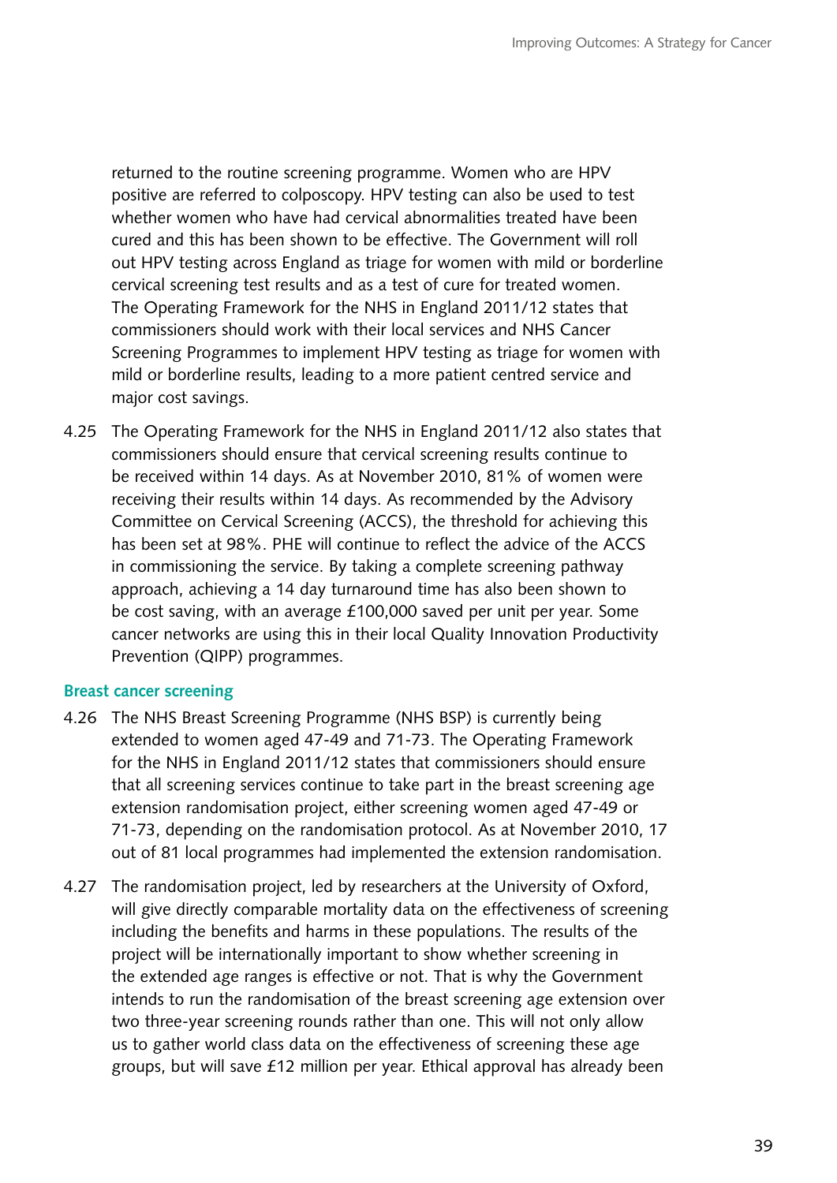returned to the routine screening programme. Women who are HPV positive are referred to colposcopy. HPV testing can also be used to test whether women who have had cervical abnormalities treated have been cured and this has been shown to be effective. The Government will roll out HPV testing across England as triage for women with mild or borderline cervical screening test results and as a test of cure for treated women. The Operating Framework for the NHS in England 2011/12 states that commissioners should work with their local services and NHS Cancer Screening Programmes to implement HPV testing as triage for women with mild or borderline results, leading to a more patient centred service and major cost savings.

4.25 The Operating Framework for the NHS in England 2011/12 also states that commissioners should ensure that cervical screening results continue to be received within 14 days. As at November 2010, 81% of women were receiving their results within 14 days. As recommended by the Advisory Committee on Cervical Screening (ACCS), the threshold for achieving this has been set at 98%. PHE will continue to reflect the advice of the ACCS in commissioning the service. By taking a complete screening pathway approach, achieving a 14 day turnaround time has also been shown to be cost saving, with an average £100,000 saved per unit per year. Some cancer networks are using this in their local Quality Innovation Productivity Prevention (QIPP) programmes.

### Breast cancer screening

4.26 The NHS Breast Screening Programme (NHS BSP) is currently being extended to women aged 47-49 and 71-73. The Operating Framework for the NHS in England 2011/12 states that commissioners should ensure that all screening services continue to take part in the breast screening age extension randomisation project, either screening women aged 47-49 or 71-73, depending on the randomisation protocol. As at November 2010, 17 out of 81 local programmes had implemented the extension randomisation.

4.27 The randomisation project, led by researchers at the University of Oxford, will give directly comparable mortality data on the effectiveness of screening including the benefits and harms in these populations. The results of the project will be internationally important to show whether screening in the extended age ranges is effective or not. That is why the Government intends to run the randomisation of the breast screening age extension over two three-year screening rounds rather than one. This will not only allow us to gather world class data on the effectiveness of screening these age groups, but will save £12 million per year. Ethical approval has already been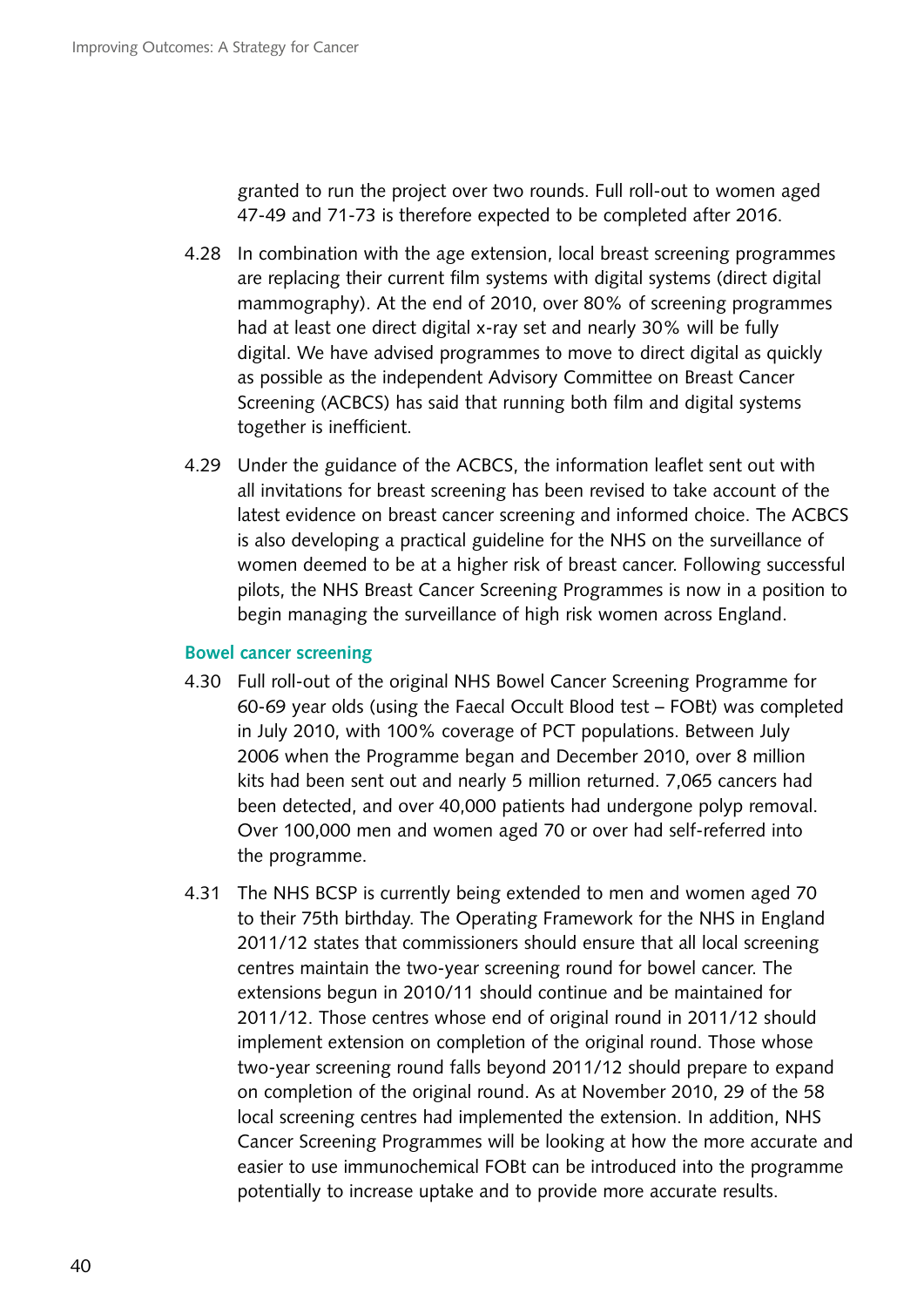granted to run the project over two rounds. Full roll-out to women aged 47-49 and 71-73 is therefore expected to be completed after 2016.

4.28 In combination with the age extension, local breast screening programmes are replacing their current film systems with digital systems (direct digital mammography). At the end of 2010, over 80% of screening programmes had at least one direct digital x-ray set and nearly 30% will be fully digital. We have advised programmes to move to direct digital as quickly as possible as the independent Advisory Committee on Breast Cancer Screening (ACBCS) has said that running both film and digital systems together is inefficient.

4.29 Under the guidance of the ACBCS, the information leaflet sent out with all invitations for breast screening has been revised to take account of the latest evidence on breast cancer screening and informed choice. The ACBCS is also developing a practical guideline for the NHS on the surveillance of women deemed to be at a higher risk of breast cancer. Following successful pilots, the NHS Breast Cancer Screening Programmes is now in a position to begin managing the surveillance of high risk women across England.

### Bowel cancer screening

4.30 Full roll-out of the original NHS Bowel Cancer Screening Programme for 60-69 year olds (using the Faecal Occult Blood test – FOBt) was completed in July 2010, with 100% coverage of PCT populations. Between July 2006 when the Programme began and December 2010, over 8 million kits had been sent out and nearly 5 million returned. 7,065 cancers had been detected, and over 40,000 patients had undergone polyp removal. Over 100,000 men and women aged 70 or over had self-referred into the programme.

4.31 The NHS BCSP is currently being extended to men and women aged 70 to their 75th birthday. The Operating Framework for the NHS in England 2011/12 states that commissioners should ensure that all local screening centres maintain the two-year screening round for bowel cancer. The extensions begun in 2010/11 should continue and be maintained for 2011/12. Those centres whose end of original round in 2011/12 should implement extension on completion of the original round. Those whose two-year screening round falls beyond 2011/12 should prepare to expand on completion of the original round. As at November 2010, 29 of the 58 local screening centres had implemented the extension. In addition, NHS Cancer Screening Programmes will be looking at how the more accurate and easier to use immunochemical FOBt can be introduced into the programme potentially to increase uptake and to provide more accurate results.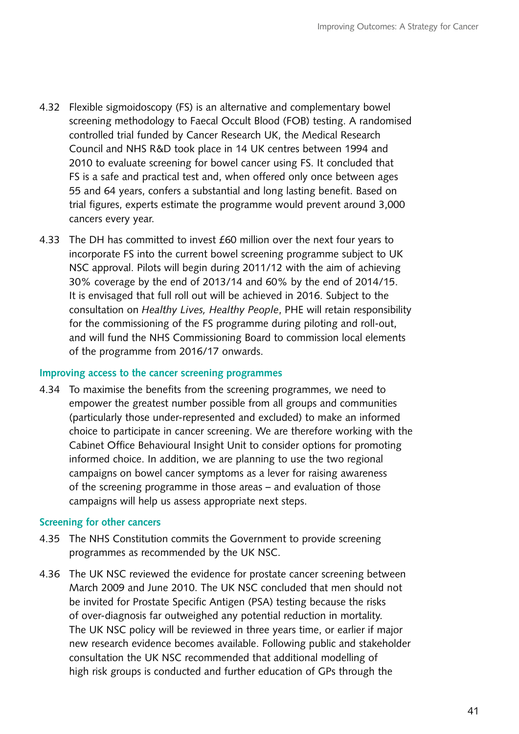4.32 Flexible sigmoidoscopy (FS) is an alternative and complementary bowel screening methodology to Faecal Occult Blood (FOB) testing. A randomised controlled trial funded by Cancer Research UK, the Medical Research Council and NHS R&D took place in 14 UK centres between 1994 and 2010 to evaluate screening for bowel cancer using FS. It concluded that FS is a safe and practical test and, when offered only once between ages 55 and 64 years, confers a substantial and long lasting benefit. Based on trial figures, experts estimate the programme would prevent around 3,000 cancers every year.

4.33 The DH has committed to invest £60 million over the next four years to incorporate FS into the current bowel screening programme subject to UK NSC approval. Pilots will begin during 2011/12 with the aim of achieving 30% coverage by the end of 2013/14 and 60% by the end of 2014/15. It is envisaged that full roll out will be achieved in 2016. Subject to the consultation on *Healthy Lives, Healthy People*, PHE will retain responsibility for the commissioning of the FS programme during piloting and roll-out, and will fund the NHS Commissioning Board to commission local elements of the programme from 2016/17 onwards.

### Improving access to the cancer screening programmes

4.34 To maximise the benefits from the screening programmes, we need to empower the greatest number possible from all groups and communities (particularly those under-represented and excluded) to make an informed choice to participate in cancer screening. We are therefore working with the Cabinet Office Behavioural Insight Unit to consider options for promoting informed choice. In addition, we are planning to use the two regional campaigns on bowel cancer symptoms as a lever for raising awareness of the screening programme in those areas – and evaluation of those campaigns will help us assess appropriate next steps.

### Screening for other cancers

4.35 The NHS Constitution commits the Government to provide screening programmes as recommended by the UK NSC.

4.36 The UK NSC reviewed the evidence for prostate cancer screening between March 2009 and June 2010. The UK NSC concluded that men should not be invited for Prostate Specific Antigen (PSA) testing because the risks of over-diagnosis far outweighed any potential reduction in mortality. The UK NSC policy will be reviewed in three years time, or earlier if major new research evidence becomes available. Following public and stakeholder consultation the UK NSC recommended that additional modelling of high risk groups is conducted and further education of GPs through the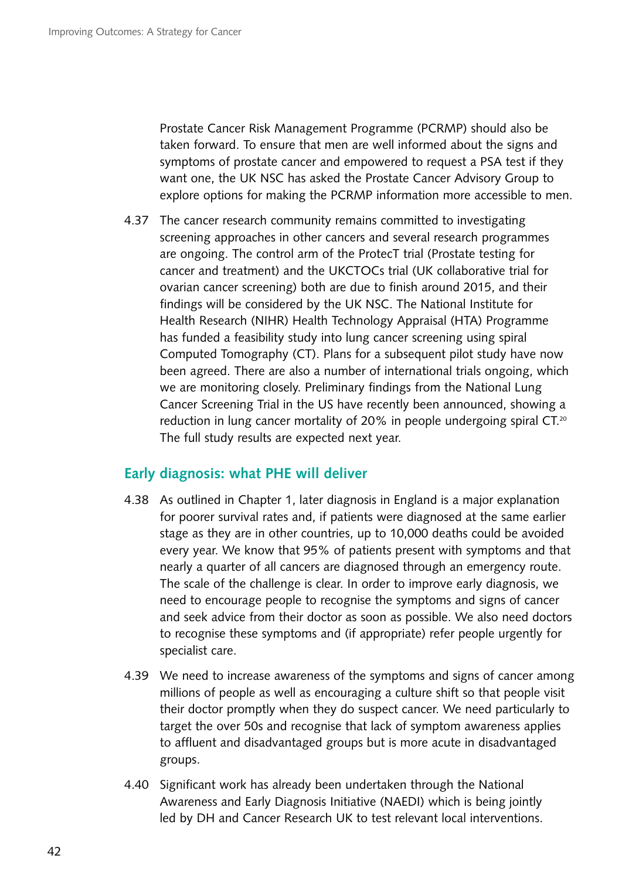Prostate Cancer Risk Management Programme (PCRMP) should also be taken forward. To ensure that men are well informed about the signs and symptoms of prostate cancer and empowered to request a PSA test if they want one, the UK NSC has asked the Prostate Cancer Advisory Group to explore options for making the PCRMP information more accessible to men.

4.37 The cancer research community remains committed to investigating screening approaches in other cancers and several research programmes are ongoing. The control arm of the ProtecT trial (Prostate testing for cancer and treatment) and the UKCTOCs trial (UK collaborative trial for ovarian cancer screening) both are due to finish around 2015, and their findings will be considered by the UK NSC. The National Institute for Health Research (NIHR) Health Technology Appraisal (HTA) Programme has funded a feasibility study into lung cancer screening using spiral Computed Tomography (CT). Plans for a subsequent pilot study have now been agreed. There are also a number of international trials ongoing, which we are monitoring closely. Preliminary findings from the National Lung Cancer Screening Trial in the US have recently been announced, showing a reduction in lung cancer mortality of 20% in people undergoing spiral CT.[20] The full study results are expected next year.

## Early diagnosis: what PHE will deliver

4.38 As outlined in Chapter 1, later diagnosis in England is a major explanation for poorer survival rates and, if patients were diagnosed at the same earlier stage as they are in other countries, up to 10,000 deaths could be avoided every year. We know that 95% of patients present with symptoms and that nearly a quarter of all cancers are diagnosed through an emergency route. The scale of the challenge is clear. In order to improve early diagnosis, we need to encourage people to recognise the symptoms and signs of cancer and seek advice from their doctor as soon as possible. We also need doctors to recognise these symptoms and (if appropriate) refer people urgently for specialist care.

4.39 We need to increase awareness of the symptoms and signs of cancer among millions of people as well as encouraging a culture shift so that people visit their doctor promptly when they do suspect cancer. We need particularly to target the over 50s and recognise that lack of symptom awareness applies to affluent and disadvantaged groups but is more acute in disadvantaged groups.

4.40 Significant work has already been undertaken through the National Awareness and Early Diagnosis Initiative (NAEDI) which is being jointly led by DH and Cancer Research UK to test relevant local interventions.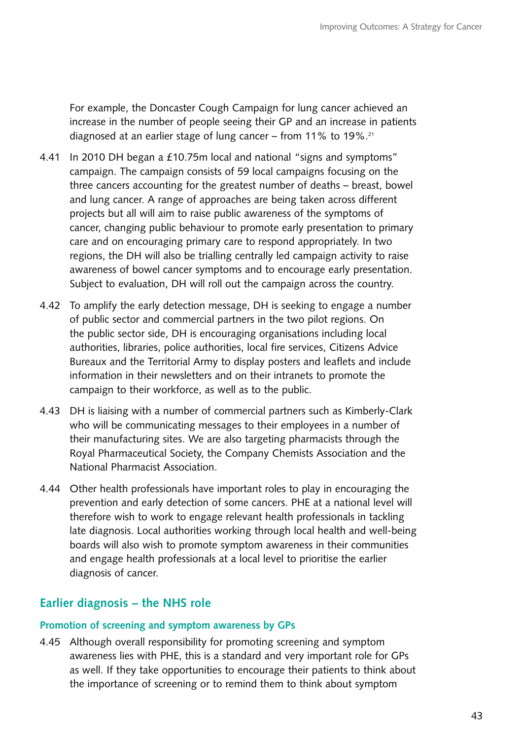For example, the Doncaster Cough Campaign for lung cancer achieved an increase in the number of people seeing their GP and an increase in patients diagnosed at an earlier stage of lung cancer – from 11% to 19%.[21]

4.41 In 2010 DH began a £10.75m local and national "signs and symptoms" campaign. The campaign consists of 59 local campaigns focusing on the three cancers accounting for the greatest number of deaths – breast, bowel and lung cancer. A range of approaches are being taken across different projects but all will aim to raise public awareness of the symptoms of cancer, changing public behaviour to promote early presentation to primary care and on encouraging primary care to respond appropriately. In two regions, the DH will also be trialling centrally led campaign activity to raise awareness of bowel cancer symptoms and to encourage early presentation. Subject to evaluation, DH will roll out the campaign across the country.

4.42 To amplify the early detection message, DH is seeking to engage a number of public sector and commercial partners in the two pilot regions. On the public sector side, DH is encouraging organisations including local authorities, libraries, police authorities, local fire services, Citizens Advice Bureaux and the Territorial Army to display posters and leaflets and include information in their newsletters and on their intranets to promote the campaign to their workforce, as well as to the public.

4.43 DH is liaising with a number of commercial partners such as Kimberly-Clark who will be communicating messages to their employees in a number of their manufacturing sites. We are also targeting pharmacists through the Royal Pharmaceutical Society, the Company Chemists Association and the National Pharmacist Association.

4.44 Other health professionals have important roles to play in encouraging the prevention and early detection of some cancers. PHE at a national level will therefore wish to work to engage relevant health professionals in tackling late diagnosis. Local authorities working through local health and well-being boards will also wish to promote symptom awareness in their communities and engage health professionals at a local level to prioritise the earlier diagnosis of cancer.

## Earlier diagnosis – the NHS role

### Promotion of screening and symptom awareness by GPs

4.45 Although overall responsibility for promoting screening and symptom awareness lies with PHE, this is a standard and very important role for GPs as well. If they take opportunities to encourage their patients to think about the importance of screening or to remind them to think about symptom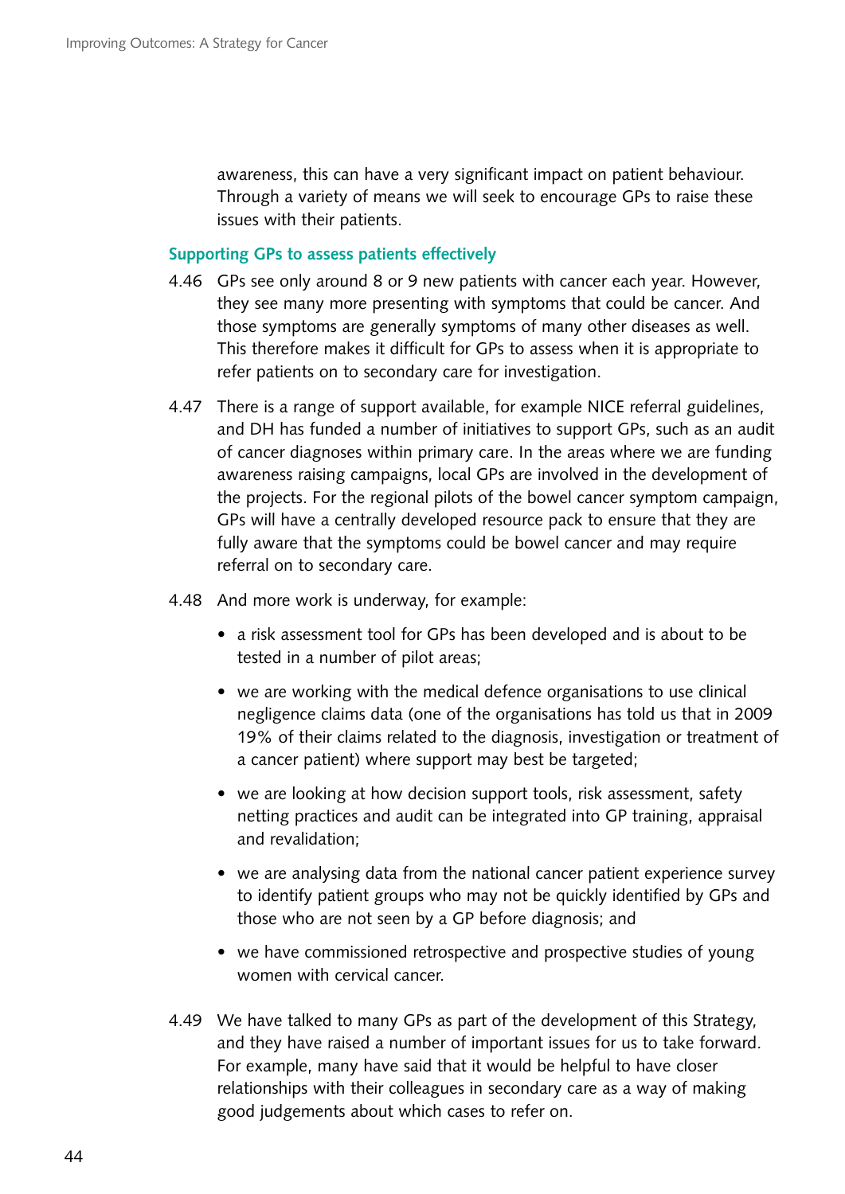awareness, this can have a very significant impact on patient behaviour. Through a variety of means we will seek to encourage GPs to raise these issues with their patients.

### Supporting GPs to assess patients effectively

4.46 GPs see only around 8 or 9 new patients with cancer each year. However, they see many more presenting with symptoms that could be cancer. And those symptoms are generally symptoms of many other diseases as well. This therefore makes it difficult for GPs to assess when it is appropriate to refer patients on to secondary care for investigation.

4.47 There is a range of support available, for example NICE referral guidelines, and DH has funded a number of initiatives to support GPs, such as an audit of cancer diagnoses within primary care. In the areas where we are funding awareness raising campaigns, local GPs are involved in the development of the projects. For the regional pilots of the bowel cancer symptom campaign, GPs will have a centrally developed resource pack to ensure that they are fully aware that the symptoms could be bowel cancer and may require referral on to secondary care.

4.48 And more work is underway, for example:

- a risk assessment tool for GPs has been developed and is about to be tested in a number of pilot areas;
- we are working with the medical defence organisations to use clinical negligence claims data (one of the organisations has told us that in 2009 19% of their claims related to the diagnosis, investigation or treatment of a cancer patient) where support may best be targeted;
- we are looking at how decision support tools, risk assessment, safety netting practices and audit can be integrated into GP training, appraisal and revalidation;
- we are analysing data from the national cancer patient experience survey to identify patient groups who may not be quickly identified by GPs and those who are not seen by a GP before diagnosis; and
- we have commissioned retrospective and prospective studies of young women with cervical cancer.

4.49 We have talked to many GPs as part of the development of this Strategy, and they have raised a number of important issues for us to take forward. For example, many have said that it would be helpful to have closer relationships with their colleagues in secondary care as a way of making good judgements about which cases to refer on.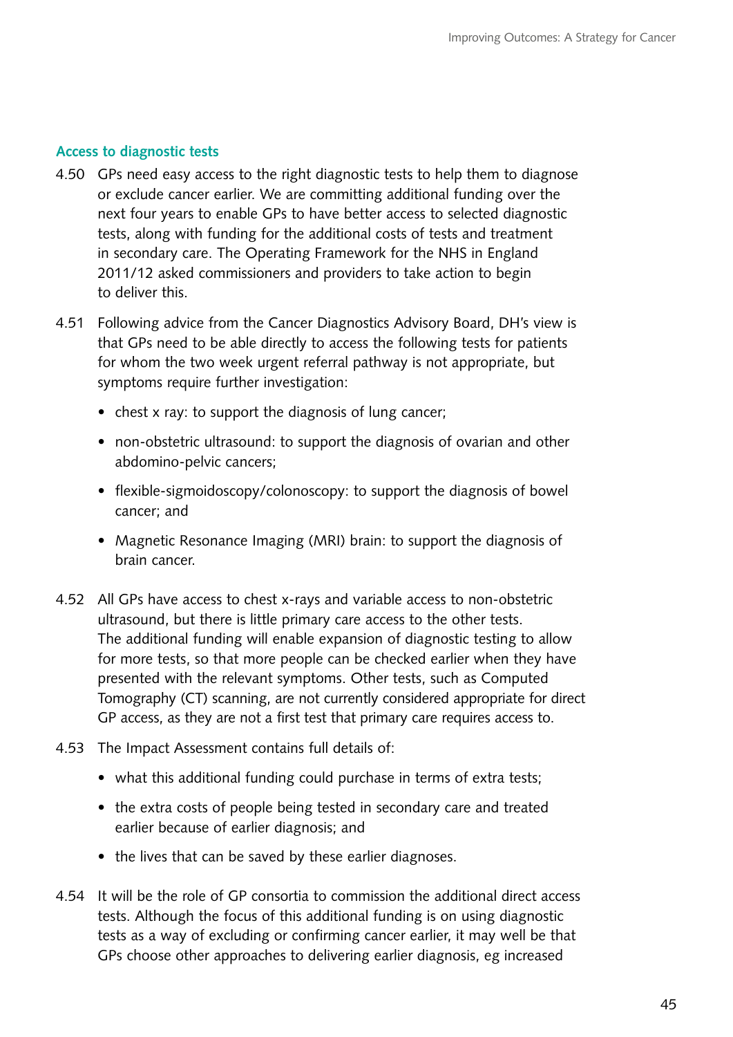### Access to diagnostic tests

4.50 GPs need easy access to the right diagnostic tests to help them to diagnose or exclude cancer earlier. We are committing additional funding over the next four years to enable GPs to have better access to selected diagnostic tests, along with funding for the additional costs of tests and treatment in secondary care. The Operating Framework for the NHS in England 2011/12 asked commissioners and providers to take action to begin to deliver this.

4.51 Following advice from the Cancer Diagnostics Advisory Board, DH's view is that GPs need to be able directly to access the following tests for patients for whom the two week urgent referral pathway is not appropriate, but symptoms require further investigation:

- chest x ray: to support the diagnosis of lung cancer;
- non-obstetric ultrasound: to support the diagnosis of ovarian and other abdomino-pelvic cancers;
- flexible-sigmoidoscopy/colonoscopy: to support the diagnosis of bowel cancer; and
- Magnetic Resonance Imaging (MRI) brain: to support the diagnosis of brain cancer.

4.52 All GPs have access to chest x-rays and variable access to non-obstetric ultrasound, but there is little primary care access to the other tests. The additional funding will enable expansion of diagnostic testing to allow for more tests, so that more people can be checked earlier when they have presented with the relevant symptoms. Other tests, such as Computed Tomography (CT) scanning, are not currently considered appropriate for direct GP access, as they are not a first test that primary care requires access to.

4.53 The Impact Assessment contains full details of:

- what this additional funding could purchase in terms of extra tests;
- the extra costs of people being tested in secondary care and treated earlier because of earlier diagnosis; and
- the lives that can be saved by these earlier diagnoses.

4.54 It will be the role of GP consortia to commission the additional direct access tests. Although the focus of this additional funding is on using diagnostic tests as a way of excluding or confirming cancer earlier, it may well be that GPs choose other approaches to delivering earlier diagnosis, eg increased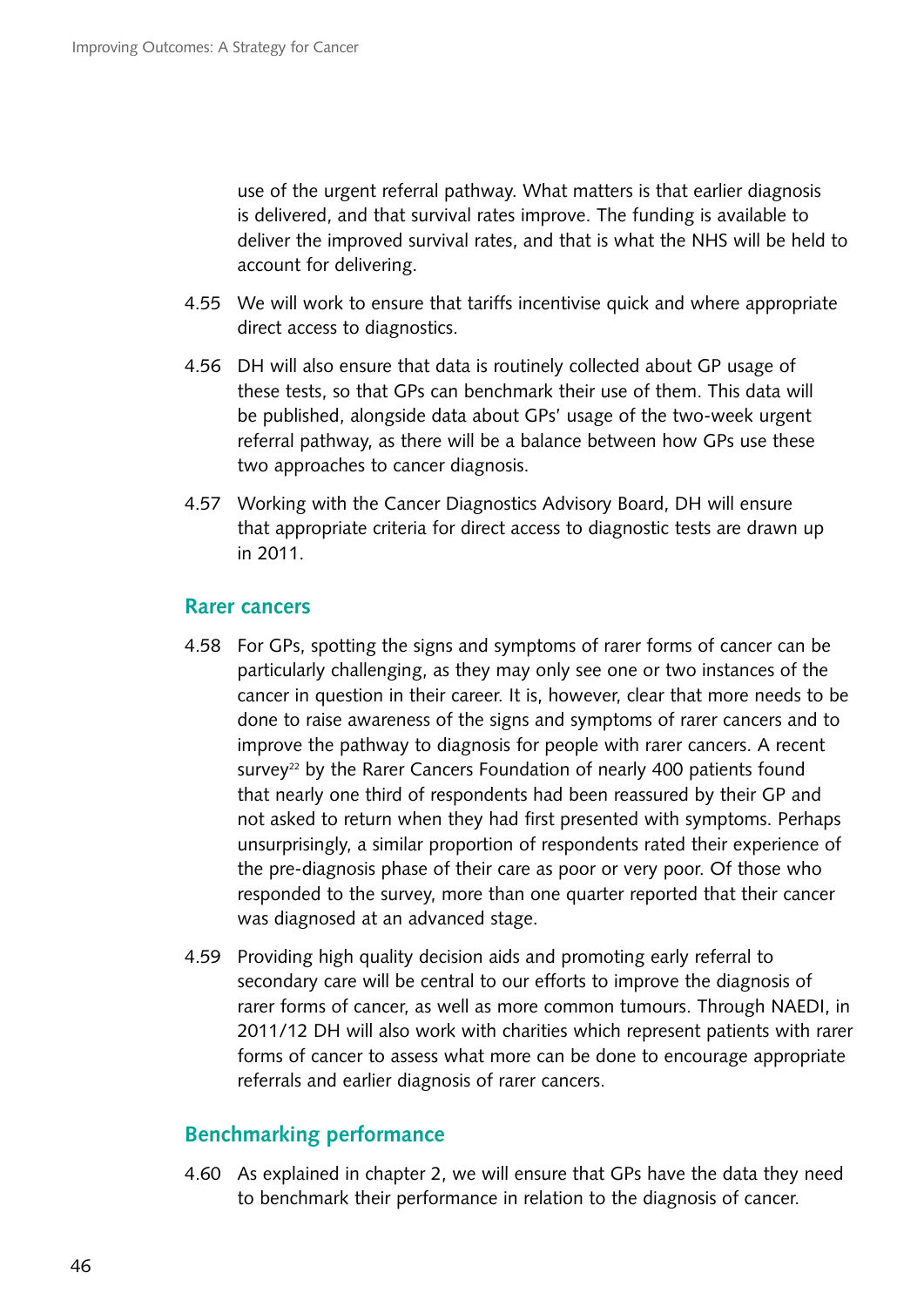use of the urgent referral pathway. What matters is that earlier diagnosis is delivered, and that survival rates improve. The funding is available to deliver the improved survival rates, and that is what the NHS will be held to account for delivering.

4.55 We will work to ensure that tariffs incentivise quick and where appropriate direct access to diagnostics.

4.56 DH will also ensure that data is routinely collected about GP usage of these tests, so that GPs can benchmark their use of them. This data will be published, alongside data about GPs' usage of the two-week urgent referral pathway, as there will be a balance between how GPs use these two approaches to cancer diagnosis.

4.57 Working with the Cancer Diagnostics Advisory Board, DH will ensure that appropriate criteria for direct access to diagnostic tests are drawn up in 2011.

## Rarer cancers

4.58 For GPs, spotting the signs and symptoms of rarer forms of cancer can be particularly challenging, as they may only see one or two instances of the cancer in question in their career. It is, however, clear that more needs to be done to raise awareness of the signs and symptoms of rarer cancers and to improve the pathway to diagnosis for people with rarer cancers. A recent survey[22] by the Rarer Cancers Foundation of nearly 400 patients found that nearly one third of respondents had been reassured by their GP and not asked to return when they had first presented with symptoms. Perhaps unsurprisingly, a similar proportion of respondents rated their experience of the pre-diagnosis phase of their care as poor or very poor. Of those who responded to the survey, more than one quarter reported that their cancer was diagnosed at an advanced stage.

4.59 Providing high quality decision aids and promoting early referral to secondary care will be central to our efforts to improve the diagnosis of rarer forms of cancer, as well as more common tumours. Through NAEDI, in 2011/12 DH will also work with charities which represent patients with rarer forms of cancer to assess what more can be done to encourage appropriate referrals and earlier diagnosis of rarer cancers.

## Benchmarking performance

4.60 As explained in chapter 2, we will ensure that GPs have the data they need to benchmark their performance in relation to the diagnosis of cancer.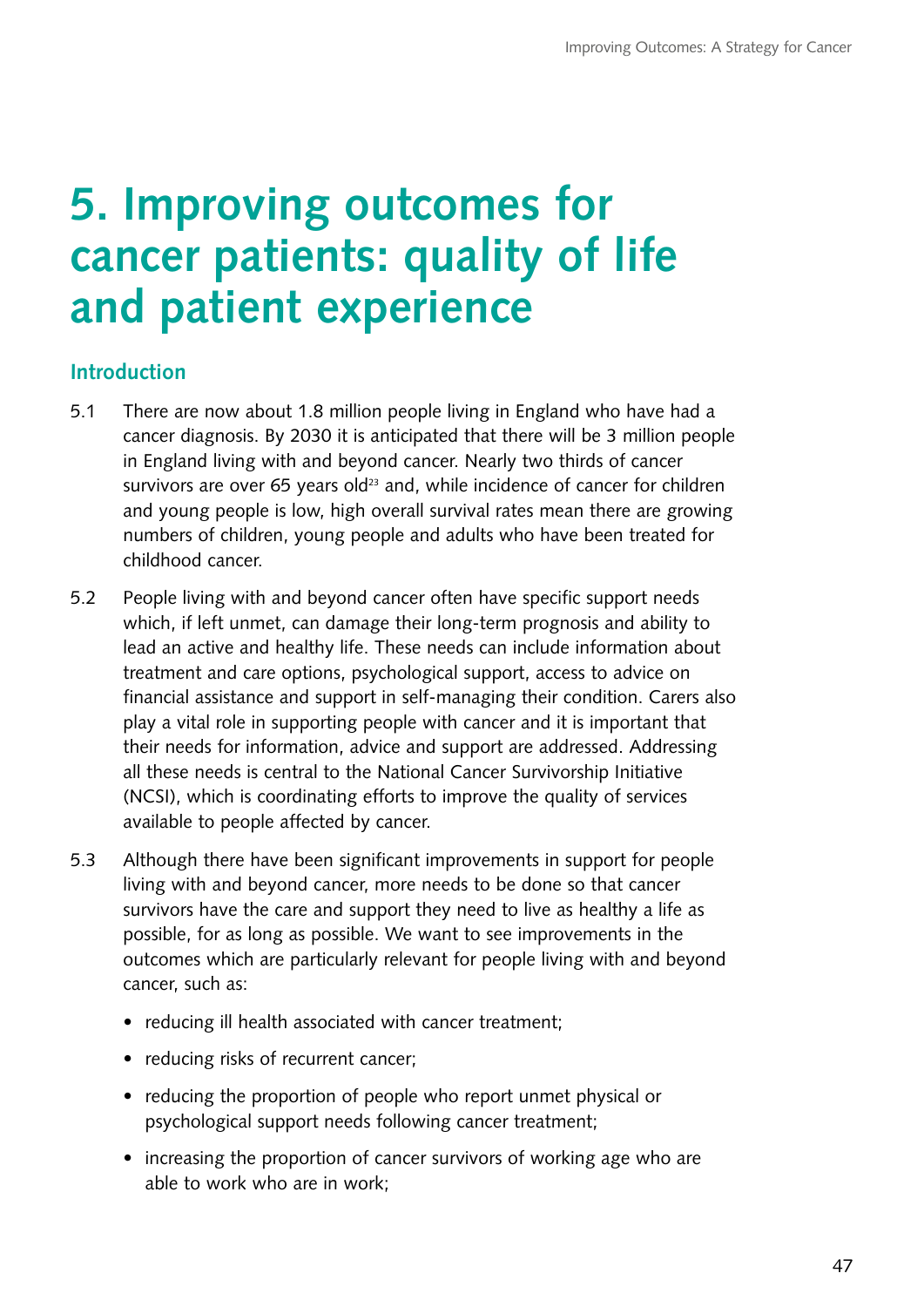# 5. Improving outcomes for cancer patients: quality of life and patient experience

## Introduction

5.1 There are now about 1.8 million people living in England who have had a cancer diagnosis. By 2030 it is anticipated that there will be 3 million people in England living with and beyond cancer. Nearly two thirds of cancer survivors are over 65 years old[23] and, while incidence of cancer for children and young people is low, high overall survival rates mean there are growing numbers of children, young people and adults who have been treated for childhood cancer.

5.2 People living with and beyond cancer often have specific support needs which, if left unmet, can damage their long-term prognosis and ability to lead an active and healthy life. These needs can include information about treatment and care options, psychological support, access to advice on financial assistance and support in self-managing their condition. Carers also play a vital role in supporting people with cancer and it is important that their needs for information, advice and support are addressed. Addressing all these needs is central to the National Cancer Survivorship Initiative (NCSI), which is coordinating efforts to improve the quality of services available to people affected by cancer.

5.3 Although there have been significant improvements in support for people living with and beyond cancer, more needs to be done so that cancer survivors have the care and support they need to live as healthy a life as possible, for as long as possible. We want to see improvements in the outcomes which are particularly relevant for people living with and beyond cancer, such as:

- reducing ill health associated with cancer treatment;
- reducing risks of recurrent cancer;
- reducing the proportion of people who report unmet physical or psychological support needs following cancer treatment;
- increasing the proportion of cancer survivors of working age who are able to work who are in work;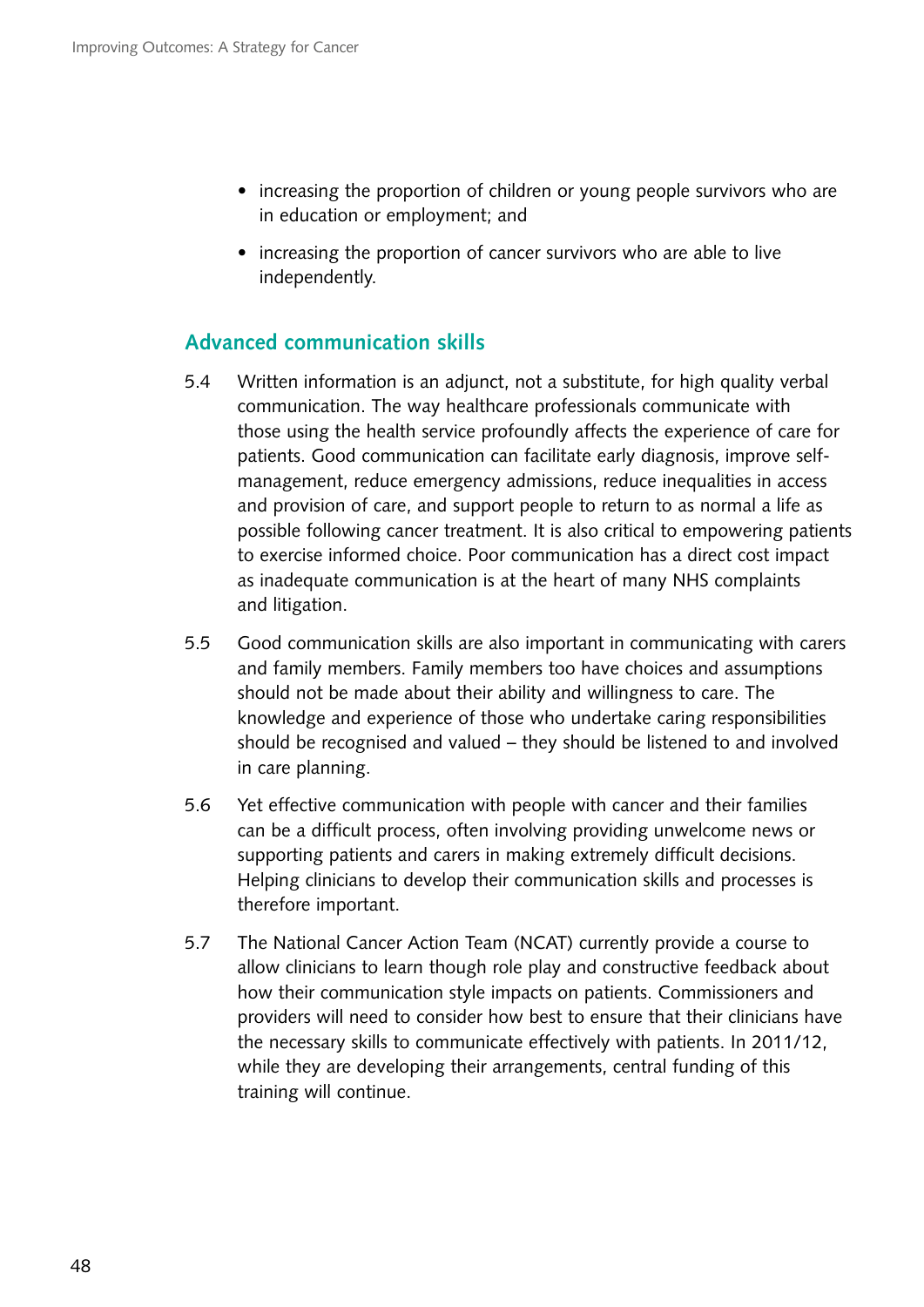- increasing the proportion of children or young people survivors who are in education or employment; and
- increasing the proportion of cancer survivors who are able to live independently.

## Advanced communication skills

5.4 Written information is an adjunct, not a substitute, for high quality verbal communication. The way healthcare professionals communicate with those using the health service profoundly affects the experience of care for patients. Good communication can facilitate early diagnosis, improve self-management, reduce emergency admissions, reduce inequalities in access and provision of care, and support people to return to as normal a life as possible following cancer treatment. It is also critical to empowering patients to exercise informed choice. Poor communication has a direct cost impact as inadequate communication is at the heart of many NHS complaints and litigation.

5.5 Good communication skills are also important in communicating with carers and family members. Family members too have choices and assumptions should not be made about their ability and willingness to care. The knowledge and experience of those who undertake caring responsibilities should be recognised and valued – they should be listened to and involved in care planning.

5.6 Yet effective communication with people with cancer and their families can be a difficult process, often involving providing unwelcome news or supporting patients and carers in making extremely difficult decisions. Helping clinicians to develop their communication skills and processes is therefore important.

5.7 The National Cancer Action Team (NCAT) currently provide a course to allow clinicians to learn though role play and constructive feedback about how their communication style impacts on patients. Commissioners and providers will need to consider how best to ensure that their clinicians have the necessary skills to communicate effectively with patients. In 2011/12, while they are developing their arrangements, central funding of this training will continue.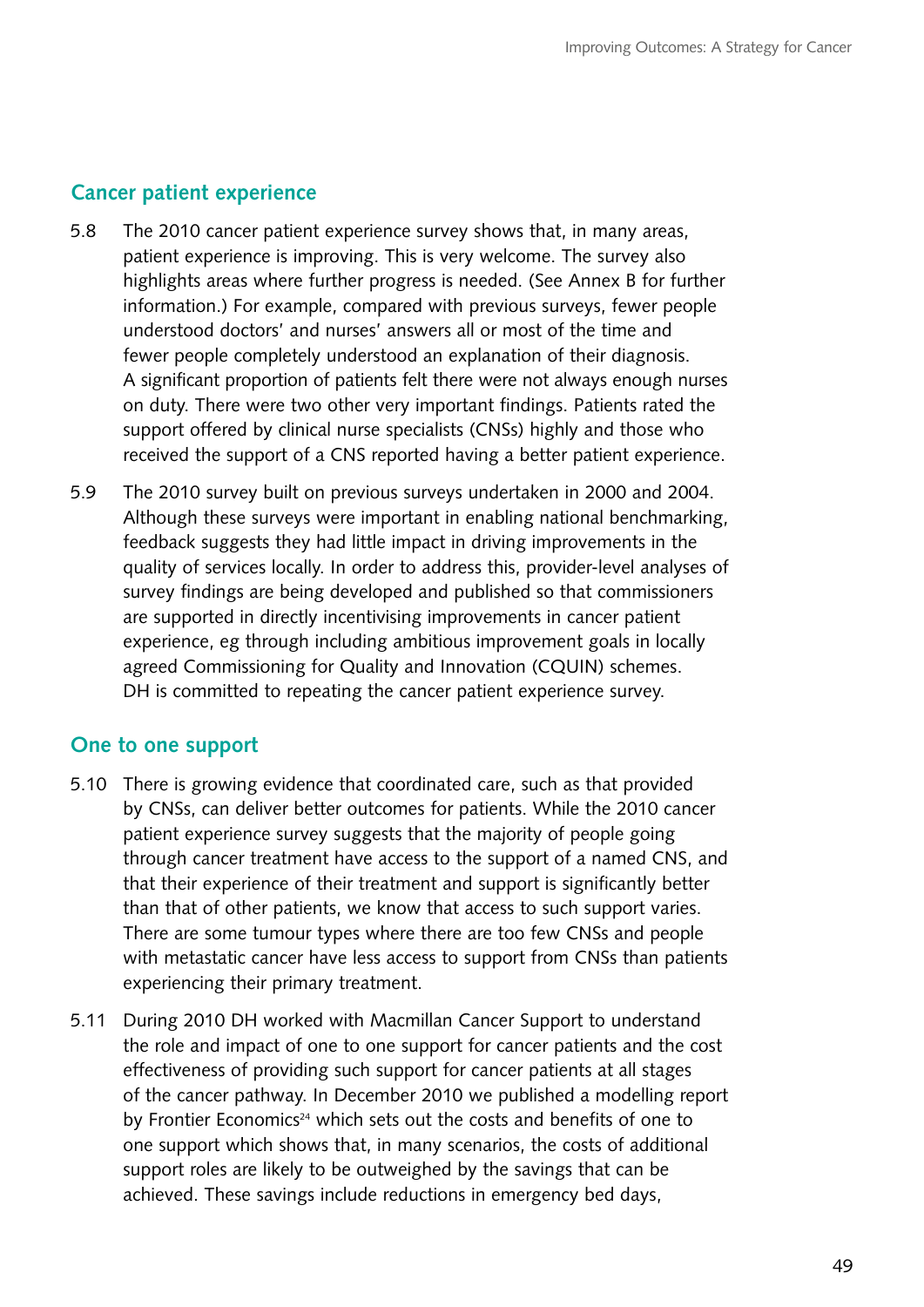## Cancer patient experience

5.8 The 2010 cancer patient experience survey shows that, in many areas, patient experience is improving. This is very welcome. The survey also highlights areas where further progress is needed. (See Annex B for further information.) For example, compared with previous surveys, fewer people understood doctors' and nurses' answers all or most of the time and fewer people completely understood an explanation of their diagnosis. A significant proportion of patients felt there were not always enough nurses on duty. There were two other very important findings. Patients rated the support offered by clinical nurse specialists (CNSs) highly and those who received the support of a CNS reported having a better patient experience.

5.9 The 2010 survey built on previous surveys undertaken in 2000 and 2004. Although these surveys were important in enabling national benchmarking, feedback suggests they had little impact in driving improvements in the quality of services locally. In order to address this, provider-level analyses of survey findings are being developed and published so that commissioners are supported in directly incentivising improvements in cancer patient experience, eg through including ambitious improvement goals in locally agreed Commissioning for Quality and Innovation (CQUIN) schemes. DH is committed to repeating the cancer patient experience survey.

## One to one support

5.10 There is growing evidence that coordinated care, such as that provided by CNSs, can deliver better outcomes for patients. While the 2010 cancer patient experience survey suggests that the majority of people going through cancer treatment have access to the support of a named CNS, and that their experience of their treatment and support is significantly better than that of other patients, we know that access to such support varies. There are some tumour types where there are too few CNSs and people with metastatic cancer have less access to support from CNSs than patients experiencing their primary treatment.

5.11 During 2010 DH worked with Macmillan Cancer Support to understand the role and impact of one to one support for cancer patients and the cost effectiveness of providing such support for cancer patients at all stages of the cancer pathway. In December 2010 we published a modelling report by Frontier Economics[24] which sets out the costs and benefits of one to one support which shows that, in many scenarios, the costs of additional support roles are likely to be outweighed by the savings that can be achieved. These savings include reductions in emergency bed days,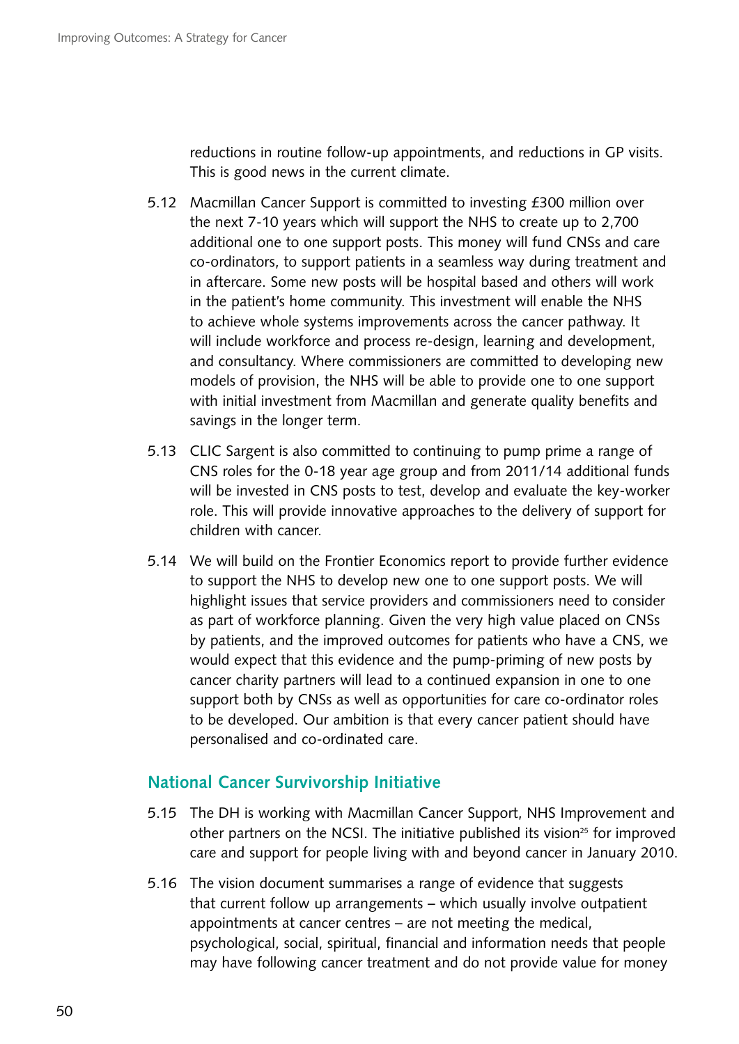reductions in routine follow-up appointments, and reductions in GP visits. This is good news in the current climate.

5.12 Macmillan Cancer Support is committed to investing £300 million over the next 7-10 years which will support the NHS to create up to 2,700 additional one to one support posts. This money will fund CNSs and care co-ordinators, to support patients in a seamless way during treatment and in aftercare. Some new posts will be hospital based and others will work in the patient's home community. This investment will enable the NHS to achieve whole systems improvements across the cancer pathway. It will include workforce and process re-design, learning and development, and consultancy. Where commissioners are committed to developing new models of provision, the NHS will be able to provide one to one support with initial investment from Macmillan and generate quality benefits and savings in the longer term.

5.13 CLIC Sargent is also committed to continuing to pump prime a range of CNS roles for the 0-18 year age group and from 2011/14 additional funds will be invested in CNS posts to test, develop and evaluate the key-worker role. This will provide innovative approaches to the delivery of support for children with cancer.

5.14 We will build on the Frontier Economics report to provide further evidence to support the NHS to develop new one to one support posts. We will highlight issues that service providers and commissioners need to consider as part of workforce planning. Given the very high value placed on CNSs by patients, and the improved outcomes for patients who have a CNS, we would expect that this evidence and the pump-priming of new posts by cancer charity partners will lead to a continued expansion in one to one support both by CNSs as well as opportunities for care co-ordinator roles to be developed. Our ambition is that every cancer patient should have personalised and co-ordinated care.

## National Cancer Survivorship Initiative

5.15 The DH is working with Macmillan Cancer Support, NHS Improvement and other partners on the NCSI. The initiative published its vision[25] for improved care and support for people living with and beyond cancer in January 2010.

5.16 The vision document summarises a range of evidence that suggests that current follow up arrangements – which usually involve outpatient appointments at cancer centres – are not meeting the medical, psychological, social, spiritual, financial and information needs that people may have following cancer treatment and do not provide value for money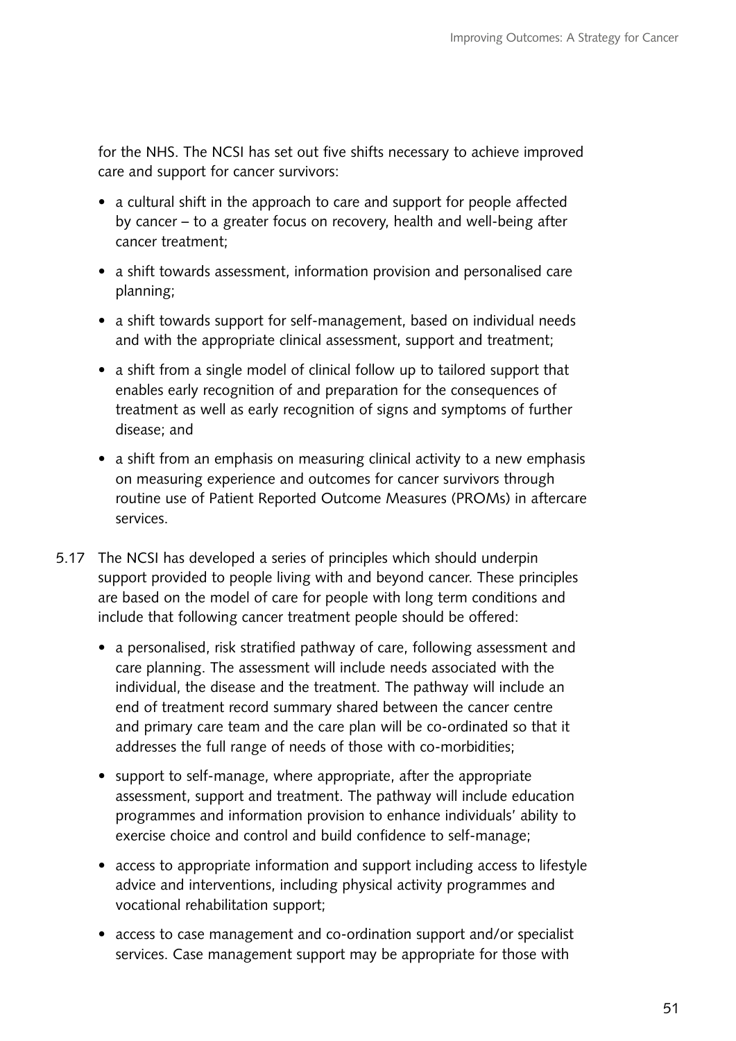for the NHS. The NCSI has set out five shifts necessary to achieve improved care and support for cancer survivors:

- a cultural shift in the approach to care and support for people affected by cancer – to a greater focus on recovery, health and well-being after cancer treatment;
- a shift towards assessment, information provision and personalised care planning;
- a shift towards support for self-management, based on individual needs and with the appropriate clinical assessment, support and treatment;
- a shift from a single model of clinical follow up to tailored support that enables early recognition of and preparation for the consequences of treatment as well as early recognition of signs and symptoms of further disease; and
- a shift from an emphasis on measuring clinical activity to a new emphasis on measuring experience and outcomes for cancer survivors through routine use of Patient Reported Outcome Measures (PROMs) in aftercare services.

5.17 The NCSI has developed a series of principles which should underpin support provided to people living with and beyond cancer. These principles are based on the model of care for people with long term conditions and include that following cancer treatment people should be offered:

- a personalised, risk stratified pathway of care, following assessment and care planning. The assessment will include needs associated with the individual, the disease and the treatment. The pathway will include an end of treatment record summary shared between the cancer centre and primary care team and the care plan will be co-ordinated so that it addresses the full range of needs of those with co-morbidities;
- support to self-manage, where appropriate, after the appropriate assessment, support and treatment. The pathway will include education programmes and information provision to enhance individuals' ability to exercise choice and control and build confidence to self-manage;
- access to appropriate information and support including access to lifestyle advice and interventions, including physical activity programmes and vocational rehabilitation support;
- access to case management and co-ordination support and/or specialist services. Case management support may be appropriate for those with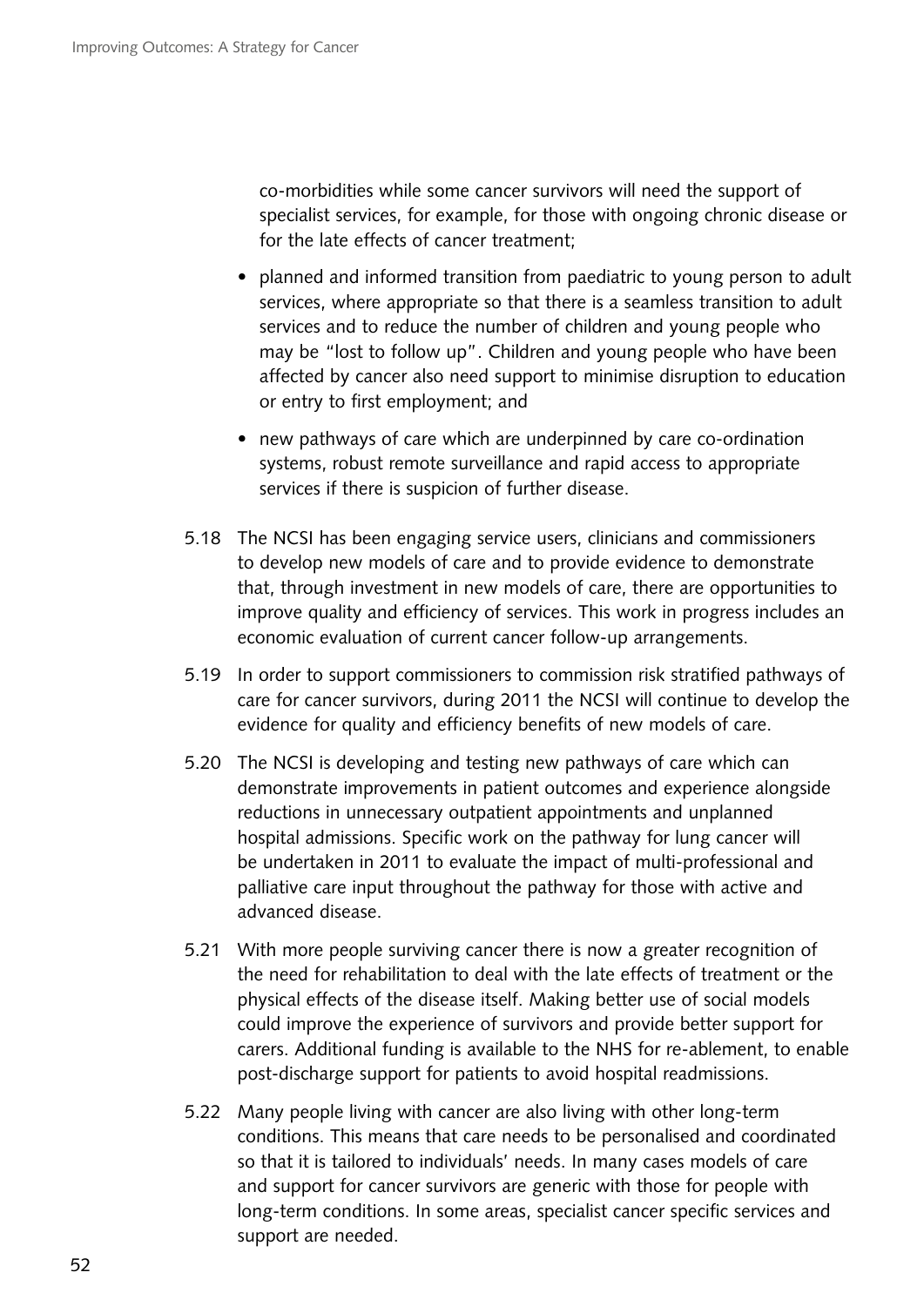co-morbidities while some cancer survivors will need the support of specialist services, for example, for those with ongoing chronic disease or for the late effects of cancer treatment;

- planned and informed transition from paediatric to young person to adult services, where appropriate so that there is a seamless transition to adult services and to reduce the number of children and young people who may be "lost to follow up". Children and young people who have been affected by cancer also need support to minimise disruption to education or entry to first employment; and
- new pathways of care which are underpinned by care co-ordination systems, robust remote surveillance and rapid access to appropriate services if there is suspicion of further disease.

5.18 The NCSI has been engaging service users, clinicians and commissioners to develop new models of care and to provide evidence to demonstrate that, through investment in new models of care, there are opportunities to improve quality and efficiency of services. This work in progress includes an economic evaluation of current cancer follow-up arrangements.

5.19 In order to support commissioners to commission risk stratified pathways of care for cancer survivors, during 2011 the NCSI will continue to develop the evidence for quality and efficiency benefits of new models of care.

5.20 The NCSI is developing and testing new pathways of care which can demonstrate improvements in patient outcomes and experience alongside reductions in unnecessary outpatient appointments and unplanned hospital admissions. Specific work on the pathway for lung cancer will be undertaken in 2011 to evaluate the impact of multi-professional and palliative care input throughout the pathway for those with active and advanced disease.

5.21 With more people surviving cancer there is now a greater recognition of the need for rehabilitation to deal with the late effects of treatment or the physical effects of the disease itself. Making better use of social models could improve the experience of survivors and provide better support for carers. Additional funding is available to the NHS for re-ablement, to enable post-discharge support for patients to avoid hospital readmissions.

5.22 Many people living with cancer are also living with other long-term conditions. This means that care needs to be personalised and coordinated so that it is tailored to individuals' needs. In many cases models of care and support for cancer survivors are generic with those for people with long-term conditions. In some areas, specialist cancer specific services and support are needed.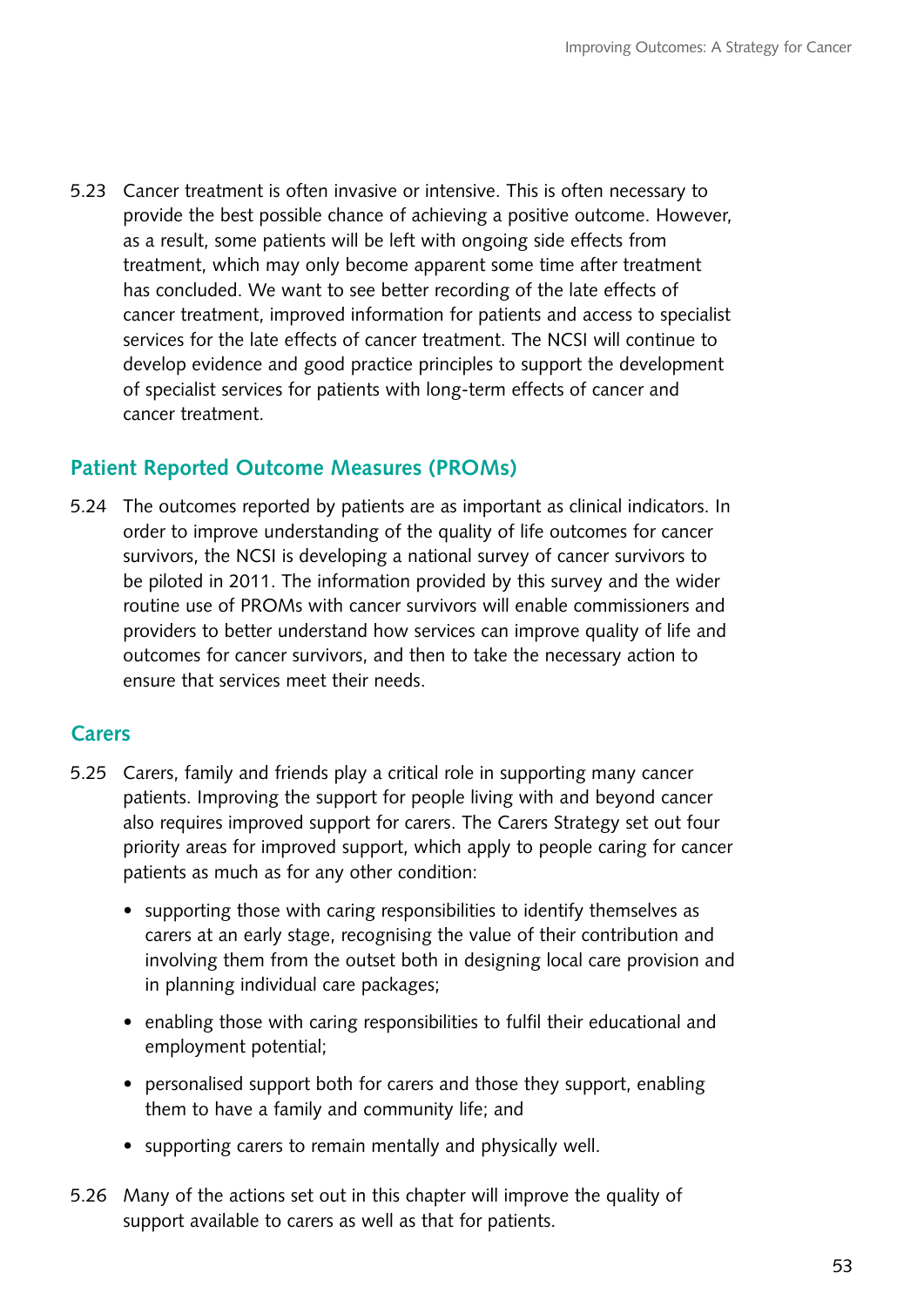5.23 Cancer treatment is often invasive or intensive. This is often necessary to provide the best possible chance of achieving a positive outcome. However, as a result, some patients will be left with ongoing side effects from treatment, which may only become apparent some time after treatment has concluded. We want to see better recording of the late effects of cancer treatment, improved information for patients and access to specialist services for the late effects of cancer treatment. The NCSI will continue to develop evidence and good practice principles to support the development of specialist services for patients with long-term effects of cancer and cancer treatment.

## Patient Reported Outcome Measures (PROMs)

5.24 The outcomes reported by patients are as important as clinical indicators. In order to improve understanding of the quality of life outcomes for cancer survivors, the NCSI is developing a national survey of cancer survivors to be piloted in 2011. The information provided by this survey and the wider routine use of PROMs with cancer survivors will enable commissioners and providers to better understand how services can improve quality of life and outcomes for cancer survivors, and then to take the necessary action to ensure that services meet their needs.

## Carers

5.25 Carers, family and friends play a critical role in supporting many cancer patients. Improving the support for people living with and beyond cancer also requires improved support for carers. The Carers Strategy set out four priority areas for improved support, which apply to people caring for cancer patients as much as for any other condition:

- supporting those with caring responsibilities to identify themselves as carers at an early stage, recognising the value of their contribution and involving them from the outset both in designing local care provision and in planning individual care packages;
- enabling those with caring responsibilities to fulfil their educational and employment potential;
- personalised support both for carers and those they support, enabling them to have a family and community life; and
- supporting carers to remain mentally and physically well.

5.26 Many of the actions set out in this chapter will improve the quality of support available to carers as well as that for patients.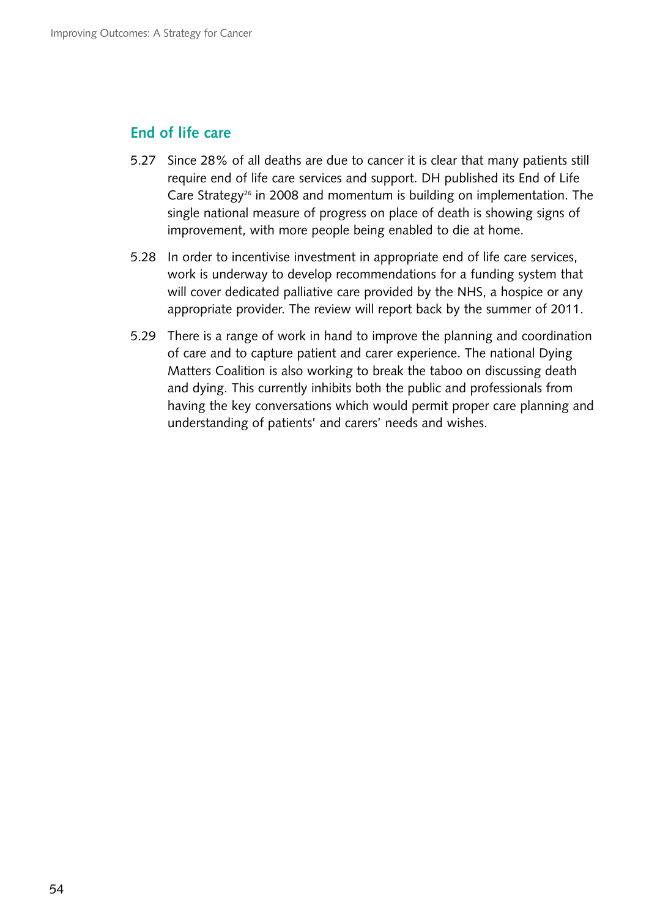## End of life care

5.27 Since 28% of all deaths are due to cancer it is clear that many patients still require end of life care services and support. DH published its End of Life Care Strategy[26] in 2008 and momentum is building on implementation. The single national measure of progress on place of death is showing signs of improvement, with more people being enabled to die at home.

5.28 In order to incentivise investment in appropriate end of life care services, work is underway to develop recommendations for a funding system that will cover dedicated palliative care provided by the NHS, a hospice or any appropriate provider. The review will report back by the summer of 2011.

5.29 There is a range of work in hand to improve the planning and coordination of care and to capture patient and carer experience. The national Dying Matters Coalition is also working to break the taboo on discussing death and dying. This currently inhibits both the public and professionals from having the key conversations which would permit proper care planning and understanding of patients' and carers' needs and wishes.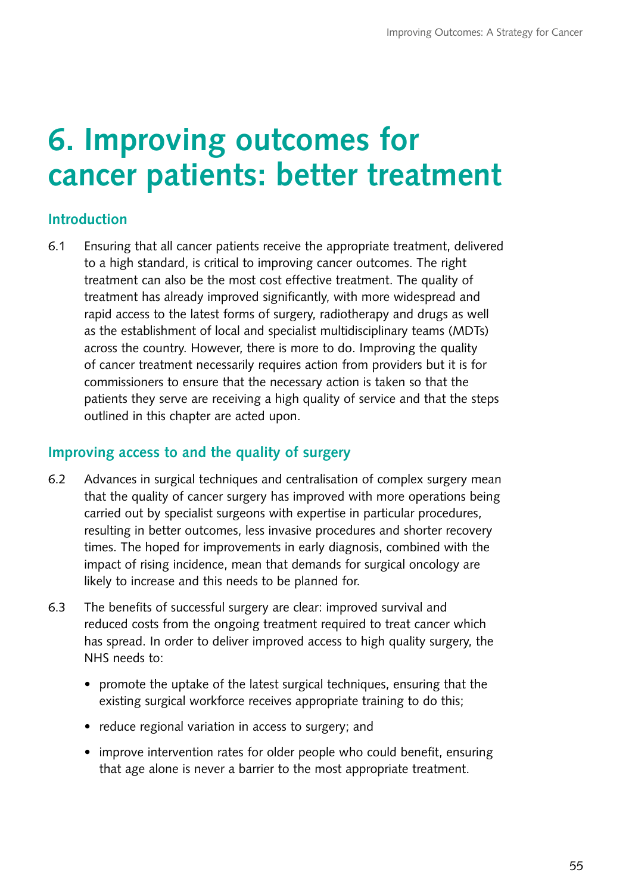# 6. Improving outcomes for cancer patients: better treatment

## Introduction

6.1 Ensuring that all cancer patients receive the appropriate treatment, delivered to a high standard, is critical to improving cancer outcomes. The right treatment can also be the most cost effective treatment. The quality of treatment has already improved significantly, with more widespread and rapid access to the latest forms of surgery, radiotherapy and drugs as well as the establishment of local and specialist multidisciplinary teams (MDTs) across the country. However, there is more to do. Improving the quality of cancer treatment necessarily requires action from providers but it is for commissioners to ensure that the necessary action is taken so that the patients they serve are receiving a high quality of service and that the steps outlined in this chapter are acted upon.

## Improving access to and the quality of surgery

6.2 Advances in surgical techniques and centralisation of complex surgery mean that the quality of cancer surgery has improved with more operations being carried out by specialist surgeons with expertise in particular procedures, resulting in better outcomes, less invasive procedures and shorter recovery times. The hoped for improvements in early diagnosis, combined with the impact of rising incidence, mean that demands for surgical oncology are likely to increase and this needs to be planned for.

6.3 The benefits of successful surgery are clear: improved survival and reduced costs from the ongoing treatment required to treat cancer which has spread. In order to deliver improved access to high quality surgery, the NHS needs to:

- promote the uptake of the latest surgical techniques, ensuring that the existing surgical workforce receives appropriate training to do this;
- reduce regional variation in access to surgery; and
- improve intervention rates for older people who could benefit, ensuring that age alone is never a barrier to the most appropriate treatment.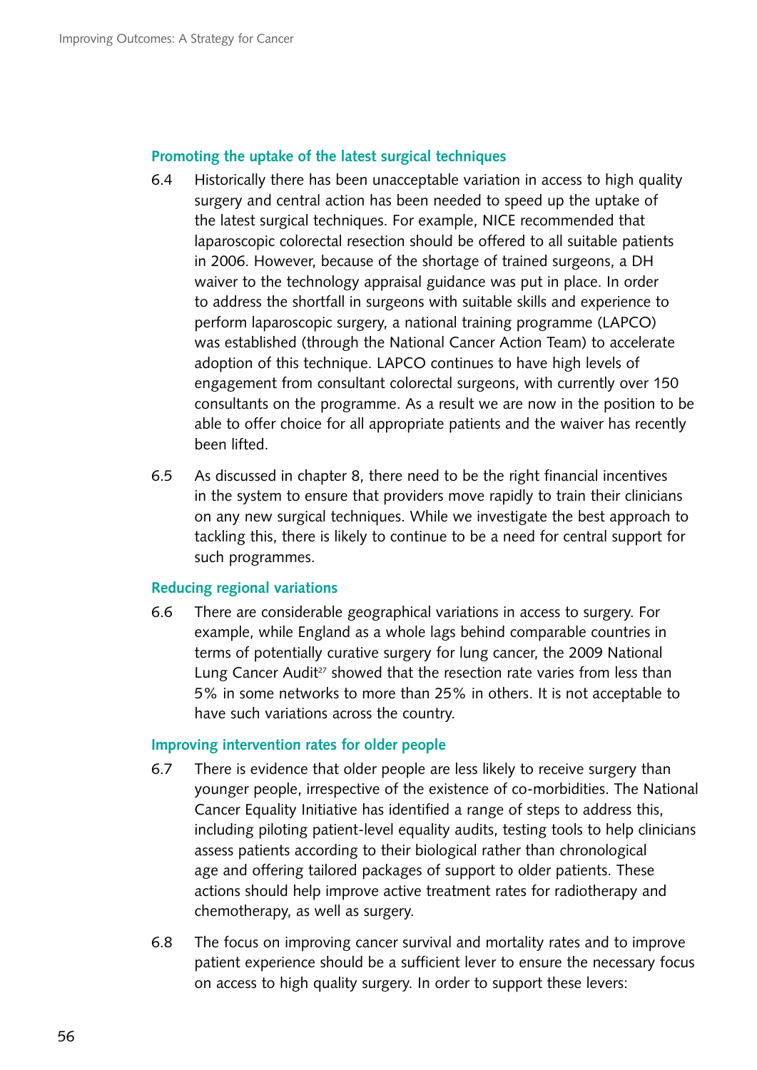### Promoting the uptake of the latest surgical techniques

6.4 Historically there has been unacceptable variation in access to high quality surgery and central action has been needed to speed up the uptake of the latest surgical techniques. For example, NICE recommended that laparoscopic colorectal resection should be offered to all suitable patients in 2006. However, because of the shortage of trained surgeons, a DH waiver to the technology appraisal guidance was put in place. In order to address the shortfall in surgeons with suitable skills and experience to perform laparoscopic surgery, a national training programme (LAPCO) was established (through the National Cancer Action Team) to accelerate adoption of this technique. LAPCO continues to have high levels of engagement from consultant colorectal surgeons, with currently over 150 consultants on the programme. As a result we are now in the position to be able to offer choice for all appropriate patients and the waiver has recently been lifted.

6.5 As discussed in chapter 8, there need to be the right financial incentives in the system to ensure that providers move rapidly to train their clinicians on any new surgical techniques. While we investigate the best approach to tackling this, there is likely to continue to be a need for central support for such programmes.

### Reducing regional variations

6.6 There are considerable geographical variations in access to surgery. For example, while England as a whole lags behind comparable countries in terms of potentially curative surgery for lung cancer, the 2009 National Lung Cancer Audit[27] showed that the resection rate varies from less than 5% in some networks to more than 25% in others. It is not acceptable to have such variations across the country.

### Improving intervention rates for older people

6.7 There is evidence that older people are less likely to receive surgery than younger people, irrespective of the existence of co-morbidities. The National Cancer Equality Initiative has identified a range of steps to address this, including piloting patient-level equality audits, testing tools to help clinicians assess patients according to their biological rather than chronological age and offering tailored packages of support to older patients. These actions should help improve active treatment rates for radiotherapy and chemotherapy, as well as surgery.

6.8 The focus on improving cancer survival and mortality rates and to improve patient experience should be a sufficient lever to ensure the necessary focus on access to high quality surgery. In order to support these levers: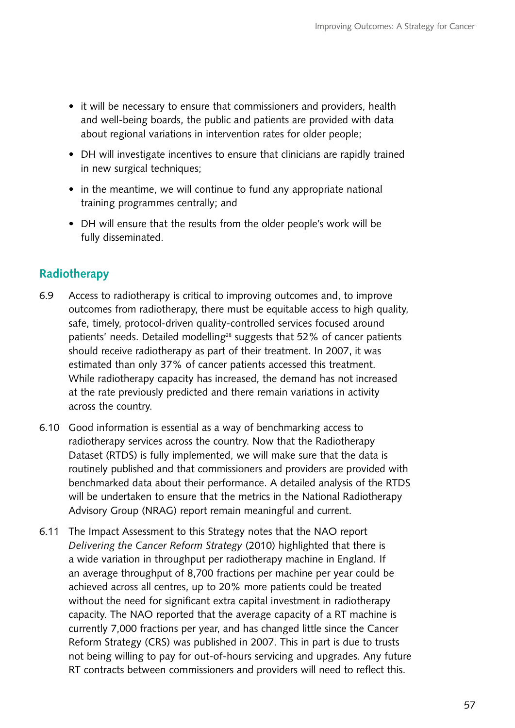- it will be necessary to ensure that commissioners and providers, health and well-being boards, the public and patients are provided with data about regional variations in intervention rates for older people;
- DH will investigate incentives to ensure that clinicians are rapidly trained in new surgical techniques;
- in the meantime, we will continue to fund any appropriate national training programmes centrally; and
- DH will ensure that the results from the older people's work will be fully disseminated.

## Radiotherapy

6.9 Access to radiotherapy is critical to improving outcomes and, to improve outcomes from radiotherapy, there must be equitable access to high quality, safe, timely, protocol-driven quality-controlled services focused around patients' needs. Detailed modelling[28] suggests that 52% of cancer patients should receive radiotherapy as part of their treatment. In 2007, it was estimated than only 37% of cancer patients accessed this treatment. While radiotherapy capacity has increased, the demand has not increased at the rate previously predicted and there remain variations in activity across the country.

6.10 Good information is essential as a way of benchmarking access to radiotherapy services across the country. Now that the Radiotherapy Dataset (RTDS) is fully implemented, we will make sure that the data is routinely published and that commissioners and providers are provided with benchmarked data about their performance. A detailed analysis of the RTDS will be undertaken to ensure that the metrics in the National Radiotherapy Advisory Group (NRAG) report remain meaningful and current.

6.11 The Impact Assessment to this Strategy notes that the NAO report *Delivering the Cancer Reform Strategy* (2010) highlighted that there is a wide variation in throughput per radiotherapy machine in England. If an average throughput of 8,700 fractions per machine per year could be achieved across all centres, up to 20% more patients could be treated without the need for significant extra capital investment in radiotherapy capacity. The NAO reported that the average capacity of a RT machine is currently 7,000 fractions per year, and has changed little since the Cancer Reform Strategy (CRS) was published in 2007. This in part is due to trusts not being willing to pay for out-of-hours servicing and upgrades. Any future RT contracts between commissioners and providers will need to reflect this.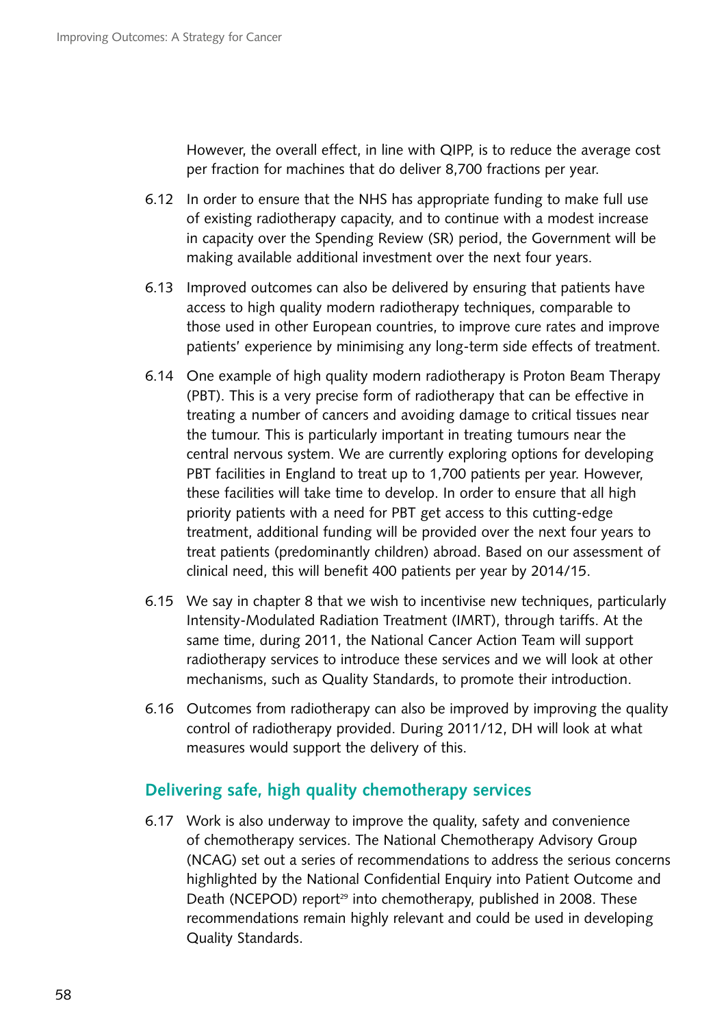However, the overall effect, in line with QIPP, is to reduce the average cost per fraction for machines that do deliver 8,700 fractions per year.

6.12 In order to ensure that the NHS has appropriate funding to make full use of existing radiotherapy capacity, and to continue with a modest increase in capacity over the Spending Review (SR) period, the Government will be making available additional investment over the next four years.

6.13 Improved outcomes can also be delivered by ensuring that patients have access to high quality modern radiotherapy techniques, comparable to those used in other European countries, to improve cure rates and improve patients' experience by minimising any long-term side effects of treatment.

6.14 One example of high quality modern radiotherapy is Proton Beam Therapy (PBT). This is a very precise form of radiotherapy that can be effective in treating a number of cancers and avoiding damage to critical tissues near the tumour. This is particularly important in treating tumours near the central nervous system. We are currently exploring options for developing PBT facilities in England to treat up to 1,700 patients per year. However, these facilities will take time to develop. In order to ensure that all high priority patients with a need for PBT get access to this cutting-edge treatment, additional funding will be provided over the next four years to treat patients (predominantly children) abroad. Based on our assessment of clinical need, this will benefit 400 patients per year by 2014/15.

6.15 We say in chapter 8 that we wish to incentivise new techniques, particularly Intensity-Modulated Radiation Treatment (IMRT), through tariffs. At the same time, during 2011, the National Cancer Action Team will support radiotherapy services to introduce these services and we will look at other mechanisms, such as Quality Standards, to promote their introduction.

6.16 Outcomes from radiotherapy can also be improved by improving the quality control of radiotherapy provided. During 2011/12, DH will look at what measures would support the delivery of this.

## Delivering safe, high quality chemotherapy services

6.17 Work is also underway to improve the quality, safety and convenience of chemotherapy services. The National Chemotherapy Advisory Group (NCAG) set out a series of recommendations to address the serious concerns highlighted by the National Confidential Enquiry into Patient Outcome and Death (NCEPOD) report[29] into chemotherapy, published in 2008. These recommendations remain highly relevant and could be used in developing Quality Standards.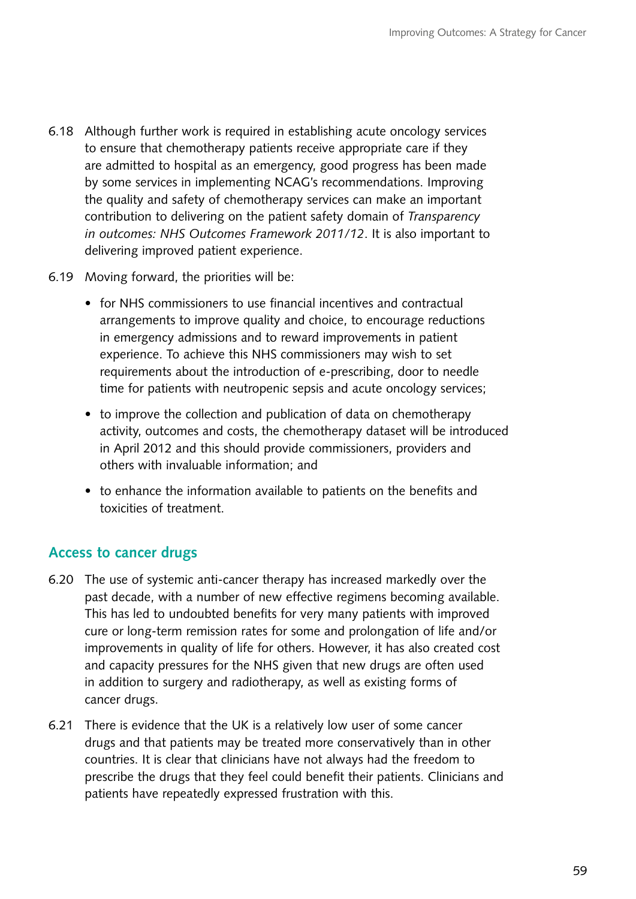6.18 Although further work is required in establishing acute oncology services to ensure that chemotherapy patients receive appropriate care if they are admitted to hospital as an emergency, good progress has been made by some services in implementing NCAG's recommendations. Improving the quality and safety of chemotherapy services can make an important contribution to delivering on the patient safety domain of *Transparency in outcomes: NHS Outcomes Framework 2011/12*. It is also important to delivering improved patient experience.

6.19 Moving forward, the priorities will be:

- for NHS commissioners to use financial incentives and contractual arrangements to improve quality and choice, to encourage reductions in emergency admissions and to reward improvements in patient experience. To achieve this NHS commissioners may wish to set requirements about the introduction of e-prescribing, door to needle time for patients with neutropenic sepsis and acute oncology services;
- to improve the collection and publication of data on chemotherapy activity, outcomes and costs, the chemotherapy dataset will be introduced in April 2012 and this should provide commissioners, providers and others with invaluable information; and
- to enhance the information available to patients on the benefits and toxicities of treatment.

## Access to cancer drugs

6.20 The use of systemic anti-cancer therapy has increased markedly over the past decade, with a number of new effective regimens becoming available. This has led to undoubted benefits for very many patients with improved cure or long-term remission rates for some and prolongation of life and/or improvements in quality of life for others. However, it has also created cost and capacity pressures for the NHS given that new drugs are often used in addition to surgery and radiotherapy, as well as existing forms of cancer drugs.

6.21 There is evidence that the UK is a relatively low user of some cancer drugs and that patients may be treated more conservatively than in other countries. It is clear that clinicians have not always had the freedom to prescribe the drugs that they feel could benefit their patients. Clinicians and patients have repeatedly expressed frustration with this.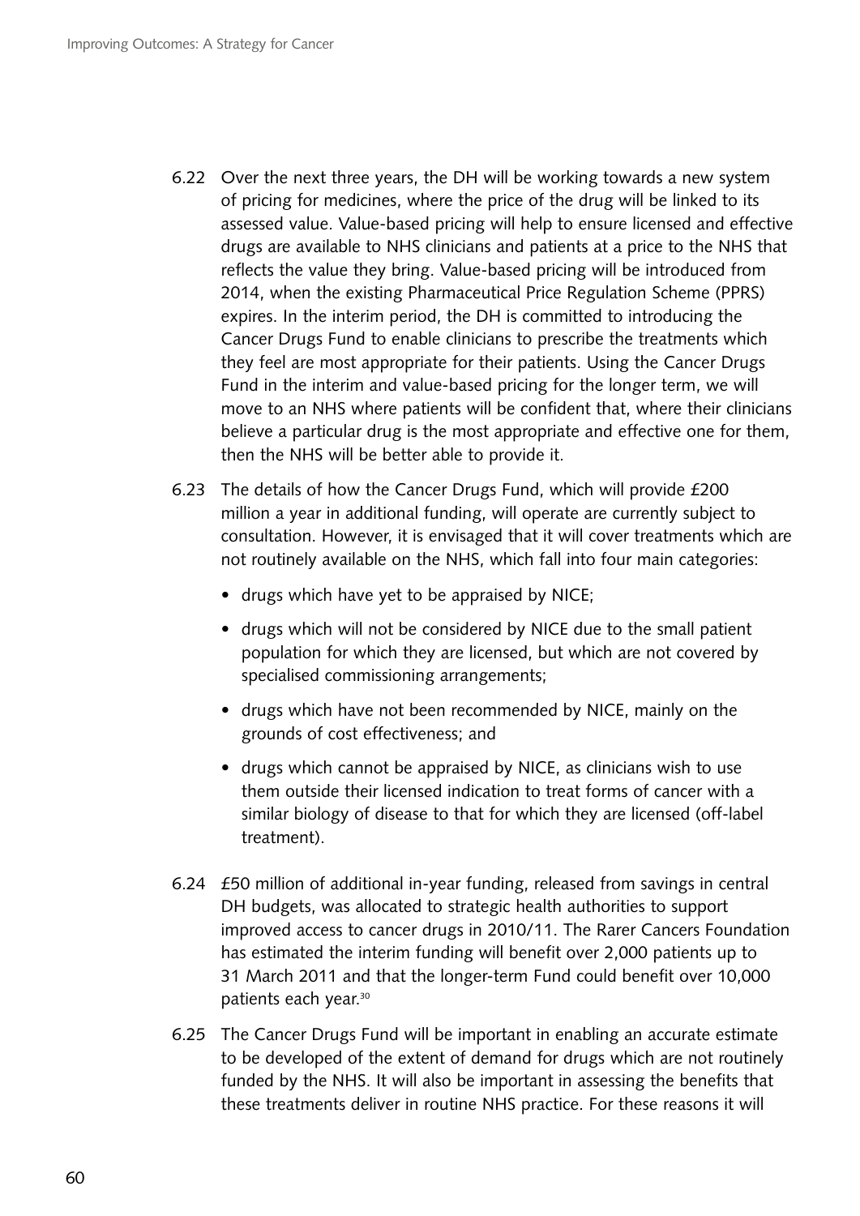6.22 Over the next three years, the DH will be working towards a new system of pricing for medicines, where the price of the drug will be linked to its assessed value. Value-based pricing will help to ensure licensed and effective drugs are available to NHS clinicians and patients at a price to the NHS that reflects the value they bring. Value-based pricing will be introduced from 2014, when the existing Pharmaceutical Price Regulation Scheme (PPRS) expires. In the interim period, the DH is committed to introducing the Cancer Drugs Fund to enable clinicians to prescribe the treatments which they feel are most appropriate for their patients. Using the Cancer Drugs Fund in the interim and value-based pricing for the longer term, we will move to an NHS where patients will be confident that, where their clinicians believe a particular drug is the most appropriate and effective one for them, then the NHS will be better able to provide it.

6.23 The details of how the Cancer Drugs Fund, which will provide £200 million a year in additional funding, will operate are currently subject to consultation. However, it is envisaged that it will cover treatments which are not routinely available on the NHS, which fall into four main categories:

- drugs which have yet to be appraised by NICE;
- drugs which will not be considered by NICE due to the small patient population for which they are licensed, but which are not covered by specialised commissioning arrangements;
- drugs which have not been recommended by NICE, mainly on the grounds of cost effectiveness; and
- drugs which cannot be appraised by NICE, as clinicians wish to use them outside their licensed indication to treat forms of cancer with a similar biology of disease to that for which they are licensed (off-label treatment).

6.24 £50 million of additional in-year funding, released from savings in central DH budgets, was allocated to strategic health authorities to support improved access to cancer drugs in 2010/11. The Rarer Cancers Foundation has estimated the interim funding will benefit over 2,000 patients up to 31 March 2011 and that the longer-term Fund could benefit over 10,000 patients each year.[30]

6.25 The Cancer Drugs Fund will be important in enabling an accurate estimate to be developed of the extent of demand for drugs which are not routinely funded by the NHS. It will also be important in assessing the benefits that these treatments deliver in routine NHS practice. For these reasons it will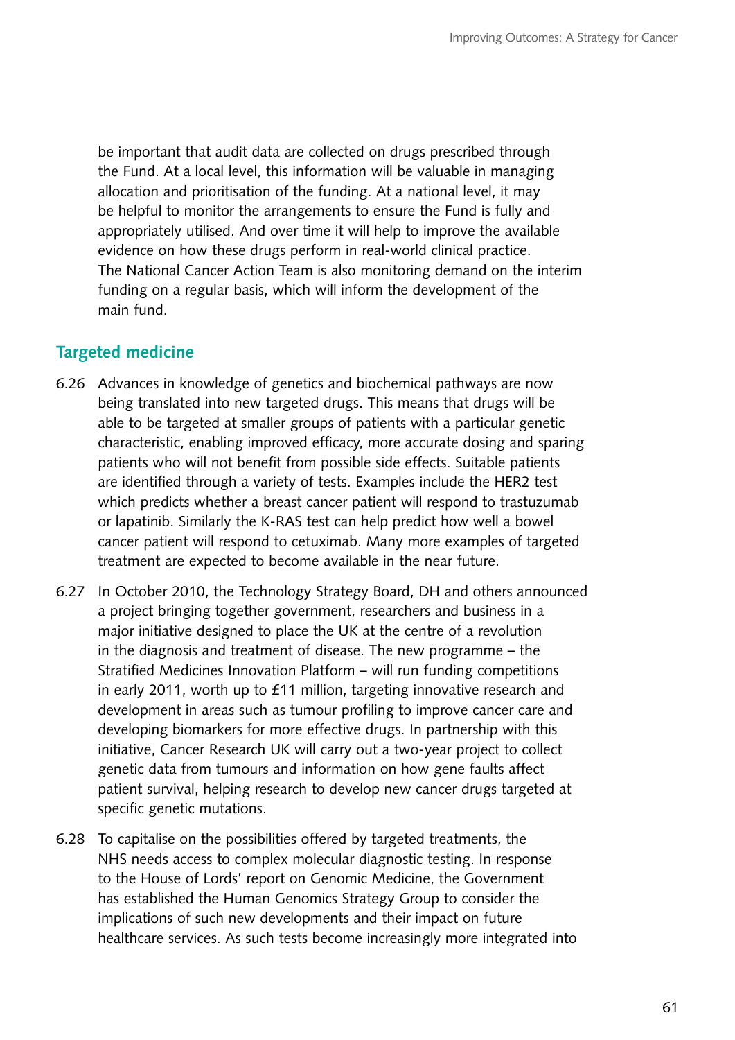be important that audit data are collected on drugs prescribed through the Fund. At a local level, this information will be valuable in managing allocation and prioritisation of the funding. At a national level, it may be helpful to monitor the arrangements to ensure the Fund is fully and appropriately utilised. And over time it will help to improve the available evidence on how these drugs perform in real-world clinical practice. The National Cancer Action Team is also monitoring demand on the interim funding on a regular basis, which will inform the development of the main fund.

## Targeted medicine

6.26 Advances in knowledge of genetics and biochemical pathways are now being translated into new targeted drugs. This means that drugs will be able to be targeted at smaller groups of patients with a particular genetic characteristic, enabling improved efficacy, more accurate dosing and sparing patients who will not benefit from possible side effects. Suitable patients are identified through a variety of tests. Examples include the HER2 test which predicts whether a breast cancer patient will respond to trastuzumab or lapatinib. Similarly the K-RAS test can help predict how well a bowel cancer patient will respond to cetuximab. Many more examples of targeted treatment are expected to become available in the near future.

6.27 In October 2010, the Technology Strategy Board, DH and others announced a project bringing together government, researchers and business in a major initiative designed to place the UK at the centre of a revolution in the diagnosis and treatment of disease. The new programme – the Stratified Medicines Innovation Platform – will run funding competitions in early 2011, worth up to £11 million, targeting innovative research and development in areas such as tumour profiling to improve cancer care and developing biomarkers for more effective drugs. In partnership with this initiative, Cancer Research UK will carry out a two-year project to collect genetic data from tumours and information on how gene faults affect patient survival, helping research to develop new cancer drugs targeted at specific genetic mutations.

6.28 To capitalise on the possibilities offered by targeted treatments, the NHS needs access to complex molecular diagnostic testing. In response to the House of Lords' report on Genomic Medicine, the Government has established the Human Genomics Strategy Group to consider the implications of such new developments and their impact on future healthcare services. As such tests become increasingly more integrated into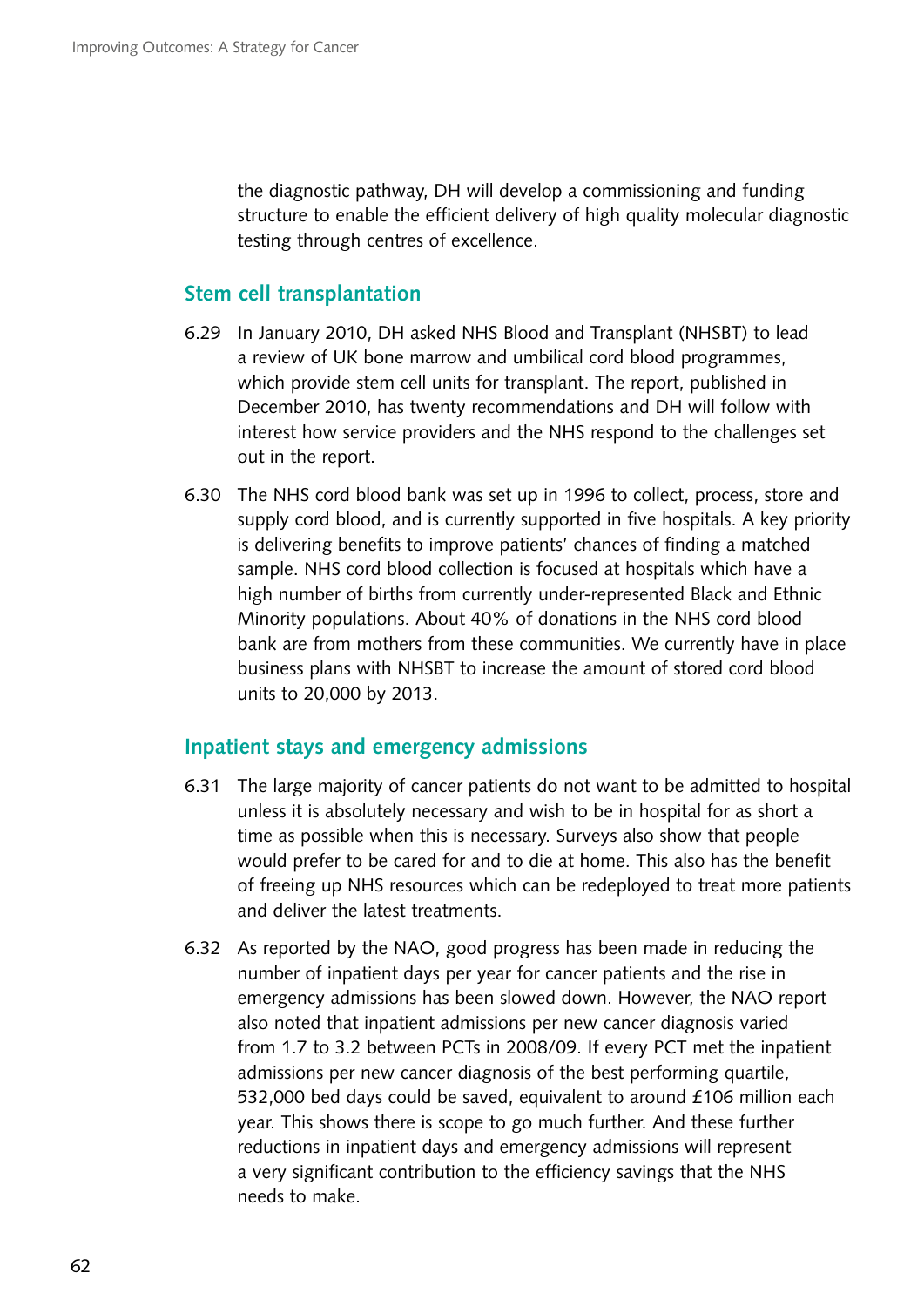the diagnostic pathway, DH will develop a commissioning and funding structure to enable the efficient delivery of high quality molecular diagnostic testing through centres of excellence.

## Stem cell transplantation

6.29 In January 2010, DH asked NHS Blood and Transplant (NHSBT) to lead a review of UK bone marrow and umbilical cord blood programmes, which provide stem cell units for transplant. The report, published in December 2010, has twenty recommendations and DH will follow with interest how service providers and the NHS respond to the challenges set out in the report.

6.30 The NHS cord blood bank was set up in 1996 to collect, process, store and supply cord blood, and is currently supported in five hospitals. A key priority is delivering benefits to improve patients' chances of finding a matched sample. NHS cord blood collection is focused at hospitals which have a high number of births from currently under-represented Black and Ethnic Minority populations. About 40% of donations in the NHS cord blood bank are from mothers from these communities. We currently have in place business plans with NHSBT to increase the amount of stored cord blood units to 20,000 by 2013.

## Inpatient stays and emergency admissions

6.31 The large majority of cancer patients do not want to be admitted to hospital unless it is absolutely necessary and wish to be in hospital for as short a time as possible when this is necessary. Surveys also show that people would prefer to be cared for and to die at home. This also has the benefit of freeing up NHS resources which can be redeployed to treat more patients and deliver the latest treatments.

6.32 As reported by the NAO, good progress has been made in reducing the number of inpatient days per year for cancer patients and the rise in emergency admissions has been slowed down. However, the NAO report also noted that inpatient admissions per new cancer diagnosis varied from 1.7 to 3.2 between PCTs in 2008/09. If every PCT met the inpatient admissions per new cancer diagnosis of the best performing quartile, 532,000 bed days could be saved, equivalent to around £106 million each year. This shows there is scope to go much further. And these further reductions in inpatient days and emergency admissions will represent a very significant contribution to the efficiency savings that the NHS needs to make.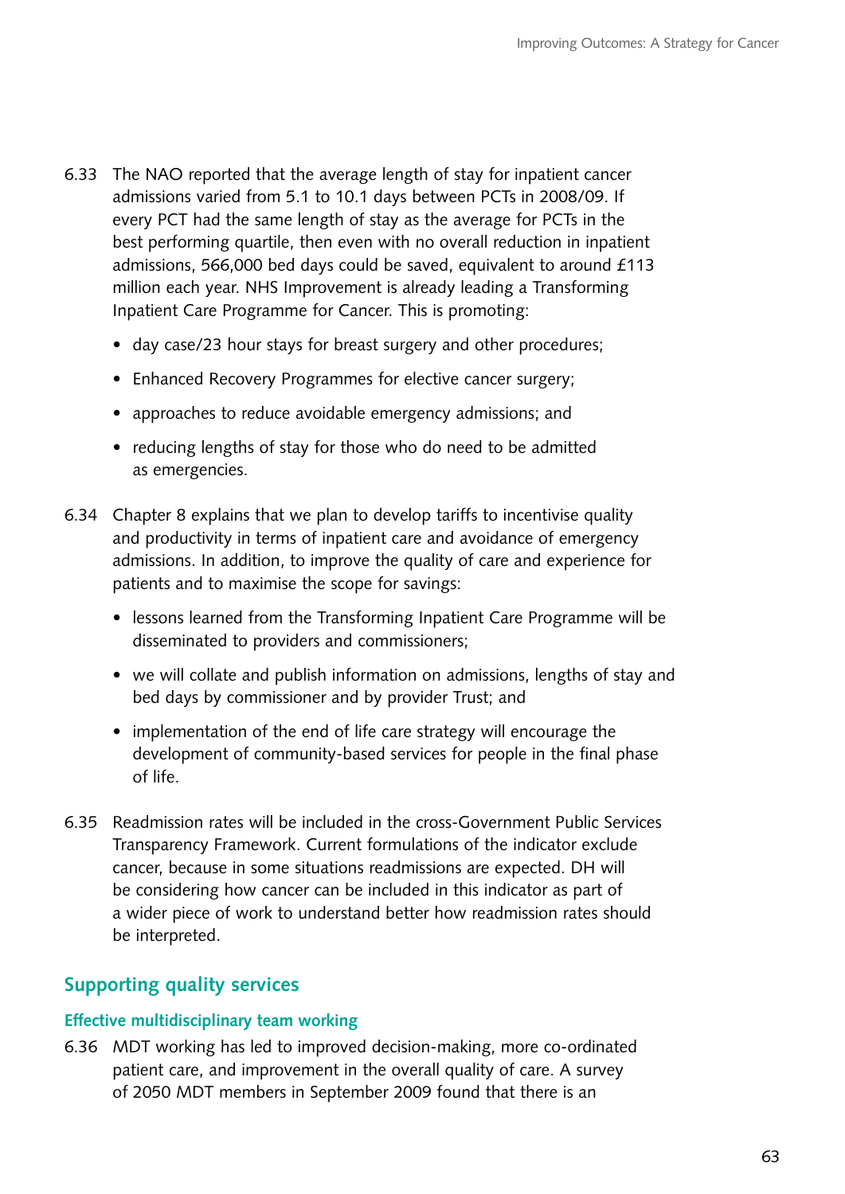6.33 The NAO reported that the average length of stay for inpatient cancer admissions varied from 5.1 to 10.1 days between PCTs in 2008/09. If every PCT had the same length of stay as the average for PCTs in the best performing quartile, then even with no overall reduction in inpatient admissions, 566,000 bed days could be saved, equivalent to around £113 million each year. NHS Improvement is already leading a Transforming Inpatient Care Programme for Cancer. This is promoting:

- day case/23 hour stays for breast surgery and other procedures;
- Enhanced Recovery Programmes for elective cancer surgery;
- approaches to reduce avoidable emergency admissions; and
- reducing lengths of stay for those who do need to be admitted as emergencies.

6.34 Chapter 8 explains that we plan to develop tariffs to incentivise quality and productivity in terms of inpatient care and avoidance of emergency admissions. In addition, to improve the quality of care and experience for patients and to maximise the scope for savings:

- lessons learned from the Transforming Inpatient Care Programme will be disseminated to providers and commissioners;
- we will collate and publish information on admissions, lengths of stay and bed days by commissioner and by provider Trust; and
- implementation of the end of life care strategy will encourage the development of community-based services for people in the final phase of life.

6.35 Readmission rates will be included in the cross-Government Public Services Transparency Framework. Current formulations of the indicator exclude cancer, because in some situations readmissions are expected. DH will be considering how cancer can be included in this indicator as part of a wider piece of work to understand better how readmission rates should be interpreted.

## Supporting quality services

### Effective multidisciplinary team working

6.36 MDT working has led to improved decision-making, more co-ordinated patient care, and improvement in the overall quality of care. A survey of 2050 MDT members in September 2009 found that there is an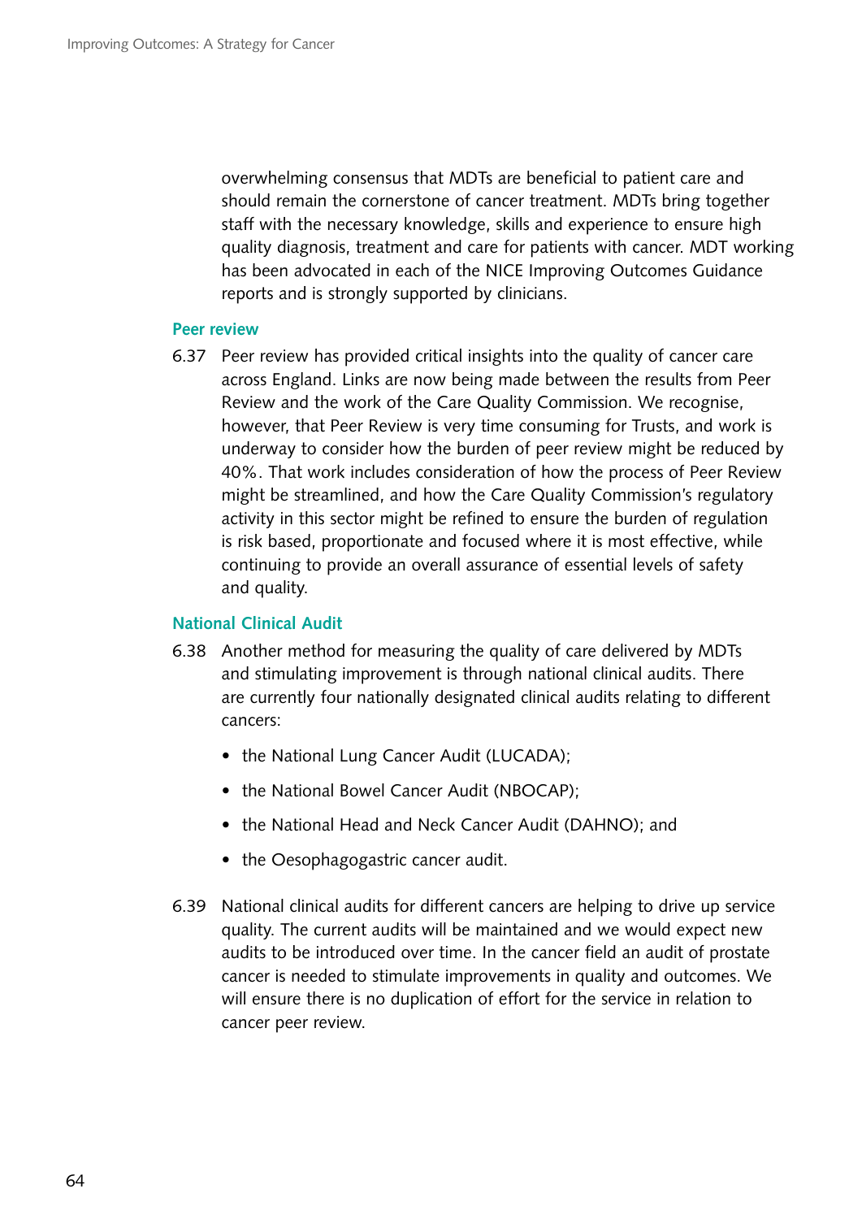overwhelming consensus that MDTs are beneficial to patient care and should remain the cornerstone of cancer treatment. MDTs bring together staff with the necessary knowledge, skills and experience to ensure high quality diagnosis, treatment and care for patients with cancer. MDT working has been advocated in each of the NICE Improving Outcomes Guidance reports and is strongly supported by clinicians.

### Peer review

6.37 Peer review has provided critical insights into the quality of cancer care across England. Links are now being made between the results from Peer Review and the work of the Care Quality Commission. We recognise, however, that Peer Review is very time consuming for Trusts, and work is underway to consider how the burden of peer review might be reduced by 40%. That work includes consideration of how the process of Peer Review might be streamlined, and how the Care Quality Commission's regulatory activity in this sector might be refined to ensure the burden of regulation is risk based, proportionate and focused where it is most effective, while continuing to provide an overall assurance of essential levels of safety and quality.

### National Clinical Audit

6.38 Another method for measuring the quality of care delivered by MDTs and stimulating improvement is through national clinical audits. There are currently four nationally designated clinical audits relating to different cancers:

- the National Lung Cancer Audit (LUCADA);
- the National Bowel Cancer Audit (NBOCAP);
- the National Head and Neck Cancer Audit (DAHNO); and
- the Oesophagogastric cancer audit.

6.39 National clinical audits for different cancers are helping to drive up service quality. The current audits will be maintained and we would expect new audits to be introduced over time. In the cancer field an audit of prostate cancer is needed to stimulate improvements in quality and outcomes. We will ensure there is no duplication of effort for the service in relation to cancer peer review.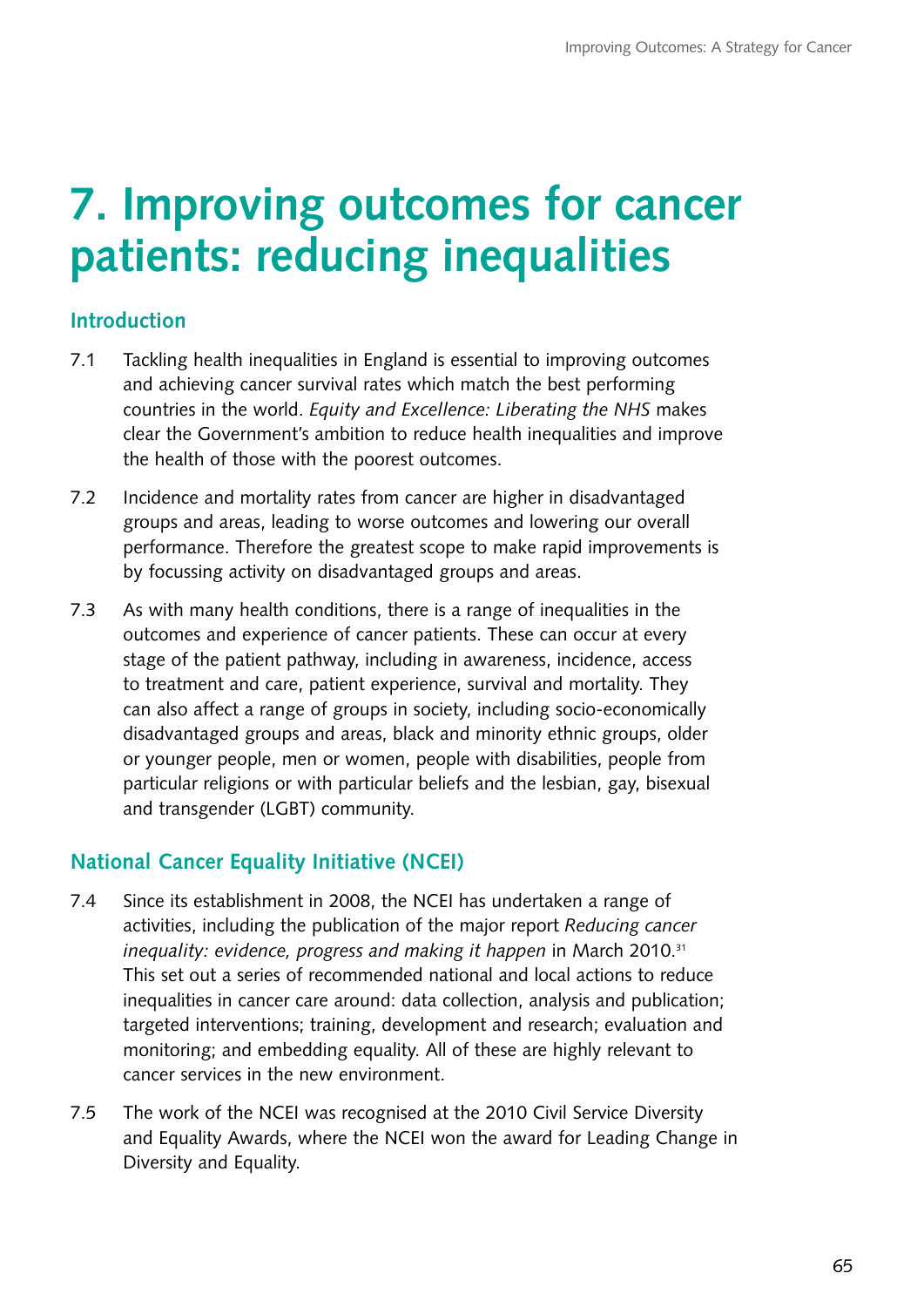# 7. Improving outcomes for cancer patients: reducing inequalities

## Introduction

7.1 Tackling health inequalities in England is essential to improving outcomes and achieving cancer survival rates which match the best performing countries in the world. *Equity and Excellence: Liberating the NHS* makes clear the Government's ambition to reduce health inequalities and improve the health of those with the poorest outcomes.

7.2 Incidence and mortality rates from cancer are higher in disadvantaged groups and areas, leading to worse outcomes and lowering our overall performance. Therefore the greatest scope to make rapid improvements is by focussing activity on disadvantaged groups and areas.

7.3 As with many health conditions, there is a range of inequalities in the outcomes and experience of cancer patients. These can occur at every stage of the patient pathway, including in awareness, incidence, access to treatment and care, patient experience, survival and mortality. They can also affect a range of groups in society, including socio-economically disadvantaged groups and areas, black and minority ethnic groups, older or younger people, men or women, people with disabilities, people from particular religions or with particular beliefs and the lesbian, gay, bisexual and transgender (LGBT) community.

## National Cancer Equality Initiative (NCEI)

7.4 Since its establishment in 2008, the NCEI has undertaken a range of activities, including the publication of the major report *Reducing cancer inequality: evidence, progress and making it happen* in March 2010.[31] This set out a series of recommended national and local actions to reduce inequalities in cancer care around: data collection, analysis and publication; targeted interventions; training, development and research; evaluation and monitoring; and embedding equality. All of these are highly relevant to cancer services in the new environment.

7.5 The work of the NCEI was recognised at the 2010 Civil Service Diversity and Equality Awards, where the NCEI won the award for Leading Change in Diversity and Equality.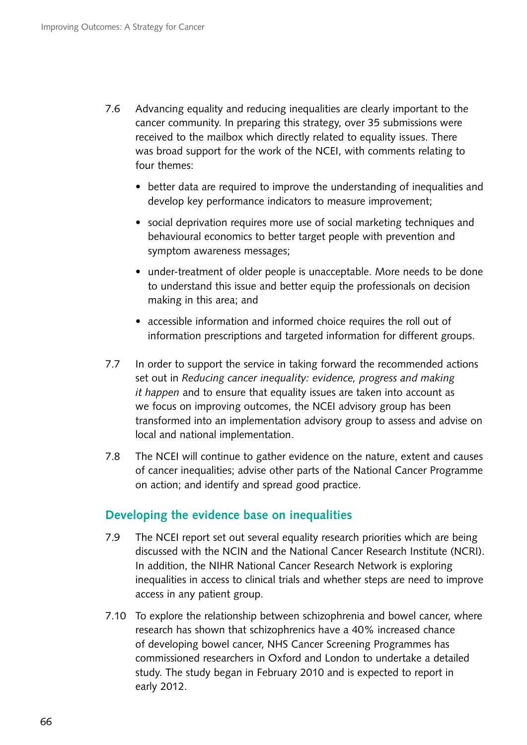7.6 Advancing equality and reducing inequalities are clearly important to the cancer community. In preparing this strategy, over 35 submissions were received to the mailbox which directly related to equality issues. There was broad support for the work of the NCEI, with comments relating to four themes:

- better data are required to improve the understanding of inequalities and develop key performance indicators to measure improvement;
- social deprivation requires more use of social marketing techniques and behavioural economics to better target people with prevention and symptom awareness messages;
- under-treatment of older people is unacceptable. More needs to be done to understand this issue and better equip the professionals on decision making in this area; and
- accessible information and informed choice requires the roll out of information prescriptions and targeted information for different groups.

7.7 In order to support the service in taking forward the recommended actions set out in *Reducing cancer inequality: evidence, progress and making it happen* and to ensure that equality issues are taken into account as we focus on improving outcomes, the NCEI advisory group has been transformed into an implementation advisory group to assess and advise on local and national implementation.

7.8 The NCEI will continue to gather evidence on the nature, extent and causes of cancer inequalities; advise other parts of the National Cancer Programme on action; and identify and spread good practice.

## Developing the evidence base on inequalities

7.9 The NCEI report set out several equality research priorities which are being discussed with the NCIN and the National Cancer Research Institute (NCRI). In addition, the NIHR National Cancer Research Network is exploring inequalities in access to clinical trials and whether steps are need to improve access in any patient group.

7.10 To explore the relationship between schizophrenia and bowel cancer, where research has shown that schizophrenics have a 40% increased chance of developing bowel cancer, NHS Cancer Screening Programmes has commissioned researchers in Oxford and London to undertake a detailed study. The study began in February 2010 and is expected to report in early 2012.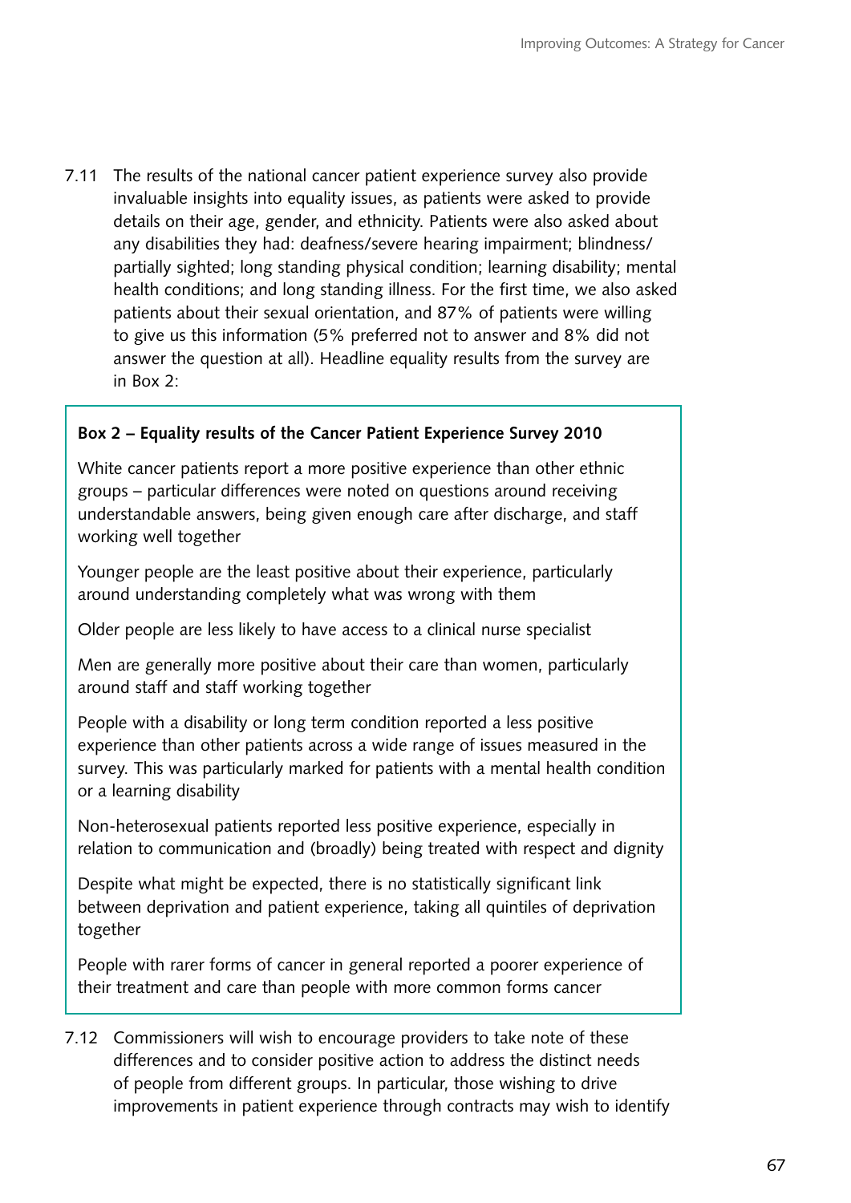7.11 The results of the national cancer patient experience survey also provide invaluable insights into equality issues, as patients were asked to provide details on their age, gender, and ethnicity. Patients were also asked about any disabilities they had: deafness/severe hearing impairment; blindness/partially sighted; long standing physical condition; learning disability; mental health conditions; and long standing illness. For the first time, we also asked patients about their sexual orientation, and 87% of patients were willing to give us this information (5% preferred not to answer and 8% did not answer the question at all). Headline equality results from the survey are in Box 2:

> **Box 2 – Equality results of the Cancer Patient Experience Survey 2010**
>
> White cancer patients report a more positive experience than other ethnic groups – particular differences were noted on questions around receiving understandable answers, being given enough care after discharge, and staff working well together
>
> Younger people are the least positive about their experience, particularly around understanding completely what was wrong with them
>
> Older people are less likely to have access to a clinical nurse specialist
>
> Men are generally more positive about their care than women, particularly around staff and staff working together
>
> People with a disability or long term condition reported a less positive experience than other patients across a wide range of issues measured in the survey. This was particularly marked for patients with a mental health condition or a learning disability
>
> Non-heterosexual patients reported less positive experience, especially in relation to communication and (broadly) being treated with respect and dignity
>
> Despite what might be expected, there is no statistically significant link between deprivation and patient experience, taking all quintiles of deprivation together
>
> People with rarer forms of cancer in general reported a poorer experience of their treatment and care than people with more common forms cancer

7.12 Commissioners will wish to encourage providers to take note of these differences and to consider positive action to address the distinct needs of people from different groups. In particular, those wishing to drive improvements in patient experience through contracts may wish to identify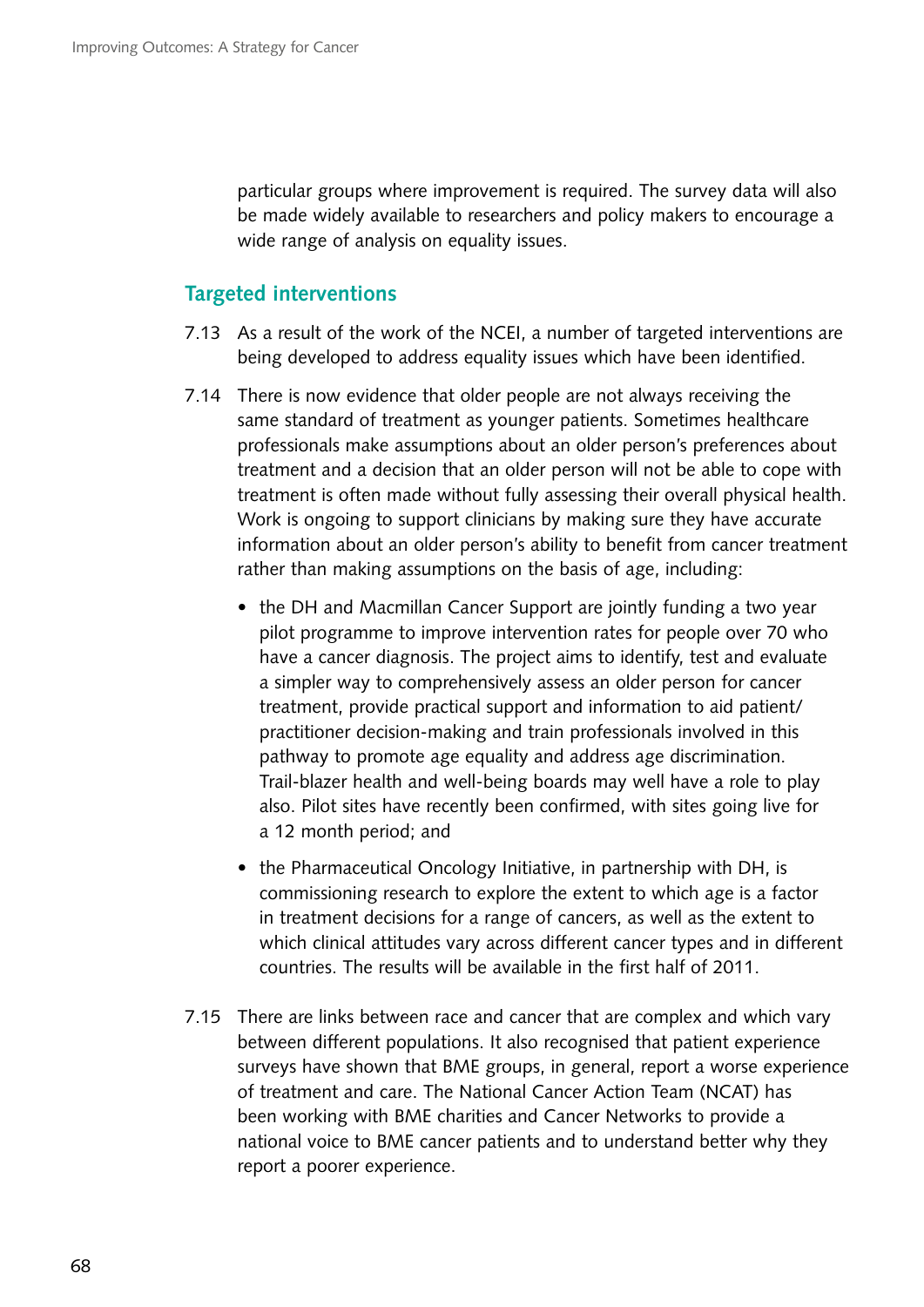particular groups where improvement is required. The survey data will also be made widely available to researchers and policy makers to encourage a wide range of analysis on equality issues.

### Targeted interventions

7.13 As a result of the work of the NCEI, a number of targeted interventions are being developed to address equality issues which have been identified.

7.14 There is now evidence that older people are not always receiving the same standard of treatment as younger patients. Sometimes healthcare professionals make assumptions about an older person's preferences about treatment and a decision that an older person will not be able to cope with treatment is often made without fully assessing their overall physical health. Work is ongoing to support clinicians by making sure they have accurate information about an older person's ability to benefit from cancer treatment rather than making assumptions on the basis of age, including:

- the DH and Macmillan Cancer Support are jointly funding a two year pilot programme to improve intervention rates for people over 70 who have a cancer diagnosis. The project aims to identify, test and evaluate a simpler way to comprehensively assess an older person for cancer treatment, provide practical support and information to aid patient/practitioner decision-making and train professionals involved in this pathway to promote age equality and address age discrimination. Trail-blazer health and well-being boards may well have a role to play also. Pilot sites have recently been confirmed, with sites going live for a 12 month period; and

- the Pharmaceutical Oncology Initiative, in partnership with DH, is commissioning research to explore the extent to which age is a factor in treatment decisions for a range of cancers, as well as the extent to which clinical attitudes vary across different cancer types and in different countries. The results will be available in the first half of 2011.

7.15 There are links between race and cancer that are complex and which vary between different populations. It also recognised that patient experience surveys have shown that BME groups, in general, report a worse experience of treatment and care. The National Cancer Action Team (NCAT) has been working with BME charities and Cancer Networks to provide a national voice to BME cancer patients and to understand better why they report a poorer experience.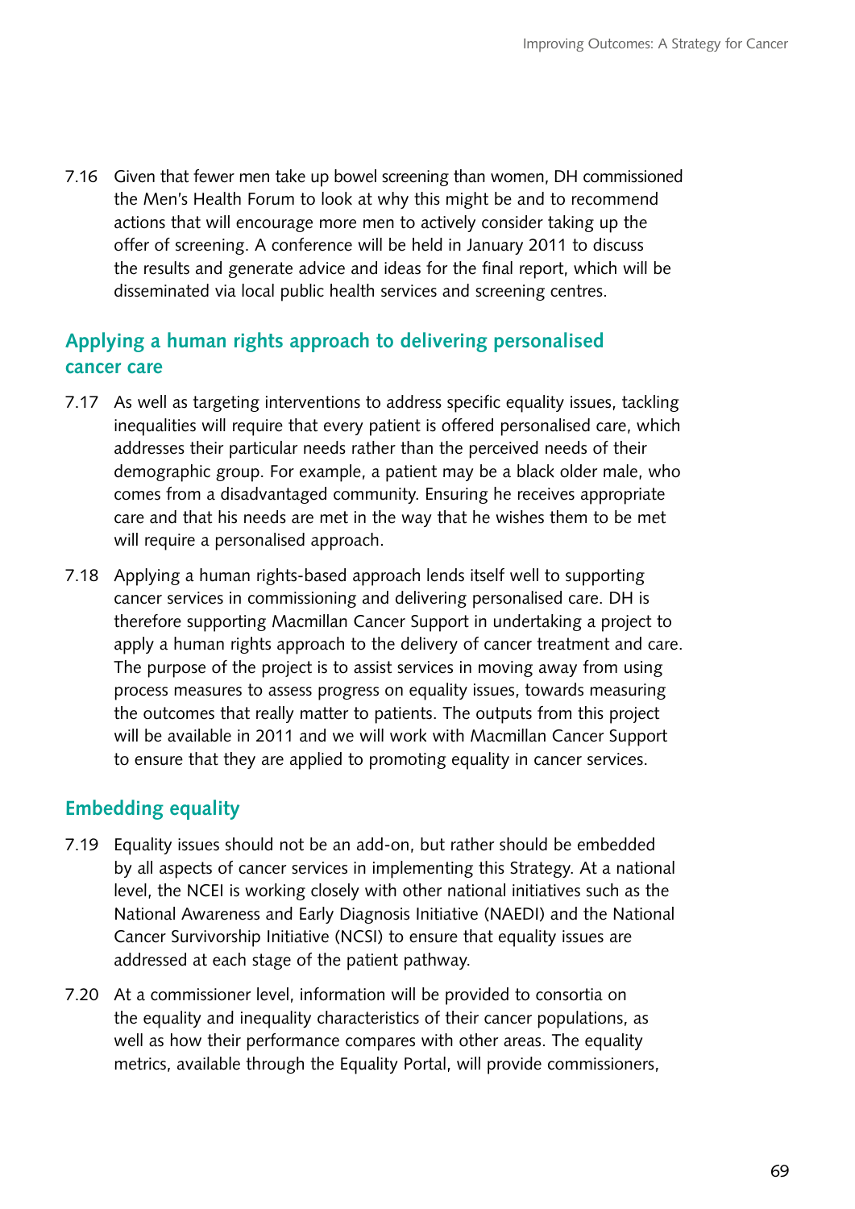7.16 Given that fewer men take up bowel screening than women, DH commissioned the Men's Health Forum to look at why this might be and to recommend actions that will encourage more men to actively consider taking up the offer of screening. A conference will be held in January 2011 to discuss the results and generate advice and ideas for the final report, which will be disseminated via local public health services and screening centres.

## Applying a human rights approach to delivering personalised cancer care

7.17 As well as targeting interventions to address specific equality issues, tackling inequalities will require that every patient is offered personalised care, which addresses their particular needs rather than the perceived needs of their demographic group. For example, a patient may be a black older male, who comes from a disadvantaged community. Ensuring he receives appropriate care and that his needs are met in the way that he wishes them to be met will require a personalised approach.

7.18 Applying a human rights-based approach lends itself well to supporting cancer services in commissioning and delivering personalised care. DH is therefore supporting Macmillan Cancer Support in undertaking a project to apply a human rights approach to the delivery of cancer treatment and care. The purpose of the project is to assist services in moving away from using process measures to assess progress on equality issues, towards measuring the outcomes that really matter to patients. The outputs from this project will be available in 2011 and we will work with Macmillan Cancer Support to ensure that they are applied to promoting equality in cancer services.

## Embedding equality

7.19 Equality issues should not be an add-on, but rather should be embedded by all aspects of cancer services in implementing this Strategy. At a national level, the NCEI is working closely with other national initiatives such as the National Awareness and Early Diagnosis Initiative (NAEDI) and the National Cancer Survivorship Initiative (NCSI) to ensure that equality issues are addressed at each stage of the patient pathway.

7.20 At a commissioner level, information will be provided to consortia on the equality and inequality characteristics of their cancer populations, as well as how their performance compares with other areas. The equality metrics, available through the Equality Portal, will provide commissioners,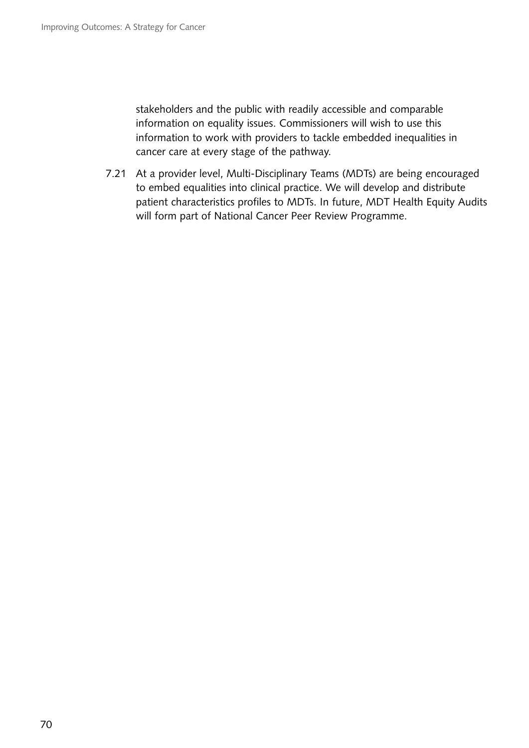stakeholders and the public with readily accessible and comparable information on equality issues. Commissioners will wish to use this information to work with providers to tackle embedded inequalities in cancer care at every stage of the pathway.

7.21 At a provider level, Multi-Disciplinary Teams (MDTs) are being encouraged to embed equalities into clinical practice. We will develop and distribute patient characteristics profiles to MDTs. In future, MDT Health Equity Audits will form part of National Cancer Peer Review Programme.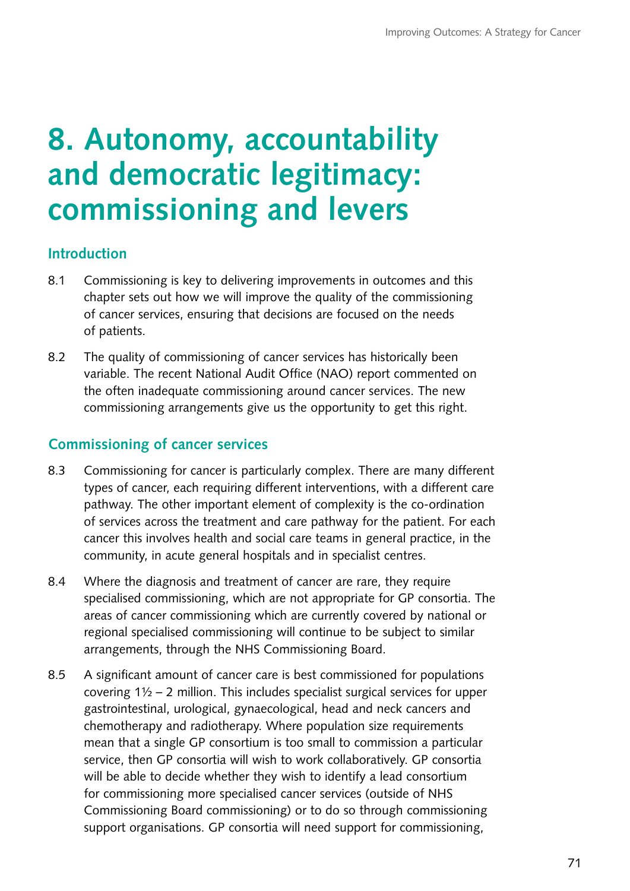# 8. Autonomy, accountability and democratic legitimacy: commissioning and levers

## Introduction

8.1 Commissioning is key to delivering improvements in outcomes and this chapter sets out how we will improve the quality of the commissioning of cancer services, ensuring that decisions are focused on the needs of patients.

8.2 The quality of commissioning of cancer services has historically been variable. The recent National Audit Office (NAO) report commented on the often inadequate commissioning around cancer services. The new commissioning arrangements give us the opportunity to get this right.

## Commissioning of cancer services

8.3 Commissioning for cancer is particularly complex. There are many different types of cancer, each requiring different interventions, with a different care pathway. The other important element of complexity is the co-ordination of services across the treatment and care pathway for the patient. For each cancer this involves health and social care teams in general practice, in the community, in acute general hospitals and in specialist centres.

8.4 Where the diagnosis and treatment of cancer are rare, they require specialised commissioning, which are not appropriate for GP consortia. The areas of cancer commissioning which are currently covered by national or regional specialised commissioning will continue to be subject to similar arrangements, through the NHS Commissioning Board.

8.5 A significant amount of cancer care is best commissioned for populations covering 1½ – 2 million. This includes specialist surgical services for upper gastrointestinal, urological, gynaecological, head and neck cancers and chemotherapy and radiotherapy. Where population size requirements mean that a single GP consortium is too small to commission a particular service, then GP consortia will wish to work collaboratively. GP consortia will be able to decide whether they wish to identify a lead consortium for commissioning more specialised cancer services (outside of NHS Commissioning Board commissioning) or to do so through commissioning support organisations. GP consortia will need support for commissioning,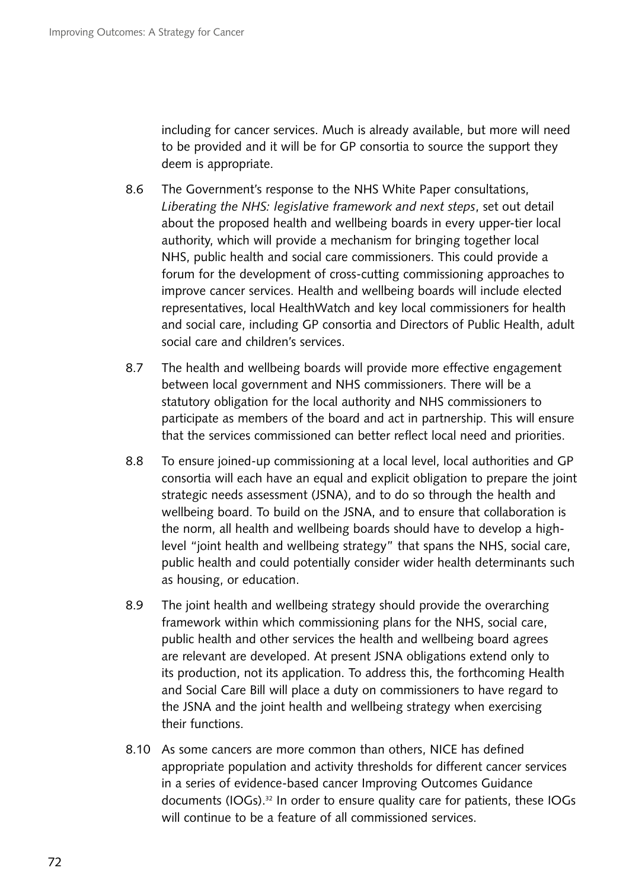including for cancer services. Much is already available, but more will need to be provided and it will be for GP consortia to source the support they deem is appropriate.

8.6 The Government's response to the NHS White Paper consultations, *Liberating the NHS: legislative framework and next steps*, set out detail about the proposed health and wellbeing boards in every upper-tier local authority, which will provide a mechanism for bringing together local NHS, public health and social care commissioners. This could provide a forum for the development of cross-cutting commissioning approaches to improve cancer services. Health and wellbeing boards will include elected representatives, local HealthWatch and key local commissioners for health and social care, including GP consortia and Directors of Public Health, adult social care and children's services.

8.7 The health and wellbeing boards will provide more effective engagement between local government and NHS commissioners. There will be a statutory obligation for the local authority and NHS commissioners to participate as members of the board and act in partnership. This will ensure that the services commissioned can better reflect local need and priorities.

8.8 To ensure joined-up commissioning at a local level, local authorities and GP consortia will each have an equal and explicit obligation to prepare the joint strategic needs assessment (JSNA), and to do so through the health and wellbeing board. To build on the JSNA, and to ensure that collaboration is the norm, all health and wellbeing boards should have to develop a high-level "joint health and wellbeing strategy" that spans the NHS, social care, public health and could potentially consider wider health determinants such as housing, or education.

8.9 The joint health and wellbeing strategy should provide the overarching framework within which commissioning plans for the NHS, social care, public health and other services the health and wellbeing board agrees are relevant are developed. At present JSNA obligations extend only to its production, not its application. To address this, the forthcoming Health and Social Care Bill will place a duty on commissioners to have regard to the JSNA and the joint health and wellbeing strategy when exercising their functions.

8.10 As some cancers are more common than others, NICE has defined appropriate population and activity thresholds for different cancer services in a series of evidence-based cancer Improving Outcomes Guidance documents (IOGs).[32] In order to ensure quality care for patients, these IOGs will continue to be a feature of all commissioned services.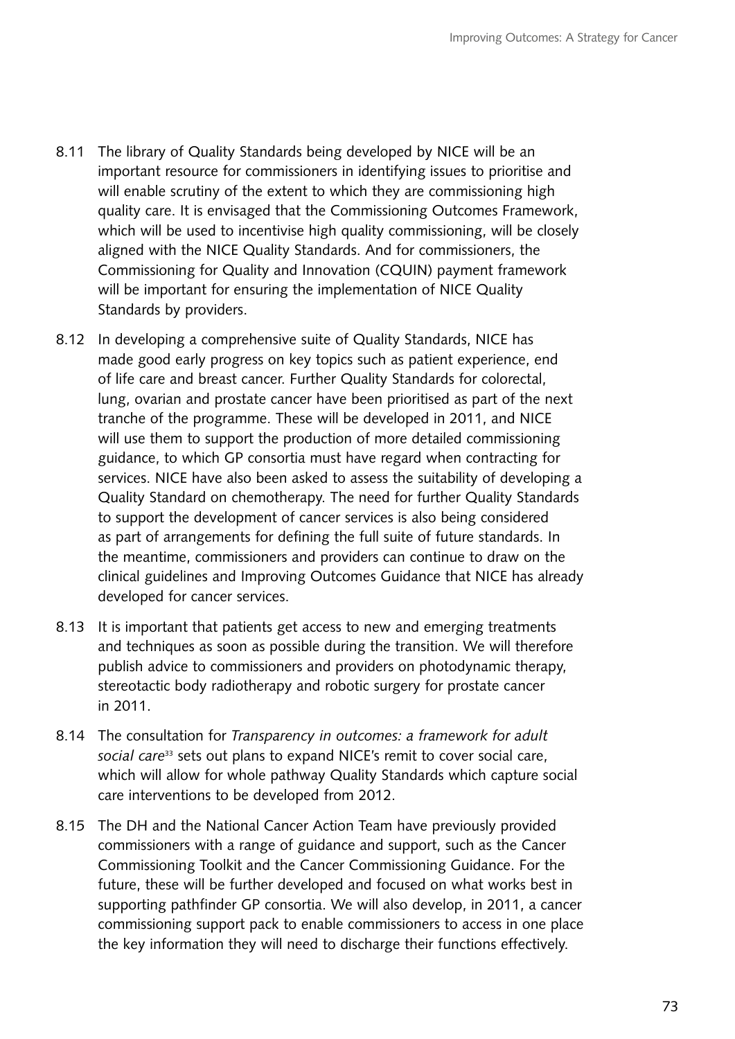8.11 The library of Quality Standards being developed by NICE will be an important resource for commissioners in identifying issues to prioritise and will enable scrutiny of the extent to which they are commissioning high quality care. It is envisaged that the Commissioning Outcomes Framework, which will be used to incentivise high quality commissioning, will be closely aligned with the NICE Quality Standards. And for commissioners, the Commissioning for Quality and Innovation (CQUIN) payment framework will be important for ensuring the implementation of NICE Quality Standards by providers.

8.12 In developing a comprehensive suite of Quality Standards, NICE has made good early progress on key topics such as patient experience, end of life care and breast cancer. Further Quality Standards for colorectal, lung, ovarian and prostate cancer have been prioritised as part of the next tranche of the programme. These will be developed in 2011, and NICE will use them to support the production of more detailed commissioning guidance, to which GP consortia must have regard when contracting for services. NICE have also been asked to assess the suitability of developing a Quality Standard on chemotherapy. The need for further Quality Standards to support the development of cancer services is also being considered as part of arrangements for defining the full suite of future standards. In the meantime, commissioners and providers can continue to draw on the clinical guidelines and Improving Outcomes Guidance that NICE has already developed for cancer services.

8.13 It is important that patients get access to new and emerging treatments and techniques as soon as possible during the transition. We will therefore publish advice to commissioners and providers on photodynamic therapy, stereotactic body radiotherapy and robotic surgery for prostate cancer in 2011.

8.14 The consultation for *Transparency in outcomes: a framework for adult social care*[33] sets out plans to expand NICE's remit to cover social care, which will allow for whole pathway Quality Standards which capture social care interventions to be developed from 2012.

8.15 The DH and the National Cancer Action Team have previously provided commissioners with a range of guidance and support, such as the Cancer Commissioning Toolkit and the Cancer Commissioning Guidance. For the future, these will be further developed and focused on what works best in supporting pathfinder GP consortia. We will also develop, in 2011, a cancer commissioning support pack to enable commissioners to access in one place the key information they will need to discharge their functions effectively.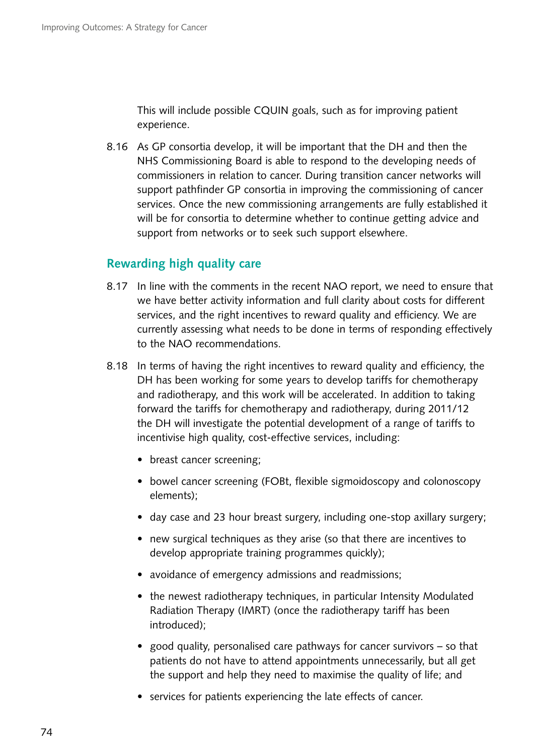This will include possible CQUIN goals, such as for improving patient experience.

8.16 As GP consortia develop, it will be important that the DH and then the NHS Commissioning Board is able to respond to the developing needs of commissioners in relation to cancer. During transition cancer networks will support pathfinder GP consortia in improving the commissioning of cancer services. Once the new commissioning arrangements are fully established it will be for consortia to determine whether to continue getting advice and support from networks or to seek such support elsewhere.

## Rewarding high quality care

8.17 In line with the comments in the recent NAO report, we need to ensure that we have better activity information and full clarity about costs for different services, and the right incentives to reward quality and efficiency. We are currently assessing what needs to be done in terms of responding effectively to the NAO recommendations.

8.18 In terms of having the right incentives to reward quality and efficiency, the DH has been working for some years to develop tariffs for chemotherapy and radiotherapy, and this work will be accelerated. In addition to taking forward the tariffs for chemotherapy and radiotherapy, during 2011/12 the DH will investigate the potential development of a range of tariffs to incentivise high quality, cost-effective services, including:

- breast cancer screening;
- bowel cancer screening (FOBt, flexible sigmoidoscopy and colonoscopy elements);
- day case and 23 hour breast surgery, including one-stop axillary surgery;
- new surgical techniques as they arise (so that there are incentives to develop appropriate training programmes quickly);
- avoidance of emergency admissions and readmissions;
- the newest radiotherapy techniques, in particular Intensity Modulated Radiation Therapy (IMRT) (once the radiotherapy tariff has been introduced);
- good quality, personalised care pathways for cancer survivors – so that patients do not have to attend appointments unnecessarily, but all get the support and help they need to maximise the quality of life; and
- services for patients experiencing the late effects of cancer.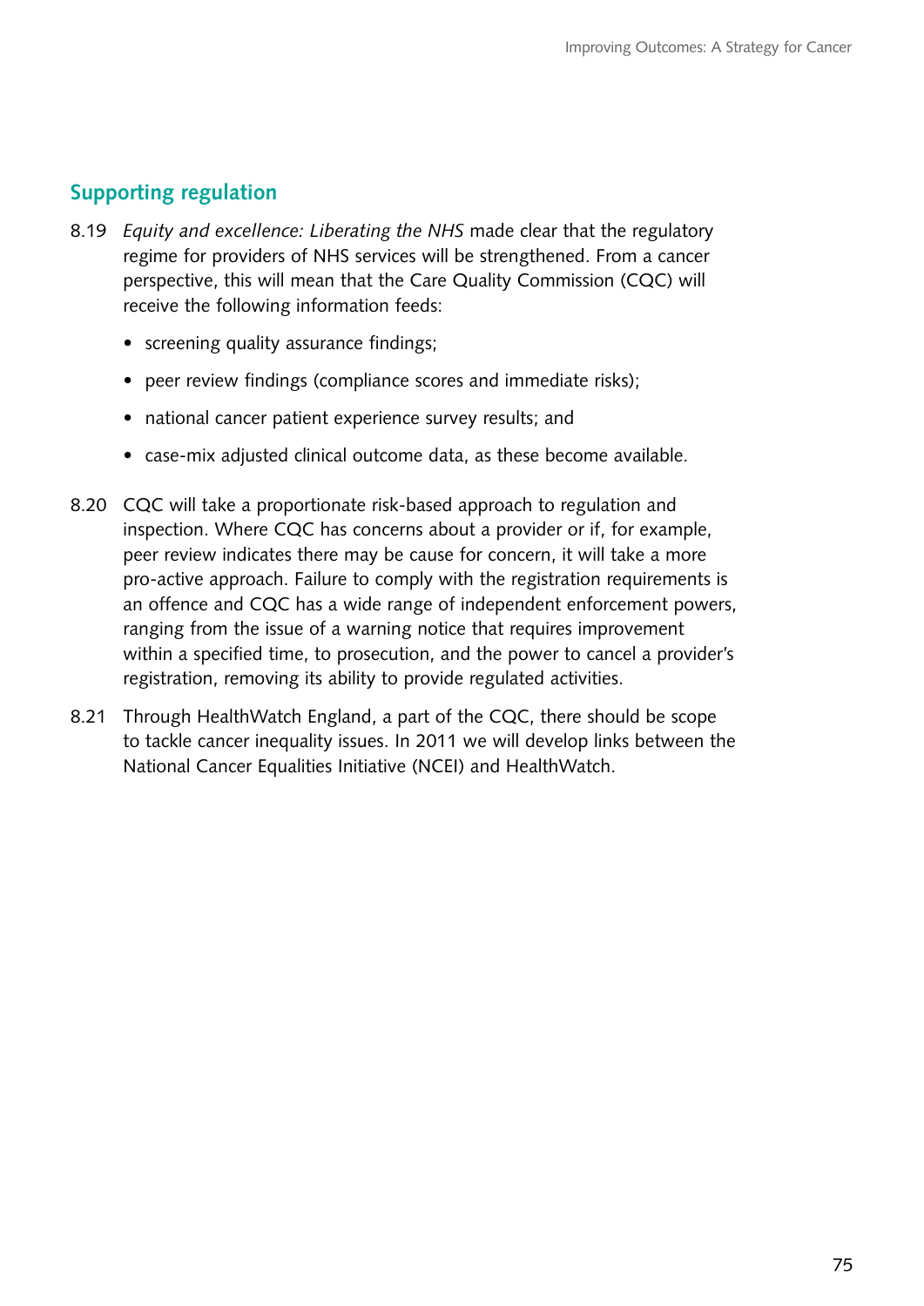## Supporting regulation

8.19 *Equity and excellence: Liberating the NHS* made clear that the regulatory regime for providers of NHS services will be strengthened. From a cancer perspective, this will mean that the Care Quality Commission (CQC) will receive the following information feeds:

- screening quality assurance findings;
- peer review findings (compliance scores and immediate risks);
- national cancer patient experience survey results; and
- case-mix adjusted clinical outcome data, as these become available.

8.20 CQC will take a proportionate risk-based approach to regulation and inspection. Where CQC has concerns about a provider or if, for example, peer review indicates there may be cause for concern, it will take a more pro-active approach. Failure to comply with the registration requirements is an offence and CQC has a wide range of independent enforcement powers, ranging from the issue of a warning notice that requires improvement within a specified time, to prosecution, and the power to cancel a provider's registration, removing its ability to provide regulated activities.

8.21 Through HealthWatch England, a part of the CQC, there should be scope to tackle cancer inequality issues. In 2011 we will develop links between the National Cancer Equalities Initiative (NCEI) and HealthWatch.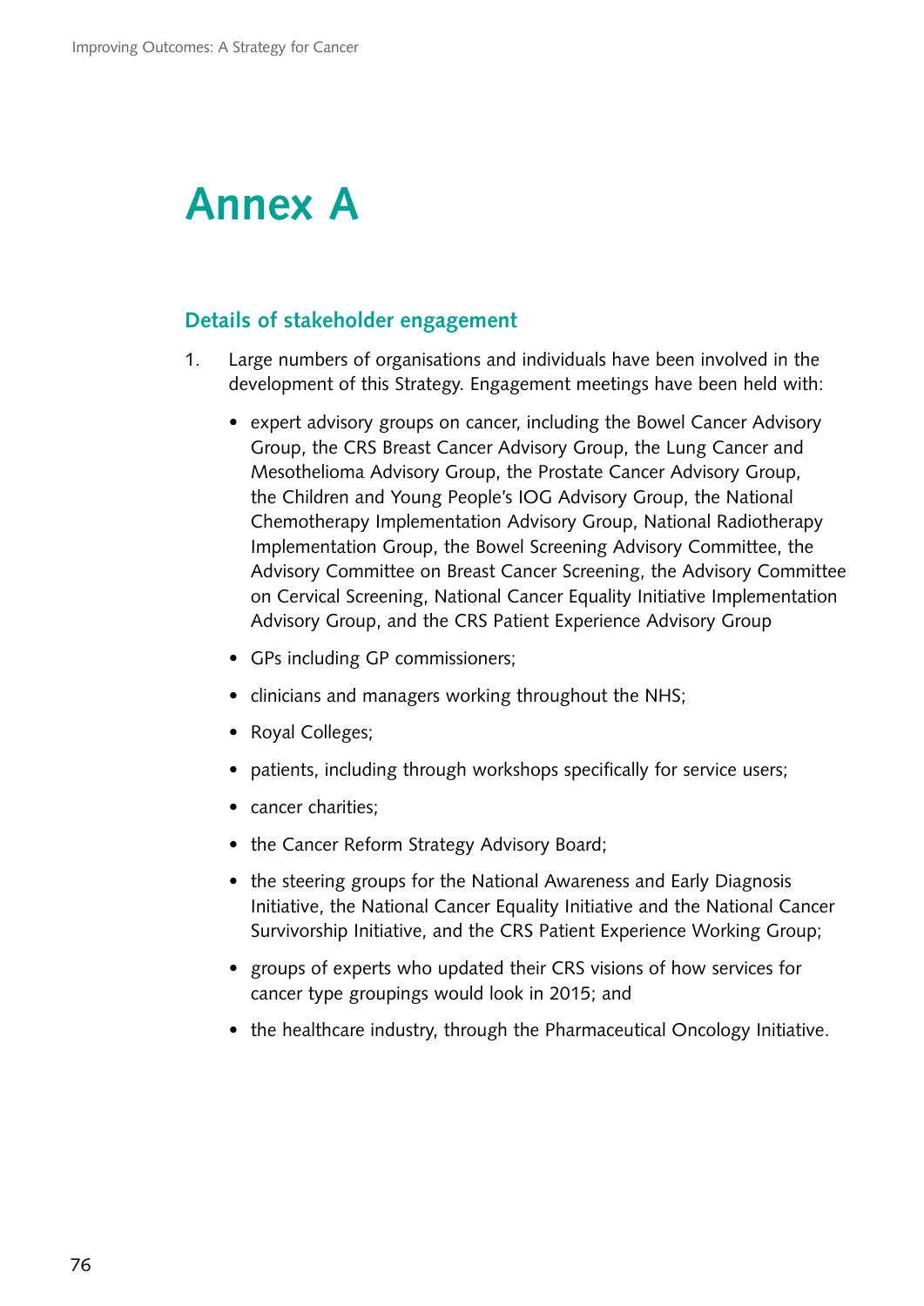# Annex A

## Details of stakeholder engagement

1. Large numbers of organisations and individuals have been involved in the development of this Strategy. Engagement meetings have been held with:

   - expert advisory groups on cancer, including the Bowel Cancer Advisory Group, the CRS Breast Cancer Advisory Group, the Lung Cancer and Mesothelioma Advisory Group, the Prostate Cancer Advisory Group, the Children and Young People's IOG Advisory Group, the National Chemotherapy Implementation Advisory Group, National Radiotherapy Implementation Group, the Bowel Screening Advisory Committee, the Advisory Committee on Breast Cancer Screening, the Advisory Committee on Cervical Screening, National Cancer Equality Initiative Implementation Advisory Group, and the CRS Patient Experience Advisory Group
   - GPs including GP commissioners;
   - clinicians and managers working throughout the NHS;
   - Royal Colleges;
   - patients, including through workshops specifically for service users;
   - cancer charities;
   - the Cancer Reform Strategy Advisory Board;
   - the steering groups for the National Awareness and Early Diagnosis Initiative, the National Cancer Equality Initiative and the National Cancer Survivorship Initiative, and the CRS Patient Experience Working Group;
   - groups of experts who updated their CRS visions of how services for cancer type groupings would look in 2015; and
   - the healthcare industry, through the Pharmaceutical Oncology Initiative.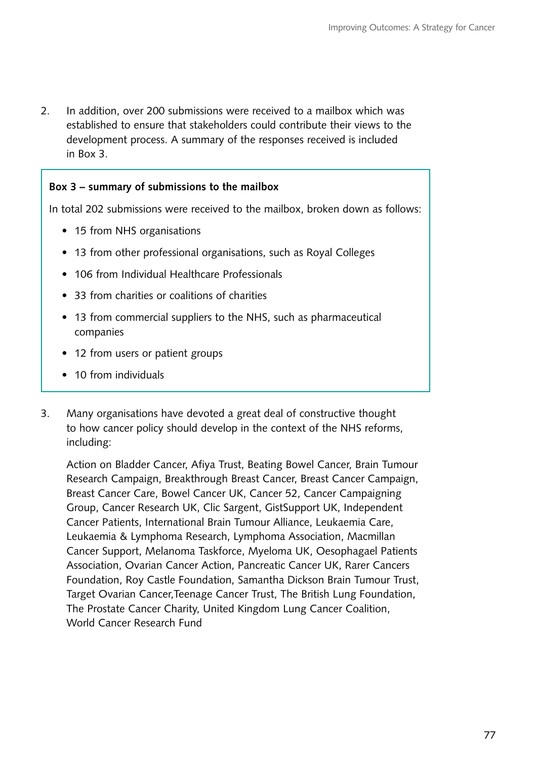2. In addition, over 200 submissions were received to a mailbox which was established to ensure that stakeholders could contribute their views to the development process. A summary of the responses received is included in Box 3.

> **Box 3 – summary of submissions to the mailbox**
>
> In total 202 submissions were received to the mailbox, broken down as follows:
>
> - 15 from NHS organisations
> - 13 from other professional organisations, such as Royal Colleges
> - 106 from Individual Healthcare Professionals
> - 33 from charities or coalitions of charities
> - 13 from commercial suppliers to the NHS, such as pharmaceutical companies
> - 12 from users or patient groups
> - 10 from individuals

3. Many organisations have devoted a great deal of constructive thought to how cancer policy should develop in the context of the NHS reforms, including:

   Action on Bladder Cancer, Afiya Trust, Beating Bowel Cancer, Brain Tumour Research Campaign, Breakthrough Breast Cancer, Breast Cancer Campaign, Breast Cancer Care, Bowel Cancer UK, Cancer 52, Cancer Campaigning Group, Cancer Research UK, Clic Sargent, GistSupport UK, Independent Cancer Patients, International Brain Tumour Alliance, Leukaemia Care, Leukaemia & Lymphoma Research, Lymphoma Association, Macmillan Cancer Support, Melanoma Taskforce, Myeloma UK, Oesophagael Patients Association, Ovarian Cancer Action, Pancreatic Cancer UK, Rarer Cancers Foundation, Roy Castle Foundation, Samantha Dickson Brain Tumour Trust, Target Ovarian Cancer,Teenage Cancer Trust, The British Lung Foundation, The Prostate Cancer Charity, United Kingdom Lung Cancer Coalition, World Cancer Research Fund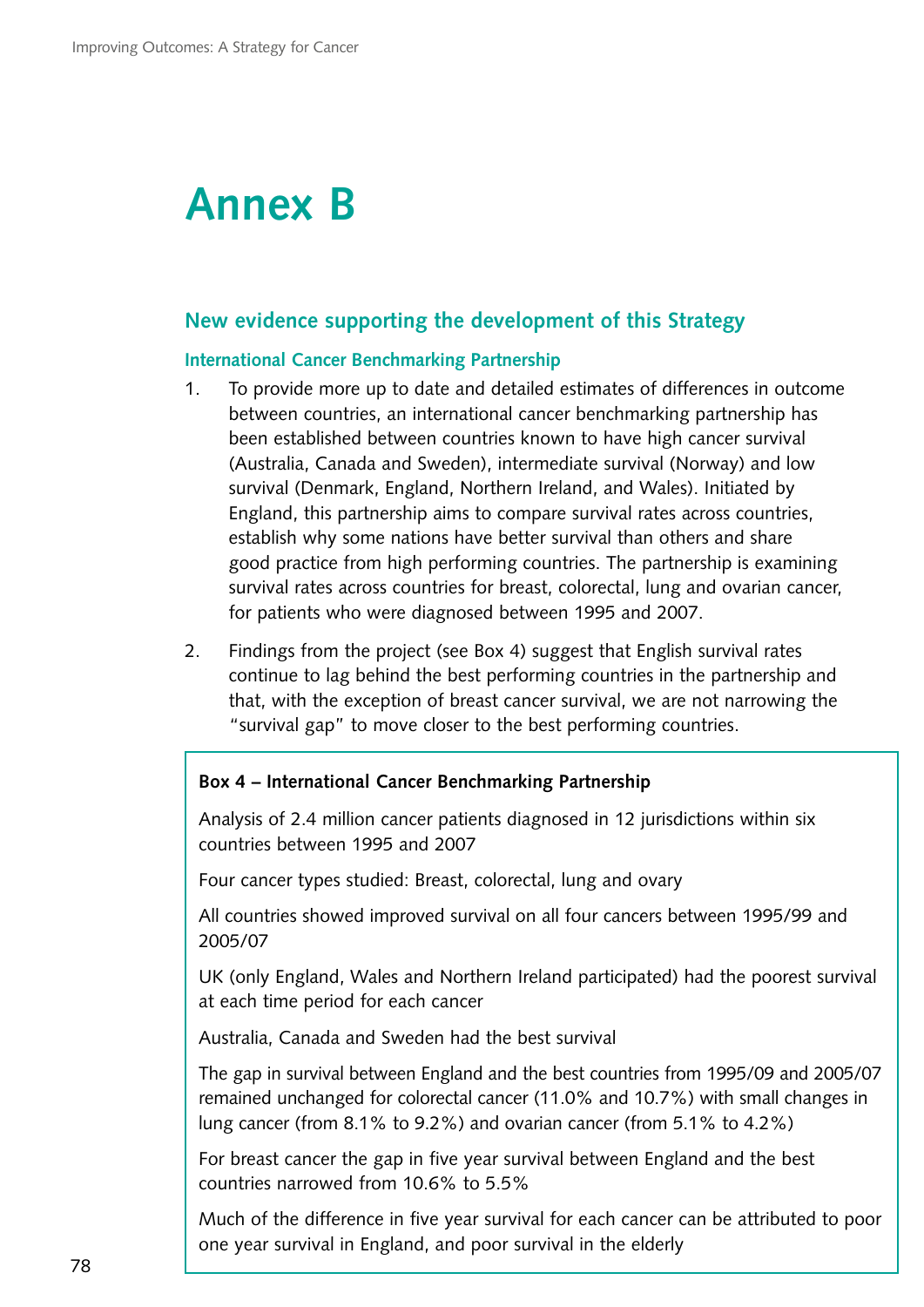# Annex B

## New evidence supporting the development of this Strategy

### International Cancer Benchmarking Partnership

1. To provide more up to date and detailed estimates of differences in outcome between countries, an international cancer benchmarking partnership has been established between countries known to have high cancer survival (Australia, Canada and Sweden), intermediate survival (Norway) and low survival (Denmark, England, Northern Ireland, and Wales). Initiated by England, this partnership aims to compare survival rates across countries, establish why some nations have better survival than others and share good practice from high performing countries. The partnership is examining survival rates across countries for breast, colorectal, lung and ovarian cancer, for patients who were diagnosed between 1995 and 2007.

2. Findings from the project (see Box 4) suggest that English survival rates continue to lag behind the best performing countries in the partnership and that, with the exception of breast cancer survival, we are not narrowing the "survival gap" to move closer to the best performing countries.

**Box 4 – International Cancer Benchmarking Partnership**

Analysis of 2.4 million cancer patients diagnosed in 12 jurisdictions within six countries between 1995 and 2007

Four cancer types studied: Breast, colorectal, lung and ovary

All countries showed improved survival on all four cancers between 1995/99 and 2005/07

UK (only England, Wales and Northern Ireland participated) had the poorest survival at each time period for each cancer

Australia, Canada and Sweden had the best survival

The gap in survival between England and the best countries from 1995/09 and 2005/07 remained unchanged for colorectal cancer (11.0% and 10.7%) with small changes in lung cancer (from 8.1% to 9.2%) and ovarian cancer (from 5.1% to 4.2%)

For breast cancer the gap in five year survival between England and the best countries narrowed from 10.6% to 5.5%

Much of the difference in five year survival for each cancer can be attributed to poor one year survival in England, and poor survival in the elderly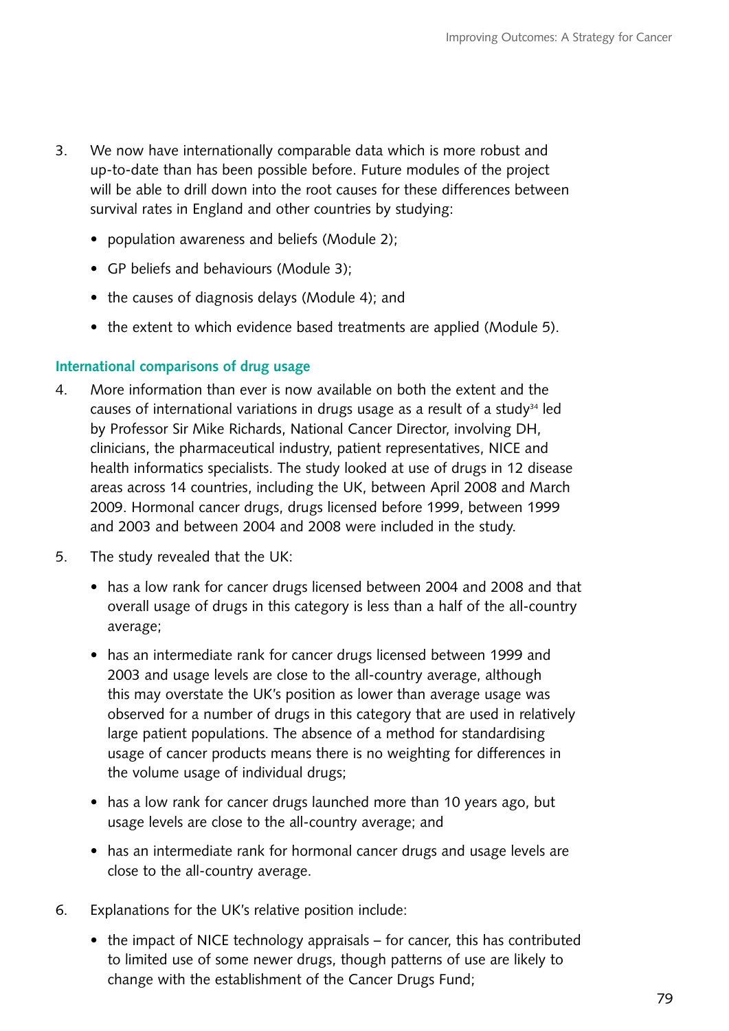3. We now have internationally comparable data which is more robust and up-to-date than has been possible before. Future modules of the project will be able to drill down into the root causes for these differences between survival rates in England and other countries by studying:

   - population awareness and beliefs (Module 2);
   - GP beliefs and behaviours (Module 3);
   - the causes of diagnosis delays (Module 4); and
   - the extent to which evidence based treatments are applied (Module 5).

### International comparisons of drug usage

4. More information than ever is now available on both the extent and the causes of international variations in drugs usage as a result of a study[34] led by Professor Sir Mike Richards, National Cancer Director, involving DH, clinicians, the pharmaceutical industry, patient representatives, NICE and health informatics specialists. The study looked at use of drugs in 12 disease areas across 14 countries, including the UK, between April 2008 and March 2009. Hormonal cancer drugs, drugs licensed before 1999, between 1999 and 2003 and between 2004 and 2008 were included in the study.

5. The study revealed that the UK:

   - has a low rank for cancer drugs licensed between 2004 and 2008 and that overall usage of drugs in this category is less than a half of the all-country average;
   - has an intermediate rank for cancer drugs licensed between 1999 and 2003 and usage levels are close to the all-country average, although this may overstate the UK's position as lower than average usage was observed for a number of drugs in this category that are used in relatively large patient populations. The absence of a method for standardising usage of cancer products means there is no weighting for differences in the volume usage of individual drugs;
   - has a low rank for cancer drugs launched more than 10 years ago, but usage levels are close to the all-country average; and
   - has an intermediate rank for hormonal cancer drugs and usage levels are close to the all-country average.

6. Explanations for the UK's relative position include:

   - the impact of NICE technology appraisals – for cancer, this has contributed to limited use of some newer drugs, though patterns of use are likely to change with the establishment of the Cancer Drugs Fund;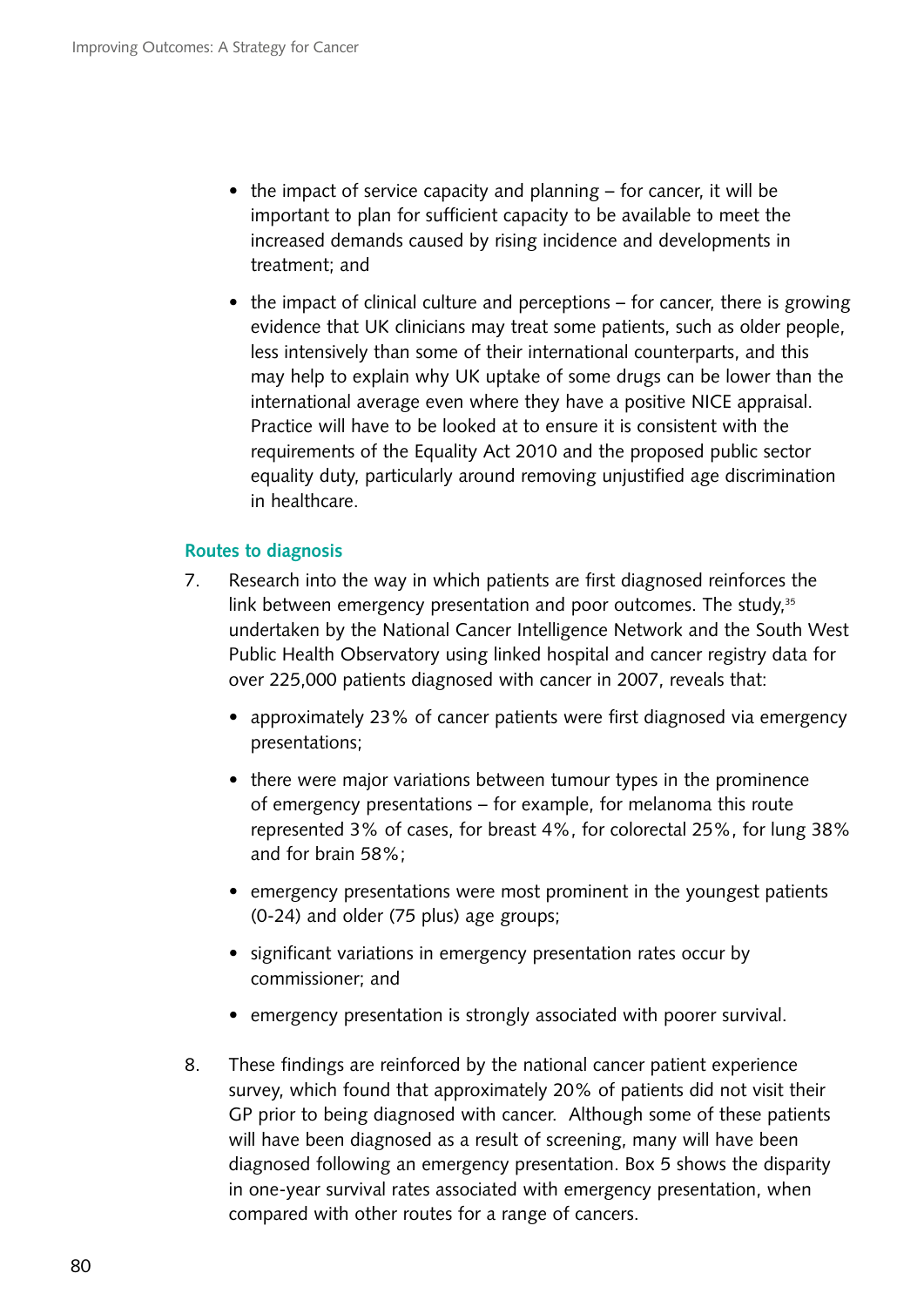- the impact of service capacity and planning – for cancer, it will be important to plan for sufficient capacity to be available to meet the increased demands caused by rising incidence and developments in treatment; and
- the impact of clinical culture and perceptions – for cancer, there is growing evidence that UK clinicians may treat some patients, such as older people, less intensively than some of their international counterparts, and this may help to explain why UK uptake of some drugs can be lower than the international average even where they have a positive NICE appraisal. Practice will have to be looked at to ensure it is consistent with the requirements of the Equality Act 2010 and the proposed public sector equality duty, particularly around removing unjustified age discrimination in healthcare.

### Routes to diagnosis

7. Research into the way in which patients are first diagnosed reinforces the link between emergency presentation and poor outcomes. The study,[35] undertaken by the National Cancer Intelligence Network and the South West Public Health Observatory using linked hospital and cancer registry data for over 225,000 patients diagnosed with cancer in 2007, reveals that:

    - approximately 23% of cancer patients were first diagnosed via emergency presentations;
    - there were major variations between tumour types in the prominence of emergency presentations – for example, for melanoma this route represented 3% of cases, for breast 4%, for colorectal 25%, for lung 38% and for brain 58%;
    - emergency presentations were most prominent in the youngest patients (0-24) and older (75 plus) age groups;
    - significant variations in emergency presentation rates occur by commissioner; and
    - emergency presentation is strongly associated with poorer survival.

8. These findings are reinforced by the national cancer patient experience survey, which found that approximately 20% of patients did not visit their GP prior to being diagnosed with cancer. Although some of these patients will have been diagnosed as a result of screening, many will have been diagnosed following an emergency presentation. Box 5 shows the disparity in one-year survival rates associated with emergency presentation, when compared with other routes for a range of cancers.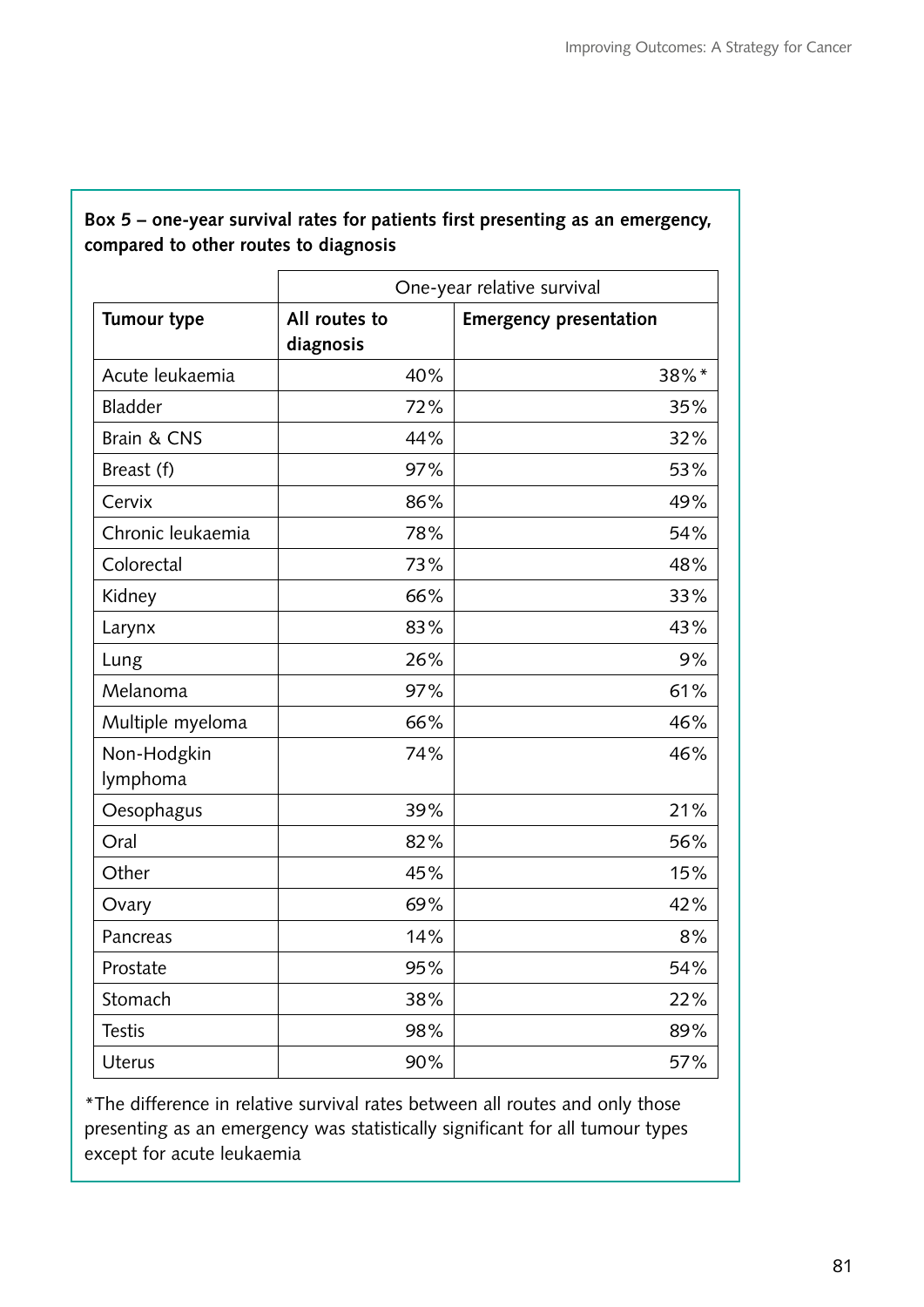**Box 5 – one-year survival rates for patients first presenting as an emergency, compared to other routes to diagnosis**

| | One-year relative survival | |
|---|---|---|
| **Tumour type** | **All routes to diagnosis** | **Emergency presentation** |
| Acute leukaemia | 40% | 38%* |
| Bladder | 72% | 35% |
| Brain & CNS | 44% | 32% |
| Breast (f) | 97% | 53% |
| Cervix | 86% | 49% |
| Chronic leukaemia | 78% | 54% |
| Colorectal | 73% | 48% |
| Kidney | 66% | 33% |
| Larynx | 83% | 43% |
| Lung | 26% | 9% |
| Melanoma | 97% | 61% |
| Multiple myeloma | 66% | 46% |
| Non-Hodgkin lymphoma | 74% | 46% |
| Oesophagus | 39% | 21% |
| Oral | 82% | 56% |
| Other | 45% | 15% |
| Ovary | 69% | 42% |
| Pancreas | 14% | 8% |
| Prostate | 95% | 54% |
| Stomach | 38% | 22% |
| Testis | 98% | 89% |
| Uterus | 90% | 57% |

*The difference in relative survival rates between all routes and only those presenting as an emergency was statistically significant for all tumour types except for acute leukaemia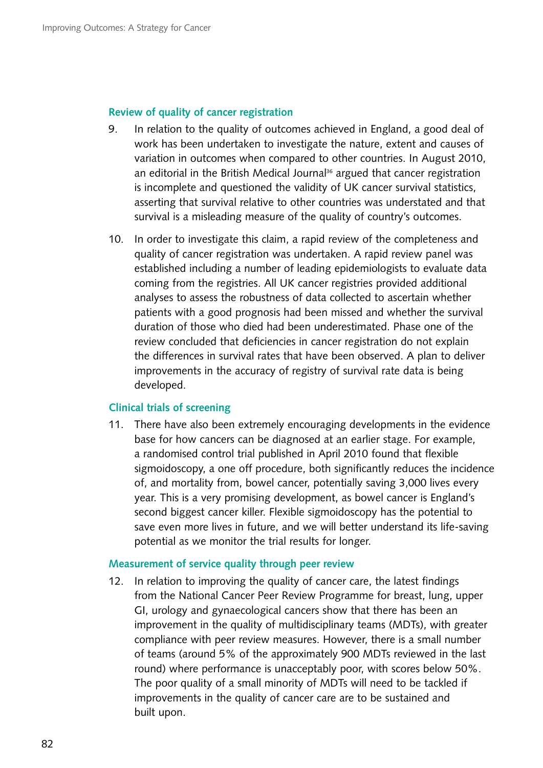### Review of quality of cancer registration

9. In relation to the quality of outcomes achieved in England, a good deal of work has been undertaken to investigate the nature, extent and causes of variation in outcomes when compared to other countries. In August 2010, an editorial in the British Medical Journal[36] argued that cancer registration is incomplete and questioned the validity of UK cancer survival statistics, asserting that survival relative to other countries was understated and that survival is a misleading measure of the quality of country's outcomes.

10. In order to investigate this claim, a rapid review of the completeness and quality of cancer registration was undertaken. A rapid review panel was established including a number of leading epidemiologists to evaluate data coming from the registries. All UK cancer registries provided additional analyses to assess the robustness of data collected to ascertain whether patients with a good prognosis had been missed and whether the survival duration of those who died had been underestimated. Phase one of the review concluded that deficiencies in cancer registration do not explain the differences in survival rates that have been observed. A plan to deliver improvements in the accuracy of registry of survival rate data is being developed.

### Clinical trials of screening

11. There have also been extremely encouraging developments in the evidence base for how cancers can be diagnosed at an earlier stage. For example, a randomised control trial published in April 2010 found that flexible sigmoidoscopy, a one off procedure, both significantly reduces the incidence of, and mortality from, bowel cancer, potentially saving 3,000 lives every year. This is a very promising development, as bowel cancer is England's second biggest cancer killer. Flexible sigmoidoscopy has the potential to save even more lives in future, and we will better understand its life-saving potential as we monitor the trial results for longer.

### Measurement of service quality through peer review

12. In relation to improving the quality of cancer care, the latest findings from the National Cancer Peer Review Programme for breast, lung, upper GI, urology and gynaecological cancers show that there has been an improvement in the quality of multidisciplinary teams (MDTs), with greater compliance with peer review measures. However, there is a small number of teams (around 5% of the approximately 900 MDTs reviewed in the last round) where performance is unacceptably poor, with scores below 50%. The poor quality of a small minority of MDTs will need to be tackled if improvements in the quality of cancer care are to be sustained and built upon.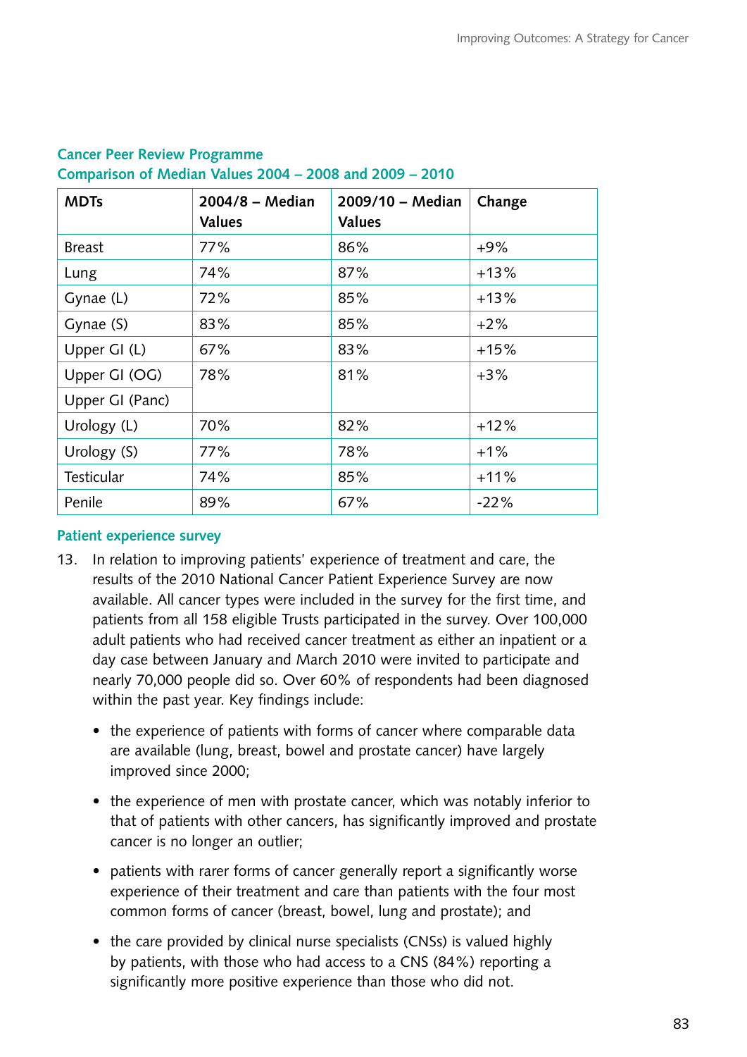**Cancer Peer Review Programme**
**Comparison of Median Values 2004 – 2008 and 2009 – 2010**

| MDTs | 2004/8 – Median Values | 2009/10 – Median Values | Change |
|---|---|---|---|
| Breast | 77% | 86% | +9% |
| Lung | 74% | 87% | +13% |
| Gynae (L) | 72% | 85% | +13% |
| Gynae (S) | 83% | 85% | +2% |
| Upper GI (L) | 67% | 83% | +15% |
| Upper GI (OG) | 78% | 81% | +3% |
| Upper GI (Panc) | | | |
| Urology (L) | 70% | 82% | +12% |
| Urology (S) | 77% | 78% | +1% |
| Testicular | 74% | 85% | +11% |
| Penile | 89% | 67% | -22% |

**Patient experience survey**

13. In relation to improving patients' experience of treatment and care, the results of the 2010 National Cancer Patient Experience Survey are now available. All cancer types were included in the survey for the first time, and patients from all 158 eligible Trusts participated in the survey. Over 100,000 adult patients who had received cancer treatment as either an inpatient or a day case between January and March 2010 were invited to participate and nearly 70,000 people did so. Over 60% of respondents had been diagnosed within the past year. Key findings include:

- the experience of patients with forms of cancer where comparable data are available (lung, breast, bowel and prostate cancer) have largely improved since 2000;
- the experience of men with prostate cancer, which was notably inferior to that of patients with other cancers, has significantly improved and prostate cancer is no longer an outlier;
- patients with rarer forms of cancer generally report a significantly worse experience of their treatment and care than patients with the four most common forms of cancer (breast, bowel, lung and prostate); and
- the care provided by clinical nurse specialists (CNSs) is valued highly by patients, with those who had access to a CNS (84%) reporting a significantly more positive experience than those who did not.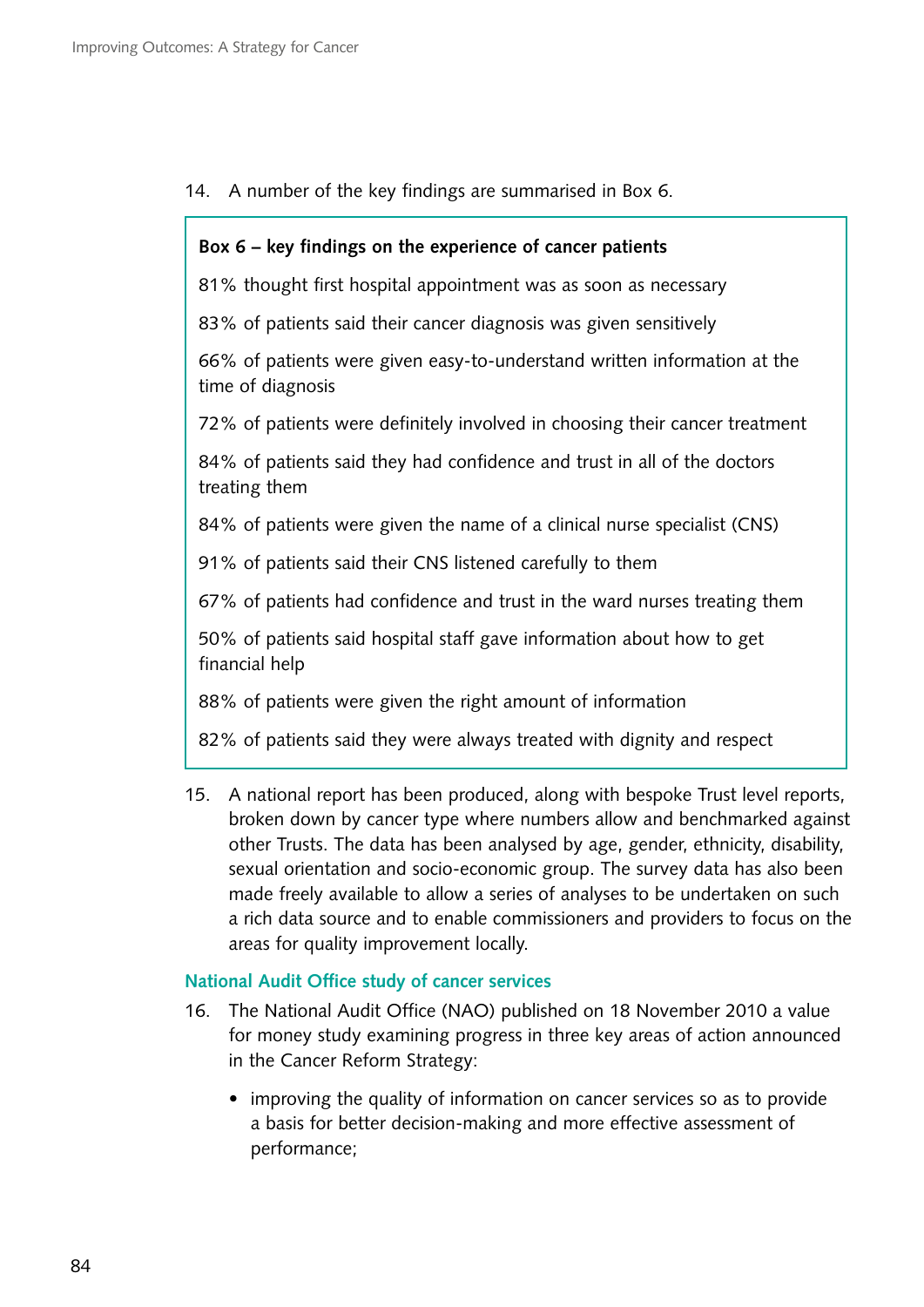14. A number of the key findings are summarised in Box 6.

> **Box 6 – key findings on the experience of cancer patients**
>
> 81% thought first hospital appointment was as soon as necessary
>
> 83% of patients said their cancer diagnosis was given sensitively
>
> 66% of patients were given easy-to-understand written information at the time of diagnosis
>
> 72% of patients were definitely involved in choosing their cancer treatment
>
> 84% of patients said they had confidence and trust in all of the doctors treating them
>
> 84% of patients were given the name of a clinical nurse specialist (CNS)
>
> 91% of patients said their CNS listened carefully to them
>
> 67% of patients had confidence and trust in the ward nurses treating them
>
> 50% of patients said hospital staff gave information about how to get financial help
>
> 88% of patients were given the right amount of information
>
> 82% of patients said they were always treated with dignity and respect

15. A national report has been produced, along with bespoke Trust level reports, broken down by cancer type where numbers allow and benchmarked against other Trusts. The data has been analysed by age, gender, ethnicity, disability, sexual orientation and socio-economic group. The survey data has also been made freely available to allow a series of analyses to be undertaken on such a rich data source and to enable commissioners and providers to focus on the areas for quality improvement locally.

### National Audit Office study of cancer services

16. The National Audit Office (NAO) published on 18 November 2010 a value for money study examining progress in three key areas of action announced in the Cancer Reform Strategy:

    - improving the quality of information on cancer services so as to provide a basis for better decision-making and more effective assessment of performance;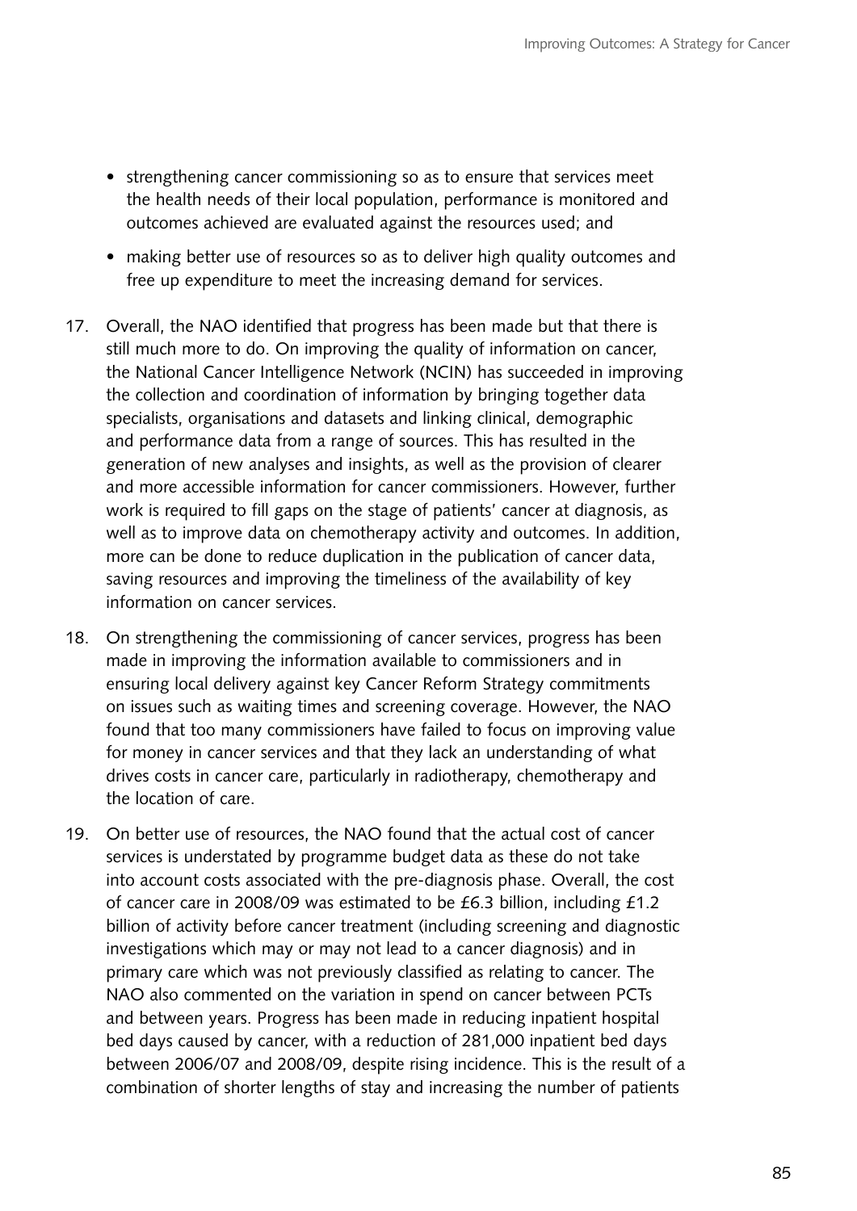- strengthening cancer commissioning so as to ensure that services meet the health needs of their local population, performance is monitored and outcomes achieved are evaluated against the resources used; and
- making better use of resources so as to deliver high quality outcomes and free up expenditure to meet the increasing demand for services.

17. Overall, the NAO identified that progress has been made but that there is still much more to do. On improving the quality of information on cancer, the National Cancer Intelligence Network (NCIN) has succeeded in improving the collection and coordination of information by bringing together data specialists, organisations and datasets and linking clinical, demographic and performance data from a range of sources. This has resulted in the generation of new analyses and insights, as well as the provision of clearer and more accessible information for cancer commissioners. However, further work is required to fill gaps on the stage of patients' cancer at diagnosis, as well as to improve data on chemotherapy activity and outcomes. In addition, more can be done to reduce duplication in the publication of cancer data, saving resources and improving the timeliness of the availability of key information on cancer services.

18. On strengthening the commissioning of cancer services, progress has been made in improving the information available to commissioners and in ensuring local delivery against key Cancer Reform Strategy commitments on issues such as waiting times and screening coverage. However, the NAO found that too many commissioners have failed to focus on improving value for money in cancer services and that they lack an understanding of what drives costs in cancer care, particularly in radiotherapy, chemotherapy and the location of care.

19. On better use of resources, the NAO found that the actual cost of cancer services is understated by programme budget data as these do not take into account costs associated with the pre-diagnosis phase. Overall, the cost of cancer care in 2008/09 was estimated to be £6.3 billion, including £1.2 billion of activity before cancer treatment (including screening and diagnostic investigations which may or may not lead to a cancer diagnosis) and in primary care which was not previously classified as relating to cancer. The NAO also commented on the variation in spend on cancer between PCTs and between years. Progress has been made in reducing inpatient hospital bed days caused by cancer, with a reduction of 281,000 inpatient bed days between 2006/07 and 2008/09, despite rising incidence. This is the result of a combination of shorter lengths of stay and increasing the number of patients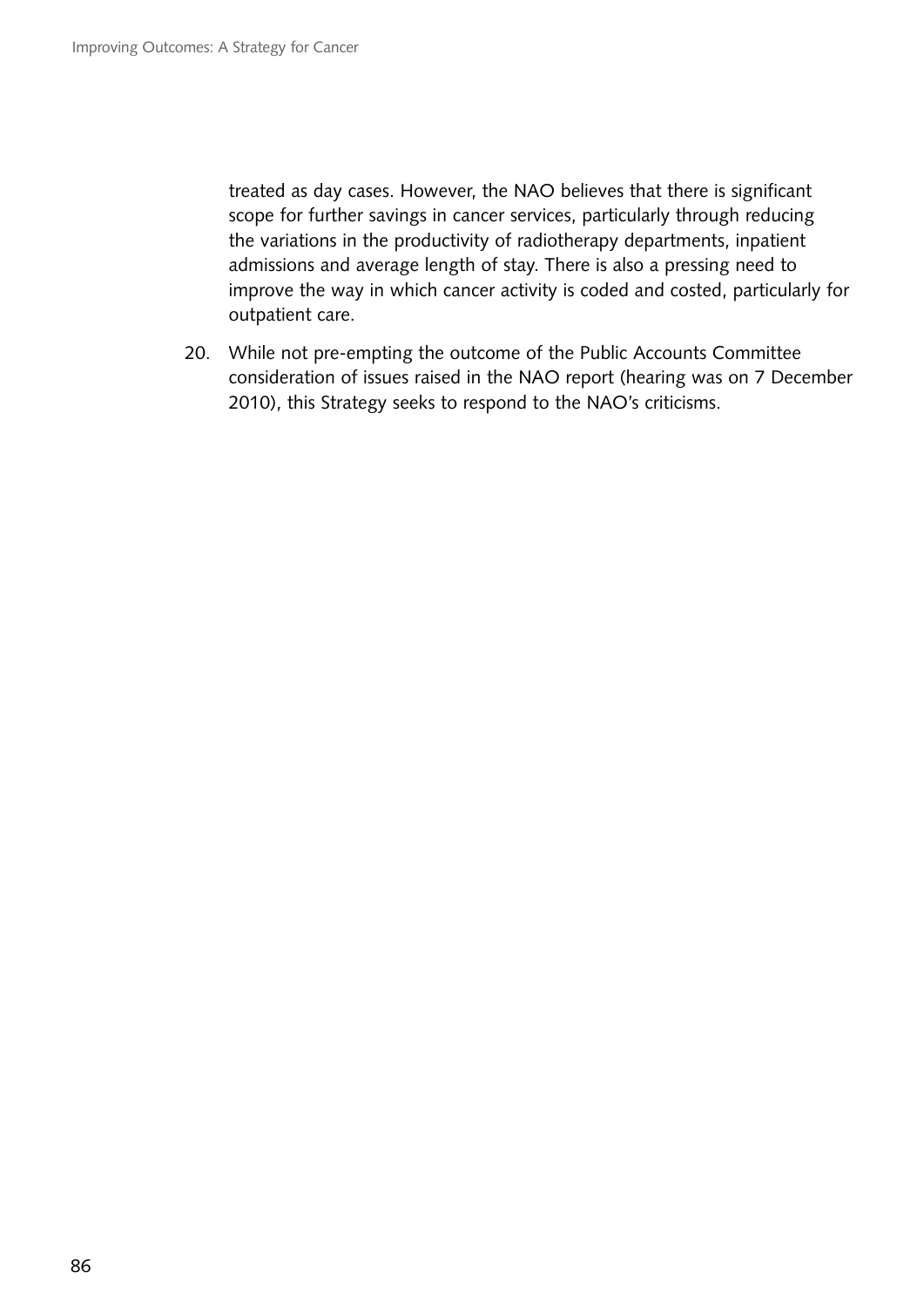treated as day cases. However, the NAO believes that there is significant scope for further savings in cancer services, particularly through reducing the variations in the productivity of radiotherapy departments, inpatient admissions and average length of stay. There is also a pressing need to improve the way in which cancer activity is coded and costed, particularly for outpatient care.

20. While not pre-empting the outcome of the Public Accounts Committee consideration of issues raised in the NAO report (hearing was on 7 December 2010), this Strategy seeks to respond to the NAO's criticisms.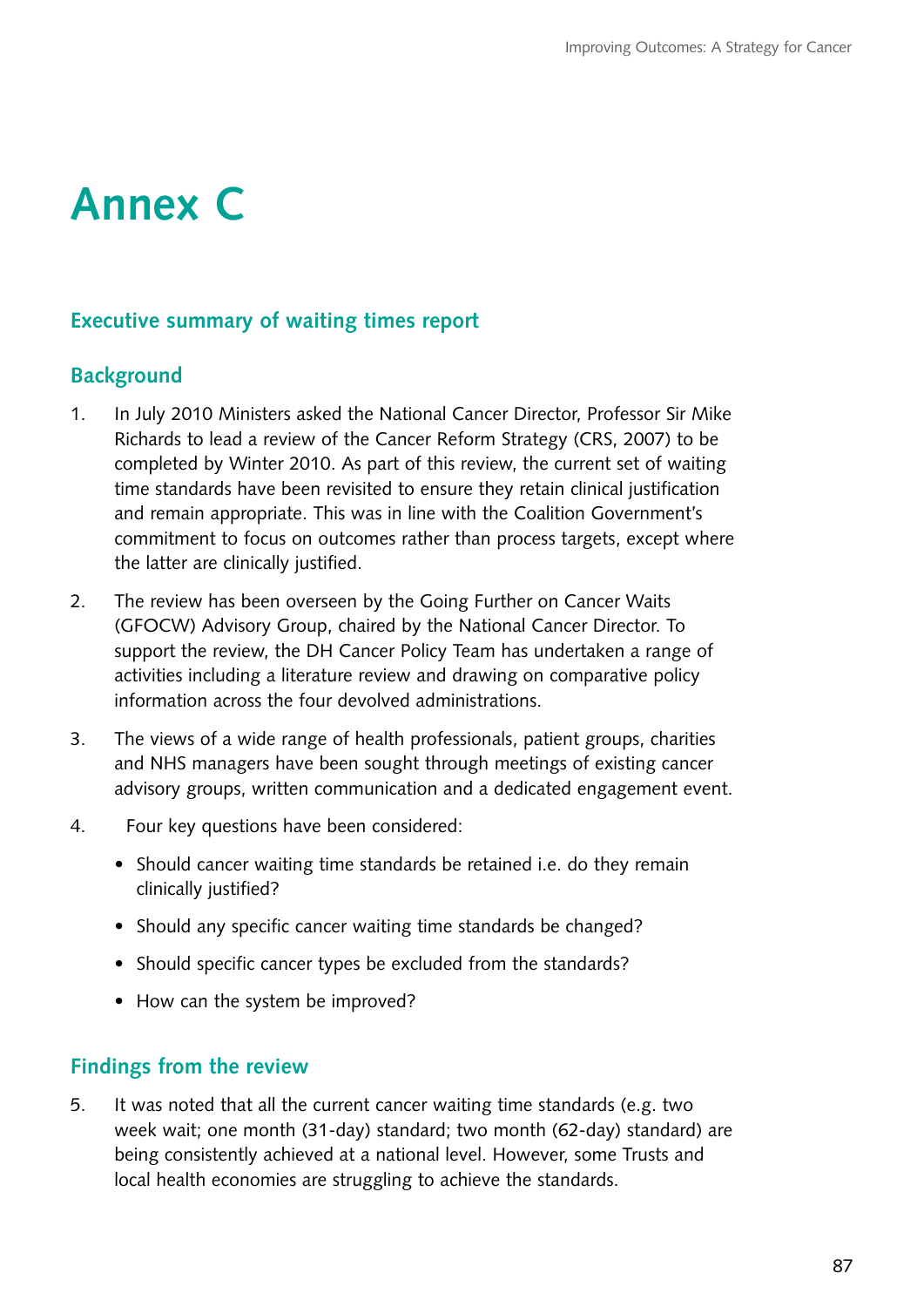# Annex C

## Executive summary of waiting times report

## Background

1. In July 2010 Ministers asked the National Cancer Director, Professor Sir Mike Richards to lead a review of the Cancer Reform Strategy (CRS, 2007) to be completed by Winter 2010. As part of this review, the current set of waiting time standards have been revisited to ensure they retain clinical justification and remain appropriate. This was in line with the Coalition Government's commitment to focus on outcomes rather than process targets, except where the latter are clinically justified.

2. The review has been overseen by the Going Further on Cancer Waits (GFOCW) Advisory Group, chaired by the National Cancer Director. To support the review, the DH Cancer Policy Team has undertaken a range of activities including a literature review and drawing on comparative policy information across the four devolved administrations.

3. The views of a wide range of health professionals, patient groups, charities and NHS managers have been sought through meetings of existing cancer advisory groups, written communication and a dedicated engagement event.

4. Four key questions have been considered:

   - Should cancer waiting time standards be retained i.e. do they remain clinically justified?
   - Should any specific cancer waiting time standards be changed?
   - Should specific cancer types be excluded from the standards?
   - How can the system be improved?

## Findings from the review

5. It was noted that all the current cancer waiting time standards (e.g. two week wait; one month (31-day) standard; two month (62-day) standard) are being consistently achieved at a national level. However, some Trusts and local health economies are struggling to achieve the standards.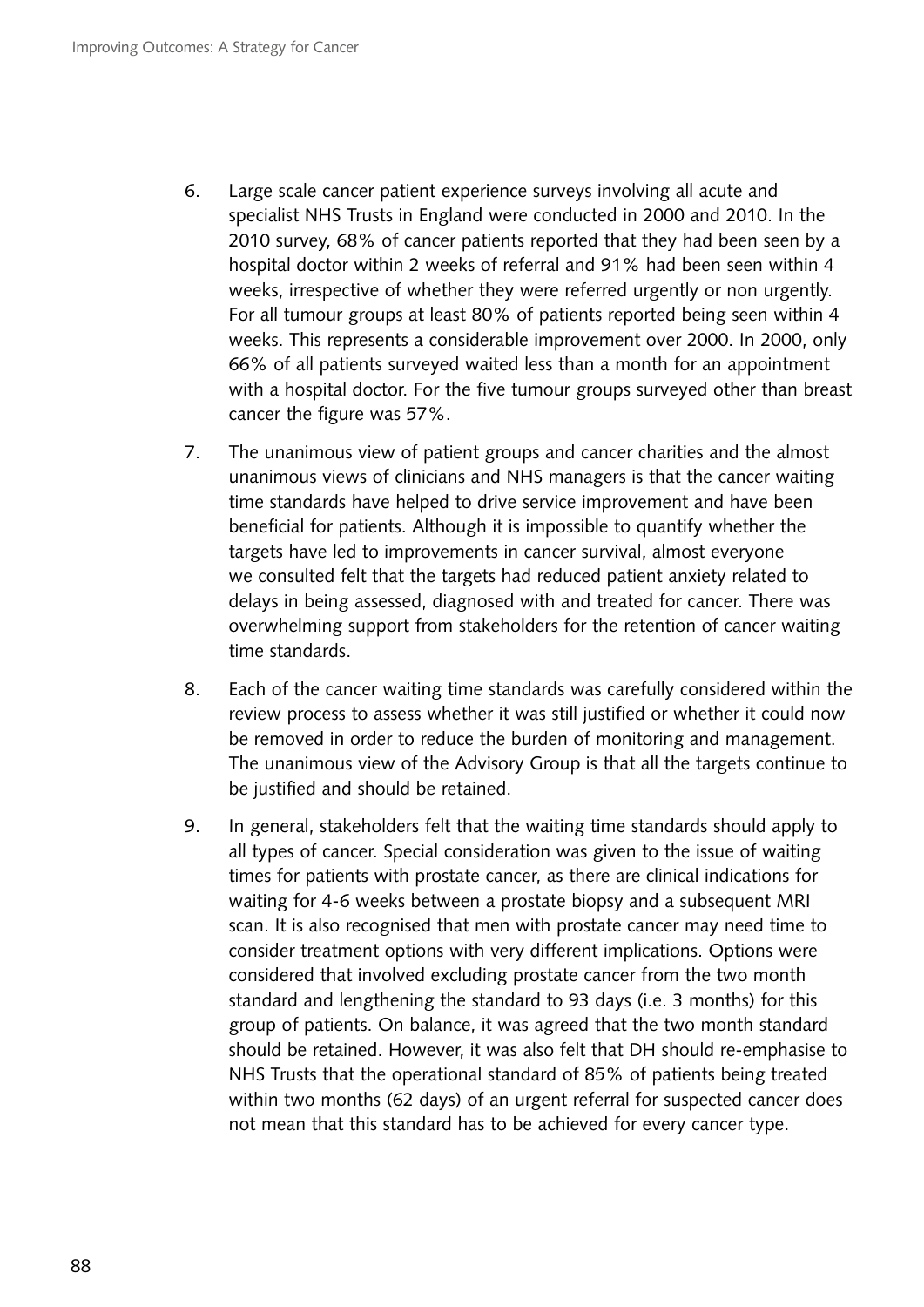6. Large scale cancer patient experience surveys involving all acute and specialist NHS Trusts in England were conducted in 2000 and 2010. In the 2010 survey, 68% of cancer patients reported that they had been seen by a hospital doctor within 2 weeks of referral and 91% had been seen within 4 weeks, irrespective of whether they were referred urgently or non urgently. For all tumour groups at least 80% of patients reported being seen within 4 weeks. This represents a considerable improvement over 2000. In 2000, only 66% of all patients surveyed waited less than a month for an appointment with a hospital doctor. For the five tumour groups surveyed other than breast cancer the figure was 57%.

7. The unanimous view of patient groups and cancer charities and the almost unanimous views of clinicians and NHS managers is that the cancer waiting time standards have helped to drive service improvement and have been beneficial for patients. Although it is impossible to quantify whether the targets have led to improvements in cancer survival, almost everyone we consulted felt that the targets had reduced patient anxiety related to delays in being assessed, diagnosed with and treated for cancer. There was overwhelming support from stakeholders for the retention of cancer waiting time standards.

8. Each of the cancer waiting time standards was carefully considered within the review process to assess whether it was still justified or whether it could now be removed in order to reduce the burden of monitoring and management. The unanimous view of the Advisory Group is that all the targets continue to be justified and should be retained.

9. In general, stakeholders felt that the waiting time standards should apply to all types of cancer. Special consideration was given to the issue of waiting times for patients with prostate cancer, as there are clinical indications for waiting for 4-6 weeks between a prostate biopsy and a subsequent MRI scan. It is also recognised that men with prostate cancer may need time to consider treatment options with very different implications. Options were considered that involved excluding prostate cancer from the two month standard and lengthening the standard to 93 days (i.e. 3 months) for this group of patients. On balance, it was agreed that the two month standard should be retained. However, it was also felt that DH should re-emphasise to NHS Trusts that the operational standard of 85% of patients being treated within two months (62 days) of an urgent referral for suspected cancer does not mean that this standard has to be achieved for every cancer type.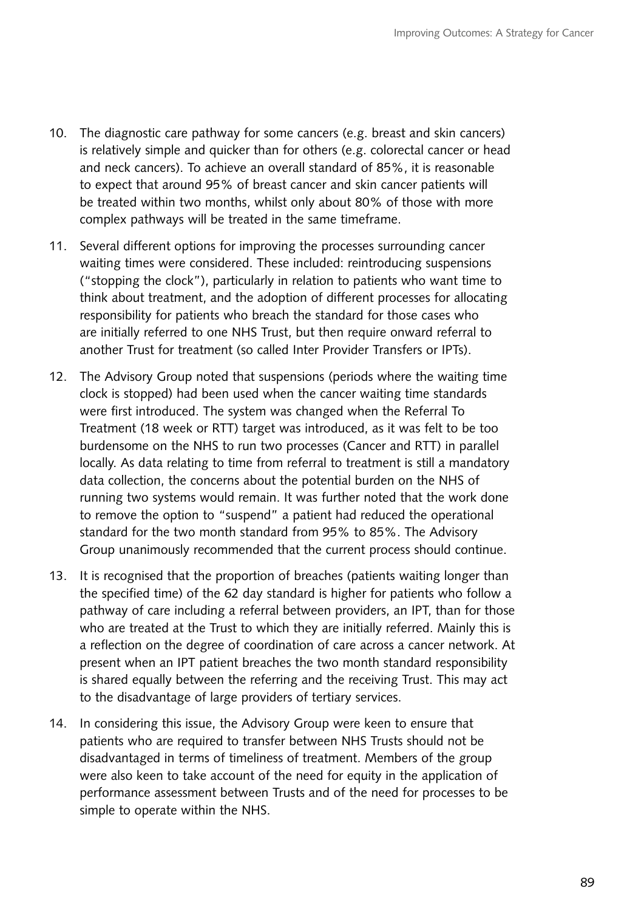10. The diagnostic care pathway for some cancers (e.g. breast and skin cancers) is relatively simple and quicker than for others (e.g. colorectal cancer or head and neck cancers). To achieve an overall standard of 85%, it is reasonable to expect that around 95% of breast cancer and skin cancer patients will be treated within two months, whilst only about 80% of those with more complex pathways will be treated in the same timeframe.

11. Several different options for improving the processes surrounding cancer waiting times were considered. These included: reintroducing suspensions ("stopping the clock"), particularly in relation to patients who want time to think about treatment, and the adoption of different processes for allocating responsibility for patients who breach the standard for those cases who are initially referred to one NHS Trust, but then require onward referral to another Trust for treatment (so called Inter Provider Transfers or IPTs).

12. The Advisory Group noted that suspensions (periods where the waiting time clock is stopped) had been used when the cancer waiting time standards were first introduced. The system was changed when the Referral To Treatment (18 week or RTT) target was introduced, as it was felt to be too burdensome on the NHS to run two processes (Cancer and RTT) in parallel locally. As data relating to time from referral to treatment is still a mandatory data collection, the concerns about the potential burden on the NHS of running two systems would remain. It was further noted that the work done to remove the option to "suspend" a patient had reduced the operational standard for the two month standard from 95% to 85%. The Advisory Group unanimously recommended that the current process should continue.

13. It is recognised that the proportion of breaches (patients waiting longer than the specified time) of the 62 day standard is higher for patients who follow a pathway of care including a referral between providers, an IPT, than for those who are treated at the Trust to which they are initially referred. Mainly this is a reflection on the degree of coordination of care across a cancer network. At present when an IPT patient breaches the two month standard responsibility is shared equally between the referring and the receiving Trust. This may act to the disadvantage of large providers of tertiary services.

14. In considering this issue, the Advisory Group were keen to ensure that patients who are required to transfer between NHS Trusts should not be disadvantaged in terms of timeliness of treatment. Members of the group were also keen to take account of the need for equity in the application of performance assessment between Trusts and of the need for processes to be simple to operate within the NHS.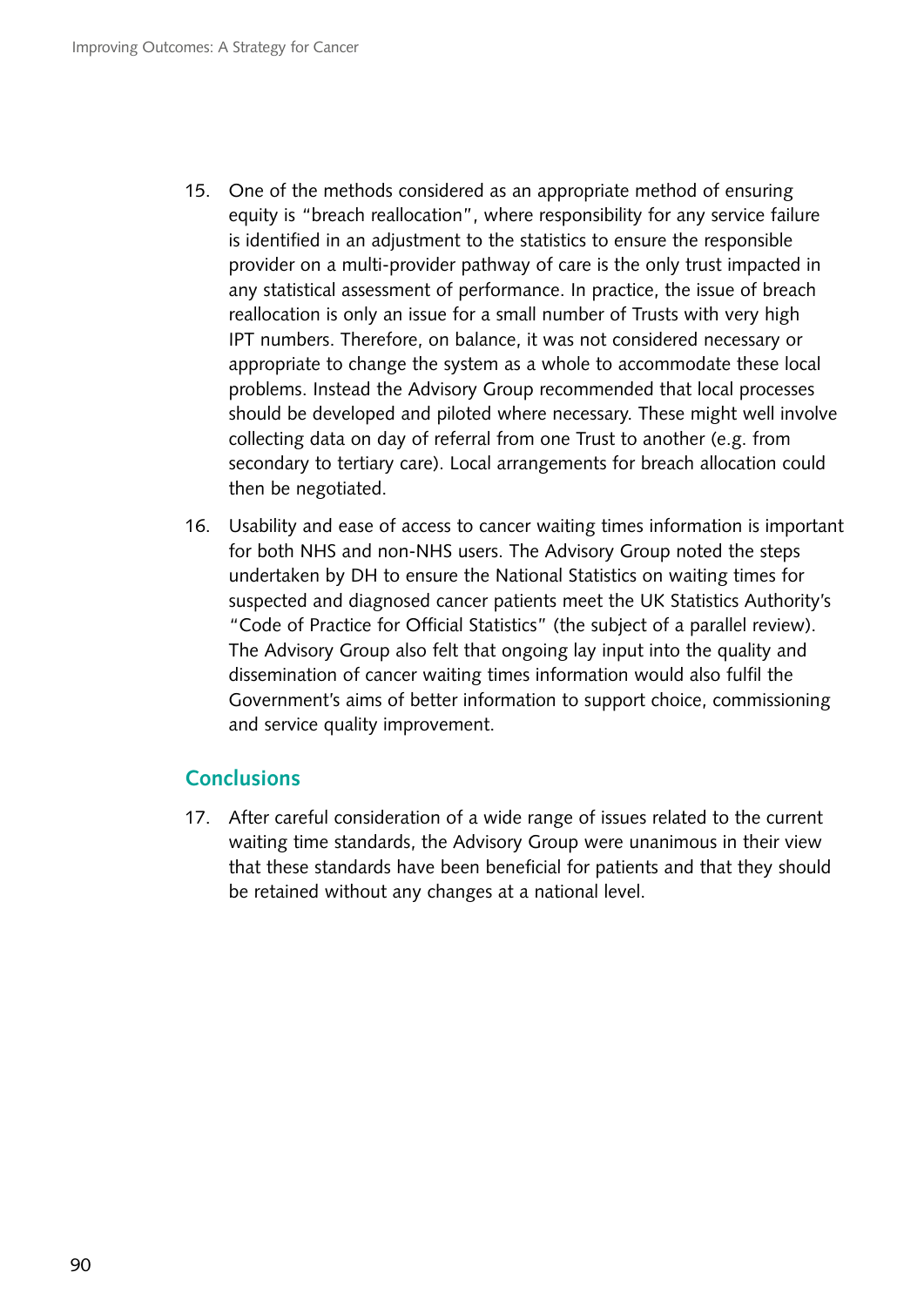15. One of the methods considered as an appropriate method of ensuring equity is "breach reallocation", where responsibility for any service failure is identified in an adjustment to the statistics to ensure the responsible provider on a multi-provider pathway of care is the only trust impacted in any statistical assessment of performance. In practice, the issue of breach reallocation is only an issue for a small number of Trusts with very high IPT numbers. Therefore, on balance, it was not considered necessary or appropriate to change the system as a whole to accommodate these local problems. Instead the Advisory Group recommended that local processes should be developed and piloted where necessary. These might well involve collecting data on day of referral from one Trust to another (e.g. from secondary to tertiary care). Local arrangements for breach allocation could then be negotiated.

16. Usability and ease of access to cancer waiting times information is important for both NHS and non-NHS users. The Advisory Group noted the steps undertaken by DH to ensure the National Statistics on waiting times for suspected and diagnosed cancer patients meet the UK Statistics Authority's "Code of Practice for Official Statistics" (the subject of a parallel review). The Advisory Group also felt that ongoing lay input into the quality and dissemination of cancer waiting times information would also fulfil the Government's aims of better information to support choice, commissioning and service quality improvement.

## Conclusions

17. After careful consideration of a wide range of issues related to the current waiting time standards, the Advisory Group were unanimous in their view that these standards have been beneficial for patients and that they should be retained without any changes at a national level.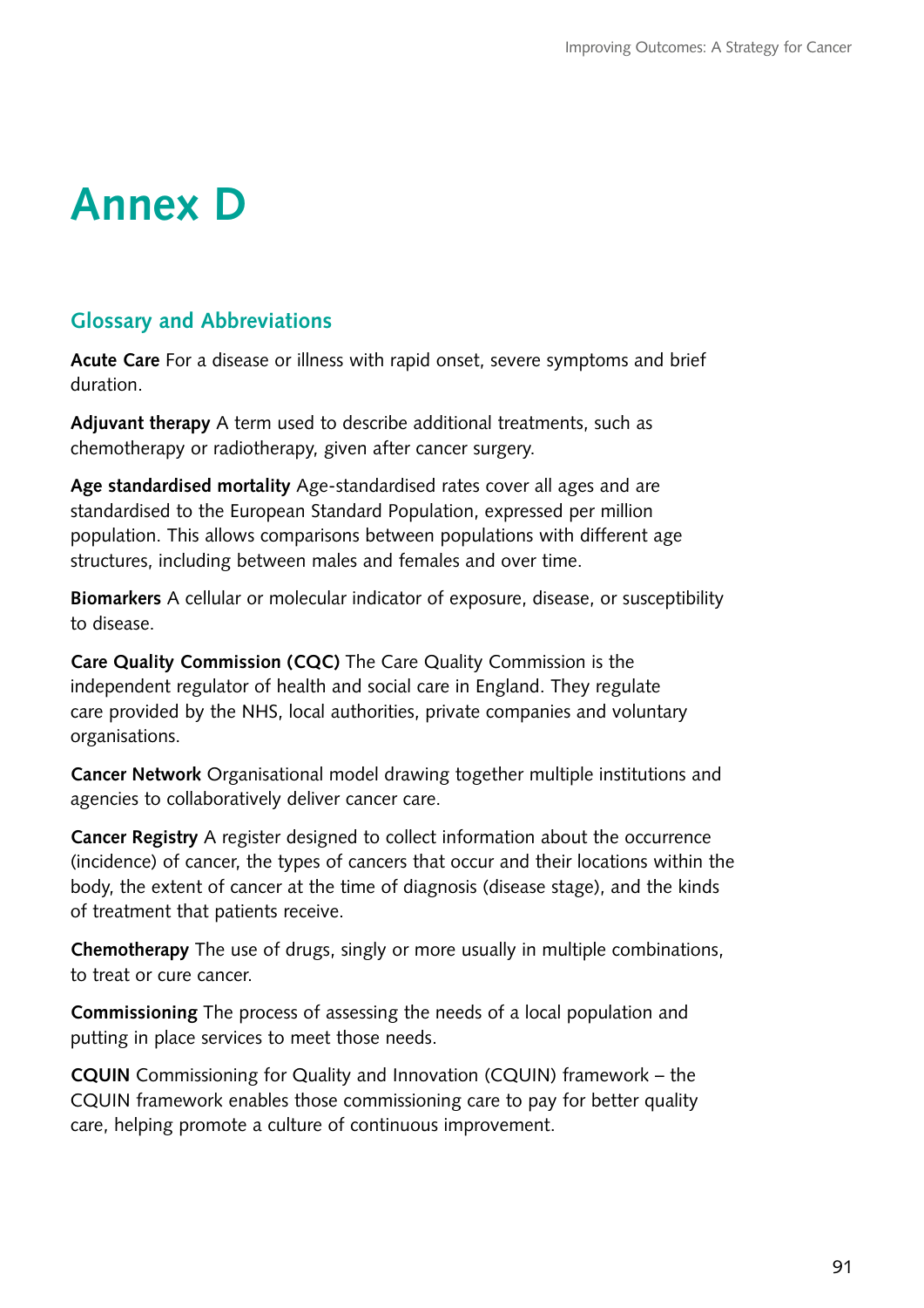# Annex D

## Glossary and Abbreviations

**Acute Care** For a disease or illness with rapid onset, severe symptoms and brief duration.

**Adjuvant therapy** A term used to describe additional treatments, such as chemotherapy or radiotherapy, given after cancer surgery.

**Age standardised mortality** Age-standardised rates cover all ages and are standardised to the European Standard Population, expressed per million population. This allows comparisons between populations with different age structures, including between males and females and over time.

**Biomarkers** A cellular or molecular indicator of exposure, disease, or susceptibility to disease.

**Care Quality Commission (CQC)** The Care Quality Commission is the independent regulator of health and social care in England. They regulate care provided by the NHS, local authorities, private companies and voluntary organisations.

**Cancer Network** Organisational model drawing together multiple institutions and agencies to collaboratively deliver cancer care.

**Cancer Registry** A register designed to collect information about the occurrence (incidence) of cancer, the types of cancers that occur and their locations within the body, the extent of cancer at the time of diagnosis (disease stage), and the kinds of treatment that patients receive.

**Chemotherapy** The use of drugs, singly or more usually in multiple combinations, to treat or cure cancer.

**Commissioning** The process of assessing the needs of a local population and putting in place services to meet those needs.

**CQUIN** Commissioning for Quality and Innovation (CQUIN) framework – the CQUIN framework enables those commissioning care to pay for better quality care, helping promote a culture of continuous improvement.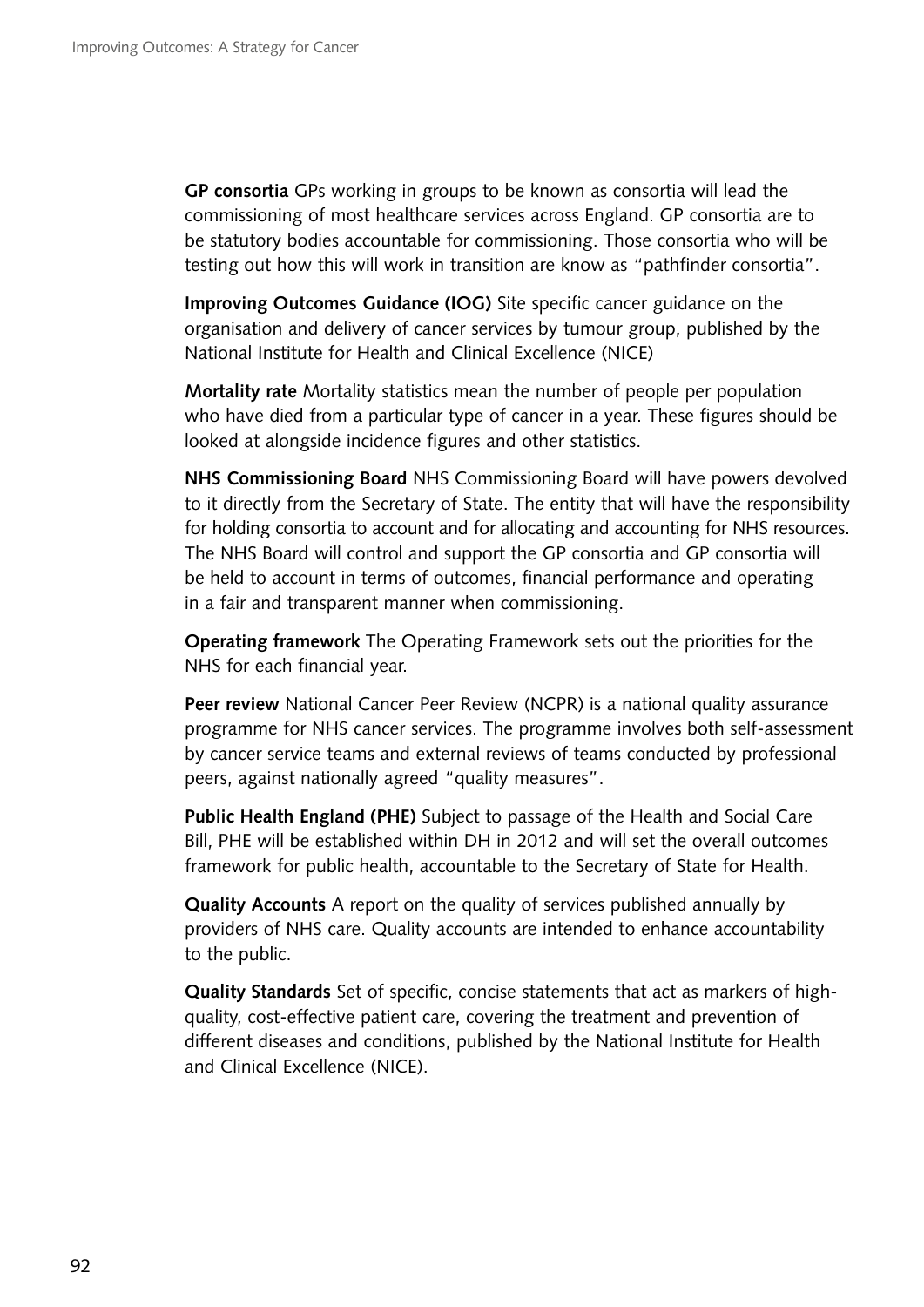**GP consortia** GPs working in groups to be known as consortia will lead the commissioning of most healthcare services across England. GP consortia are to be statutory bodies accountable for commissioning. Those consortia who will be testing out how this will work in transition are know as "pathfinder consortia".

**Improving Outcomes Guidance (IOG)** Site specific cancer guidance on the organisation and delivery of cancer services by tumour group, published by the National Institute for Health and Clinical Excellence (NICE)

**Mortality rate** Mortality statistics mean the number of people per population who have died from a particular type of cancer in a year. These figures should be looked at alongside incidence figures and other statistics.

**NHS Commissioning Board** NHS Commissioning Board will have powers devolved to it directly from the Secretary of State. The entity that will have the responsibility for holding consortia to account and for allocating and accounting for NHS resources. The NHS Board will control and support the GP consortia and GP consortia will be held to account in terms of outcomes, financial performance and operating in a fair and transparent manner when commissioning.

**Operating framework** The Operating Framework sets out the priorities for the NHS for each financial year.

**Peer review** National Cancer Peer Review (NCPR) is a national quality assurance programme for NHS cancer services. The programme involves both self-assessment by cancer service teams and external reviews of teams conducted by professional peers, against nationally agreed "quality measures".

**Public Health England (PHE)** Subject to passage of the Health and Social Care Bill, PHE will be established within DH in 2012 and will set the overall outcomes framework for public health, accountable to the Secretary of State for Health.

**Quality Accounts** A report on the quality of services published annually by providers of NHS care. Quality accounts are intended to enhance accountability to the public.

**Quality Standards** Set of specific, concise statements that act as markers of high-quality, cost-effective patient care, covering the treatment and prevention of different diseases and conditions, published by the National Institute for Health and Clinical Excellence (NICE).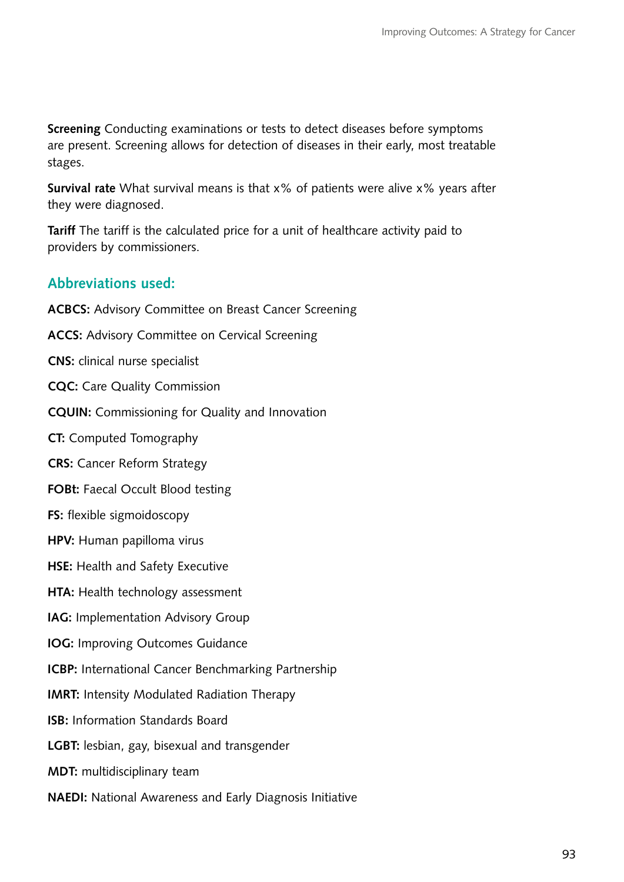**Screening** Conducting examinations or tests to detect diseases before symptoms are present. Screening allows for detection of diseases in their early, most treatable stages.

**Survival rate** What survival means is that x% of patients were alive x% years after they were diagnosed.

**Tariff** The tariff is the calculated price for a unit of healthcare activity paid to providers by commissioners.

## Abbreviations used:

**ACBCS:** Advisory Committee on Breast Cancer Screening

**ACCS:** Advisory Committee on Cervical Screening

**CNS:** clinical nurse specialist

**CQC:** Care Quality Commission

**CQUIN:** Commissioning for Quality and Innovation

**CT:** Computed Tomography

**CRS:** Cancer Reform Strategy

**FOBt:** Faecal Occult Blood testing

**FS:** flexible sigmoidoscopy

**HPV:** Human papilloma virus

**HSE:** Health and Safety Executive

**HTA:** Health technology assessment

**IAG:** Implementation Advisory Group

**IOG:** Improving Outcomes Guidance

**ICBP:** International Cancer Benchmarking Partnership

**IMRT:** Intensity Modulated Radiation Therapy

**ISB:** Information Standards Board

**LGBT:** lesbian, gay, bisexual and transgender

**MDT:** multidisciplinary team

**NAEDI:** National Awareness and Early Diagnosis Initiative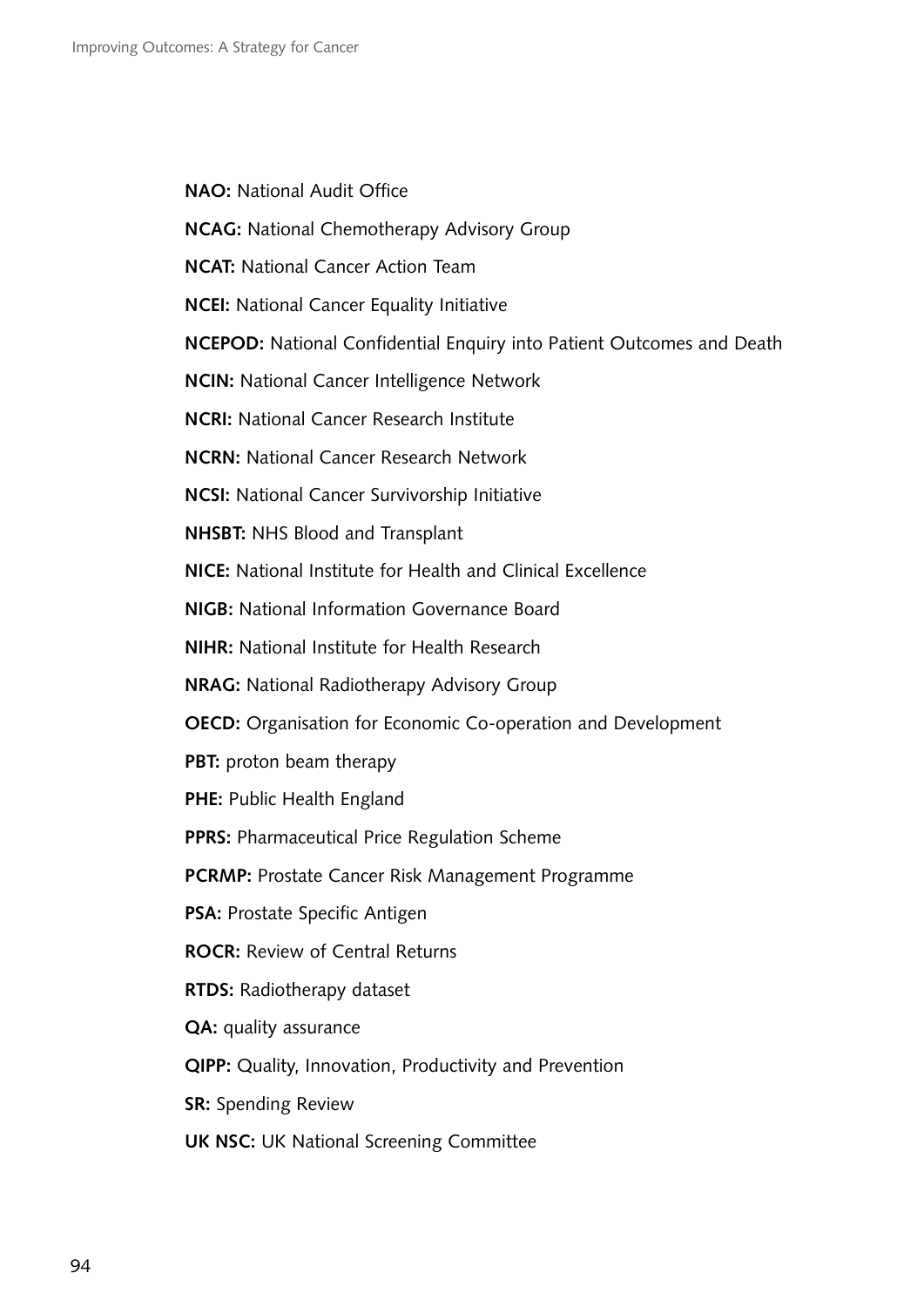**NAO:** National Audit Office

**NCAG:** National Chemotherapy Advisory Group

**NCAT:** National Cancer Action Team

**NCEI:** National Cancer Equality Initiative

**NCEPOD:** National Confidential Enquiry into Patient Outcomes and Death

**NCIN:** National Cancer Intelligence Network

**NCRI:** National Cancer Research Institute

**NCRN:** National Cancer Research Network

**NCSI:** National Cancer Survivorship Initiative

**NHSBT:** NHS Blood and Transplant

**NICE:** National Institute for Health and Clinical Excellence

**NIGB:** National Information Governance Board

**NIHR:** National Institute for Health Research

**NRAG:** National Radiotherapy Advisory Group

**OECD:** Organisation for Economic Co-operation and Development

**PBT:** proton beam therapy

**PHE:** Public Health England

**PPRS:** Pharmaceutical Price Regulation Scheme

**PCRMP:** Prostate Cancer Risk Management Programme

**PSA:** Prostate Specific Antigen

**ROCR:** Review of Central Returns

**RTDS:** Radiotherapy dataset

**QA:** quality assurance

**QIPP:** Quality, Innovation, Productivity and Prevention

**SR:** Spending Review

**UK NSC:** UK National Screening Committee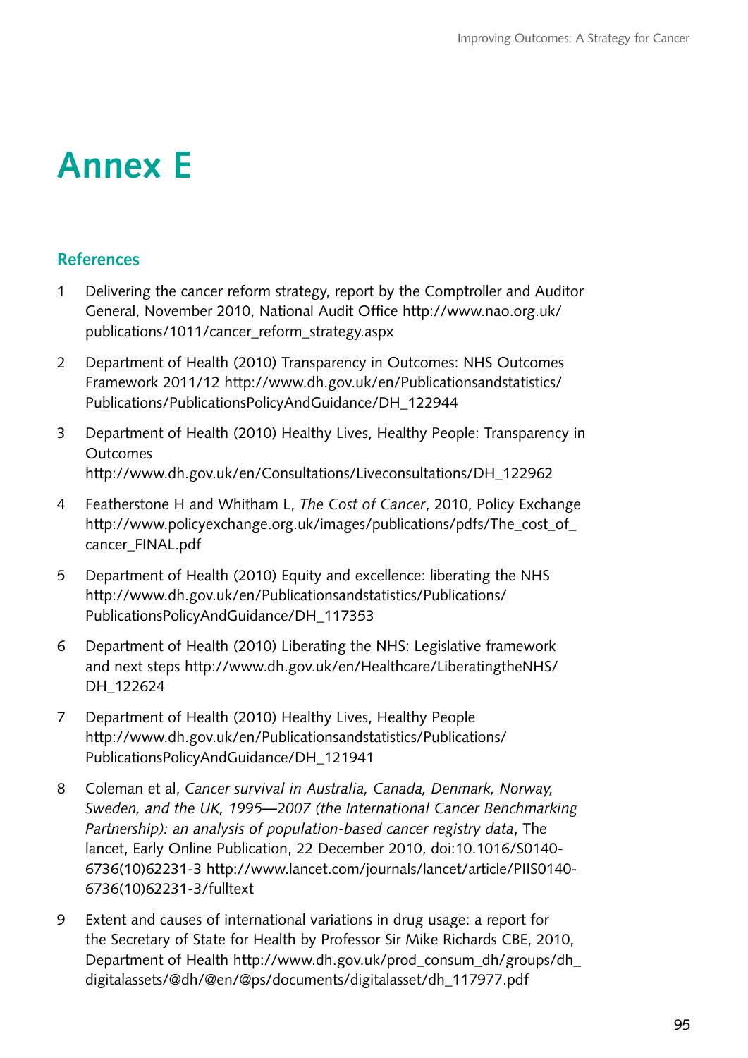# Annex E

## References

1. Delivering the cancer reform strategy, report by the Comptroller and Auditor General, November 2010, National Audit Office http://www.nao.org.uk/publications/1011/cancer_reform_strategy.aspx

2. Department of Health (2010) Transparency in Outcomes: NHS Outcomes Framework 2011/12 http://www.dh.gov.uk/en/Publicationsandstatistics/Publications/PublicationsPolicyAndGuidance/DH_122944

3. Department of Health (2010) Healthy Lives, Healthy People: Transparency in Outcomes
http://www.dh.gov.uk/en/Consultations/Liveconsultations/DH_122962

4. Featherstone H and Whitham L, *The Cost of Cancer*, 2010, Policy Exchange http://www.policyexchange.org.uk/images/publications/pdfs/The_cost_of_cancer_FINAL.pdf

5. Department of Health (2010) Equity and excellence: liberating the NHS http://www.dh.gov.uk/en/Publicationsandstatistics/Publications/PublicationsPolicyAndGuidance/DH_117353

6. Department of Health (2010) Liberating the NHS: Legislative framework and next steps http://www.dh.gov.uk/en/Healthcare/LiberatingtheNHS/DH_122624

7. Department of Health (2010) Healthy Lives, Healthy People http://www.dh.gov.uk/en/Publicationsandstatistics/Publications/PublicationsPolicyAndGuidance/DH_121941

8. Coleman et al, *Cancer survival in Australia, Canada, Denmark, Norway, Sweden, and the UK, 1995—2007 (the International Cancer Benchmarking Partnership): an analysis of population-based cancer registry data*, The lancet, Early Online Publication, 22 December 2010, doi:10.1016/S0140-6736(10)62231-3 http://www.lancet.com/journals/lancet/article/PIIS0140-6736(10)62231-3/fulltext

9. Extent and causes of international variations in drug usage: a report for the Secretary of State for Health by Professor Sir Mike Richards CBE, 2010, Department of Health http://www.dh.gov.uk/prod_consum_dh/groups/dh_digitalassets/@dh/@en/@ps/documents/digitalasset/dh_117977.pdf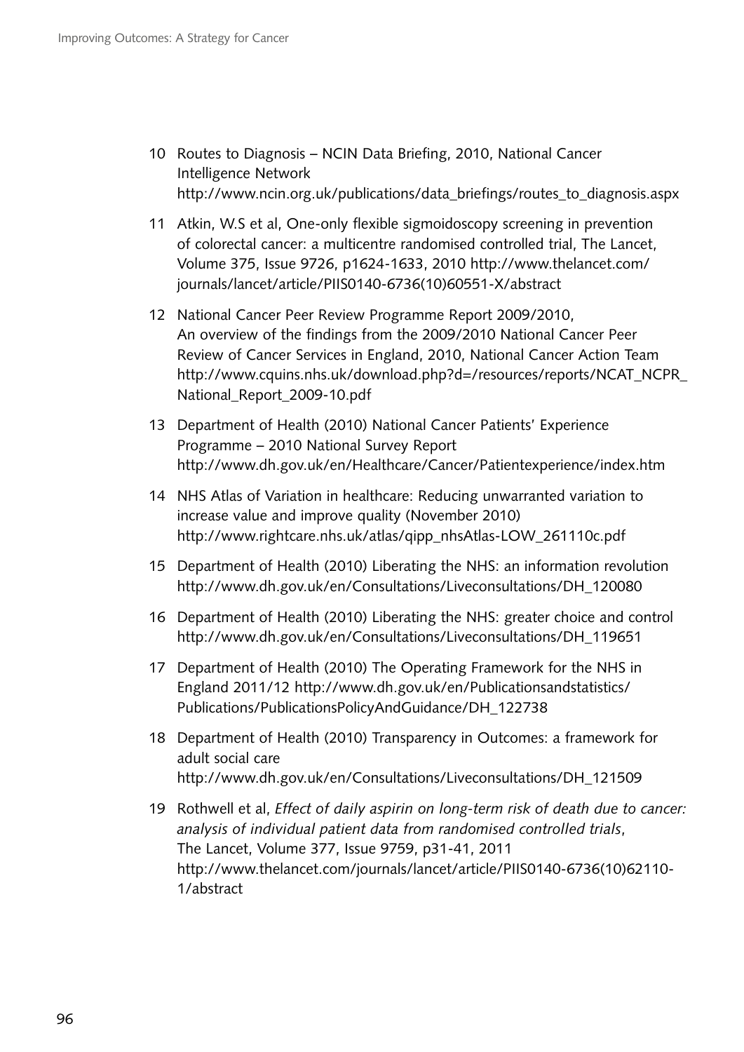10 Routes to Diagnosis – NCIN Data Briefing, 2010, National Cancer Intelligence Network http://www.ncin.org.uk/publications/data_briefings/routes_to_diagnosis.aspx

11 Atkin, W.S et al, One-only flexible sigmoidoscopy screening in prevention of colorectal cancer: a multicentre randomised controlled trial, The Lancet, Volume 375, Issue 9726, p1624-1633, 2010 http://www.thelancet.com/journals/lancet/article/PIIS0140-6736(10)60551-X/abstract

12 National Cancer Peer Review Programme Report 2009/2010, An overview of the findings from the 2009/2010 National Cancer Peer Review of Cancer Services in England, 2010, National Cancer Action Team http://www.cquins.nhs.uk/download.php?d=/resources/reports/NCAT_NCPR_National_Report_2009-10.pdf

13 Department of Health (2010) National Cancer Patients' Experience Programme – 2010 National Survey Report http://www.dh.gov.uk/en/Healthcare/Cancer/Patientexperience/index.htm

14 NHS Atlas of Variation in healthcare: Reducing unwarranted variation to increase value and improve quality (November 2010) http://www.rightcare.nhs.uk/atlas/qipp_nhsAtlas-LOW_261110c.pdf

15 Department of Health (2010) Liberating the NHS: an information revolution http://www.dh.gov.uk/en/Consultations/Liveconsultations/DH_120080

16 Department of Health (2010) Liberating the NHS: greater choice and control http://www.dh.gov.uk/en/Consultations/Liveconsultations/DH_119651

17 Department of Health (2010) The Operating Framework for the NHS in England 2011/12 http://www.dh.gov.uk/en/Publicationsandstatistics/Publications/PublicationsPolicyAndGuidance/DH_122738

18 Department of Health (2010) Transparency in Outcomes: a framework for adult social care http://www.dh.gov.uk/en/Consultations/Liveconsultations/DH_121509

19 Rothwell et al, *Effect of daily aspirin on long-term risk of death due to cancer: analysis of individual patient data from randomised controlled trials*, The Lancet, Volume 377, Issue 9759, p31-41, 2011 http://www.thelancet.com/journals/lancet/article/PIIS0140-6736(10)62110-1/abstract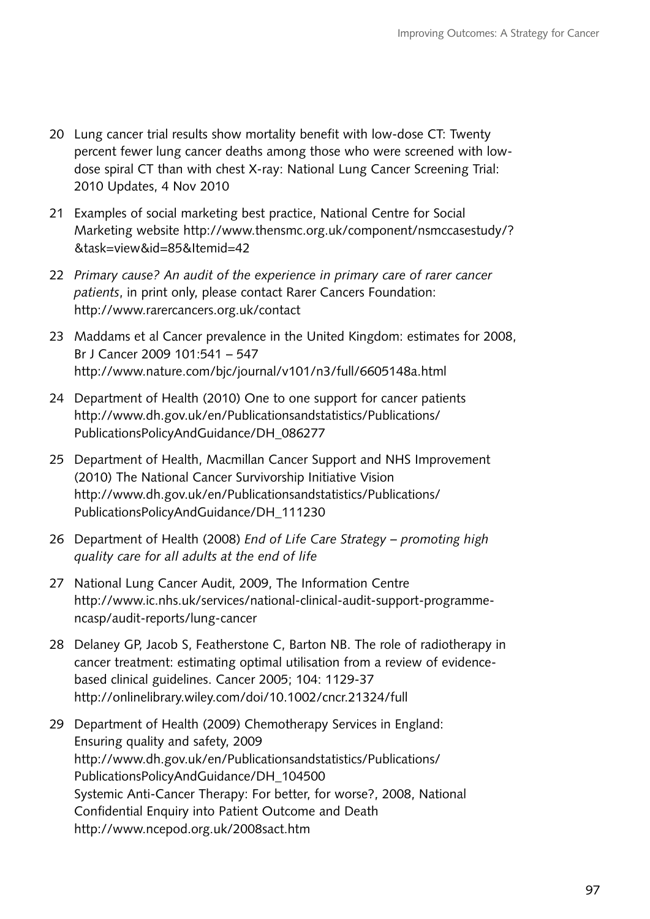20 Lung cancer trial results show mortality benefit with low-dose CT: Twenty percent fewer lung cancer deaths among those who were screened with low-dose spiral CT than with chest X-ray: National Lung Cancer Screening Trial: 2010 Updates, 4 Nov 2010

21 Examples of social marketing best practice, National Centre for Social Marketing website http://www.thensmc.org.uk/component/nsmccasestudy/?&task=view&id=85&Itemid=42

22 *Primary cause? An audit of the experience in primary care of rarer cancer patients*, in print only, please contact Rarer Cancers Foundation: http://www.rarercancers.org.uk/contact

23 Maddams et al Cancer prevalence in the United Kingdom: estimates for 2008, Br J Cancer 2009 101:541 – 547 http://www.nature.com/bjc/journal/v101/n3/full/6605148a.html

24 Department of Health (2010) One to one support for cancer patients http://www.dh.gov.uk/en/Publicationsandstatistics/Publications/PublicationsPolicyAndGuidance/DH_086277

25 Department of Health, Macmillan Cancer Support and NHS Improvement (2010) The National Cancer Survivorship Initiative Vision http://www.dh.gov.uk/en/Publicationsandstatistics/Publications/PublicationsPolicyAndGuidance/DH_111230

26 Department of Health (2008) *End of Life Care Strategy – promoting high quality care for all adults at the end of life*

27 National Lung Cancer Audit, 2009, The Information Centre http://www.ic.nhs.uk/services/national-clinical-audit-support-programme-ncasp/audit-reports/lung-cancer

28 Delaney GP, Jacob S, Featherstone C, Barton NB. The role of radiotherapy in cancer treatment: estimating optimal utilisation from a review of evidence-based clinical guidelines. Cancer 2005; 104: 1129-37 http://onlinelibrary.wiley.com/doi/10.1002/cncr.21324/full

29 Department of Health (2009) Chemotherapy Services in England: Ensuring quality and safety, 2009 http://www.dh.gov.uk/en/Publicationsandstatistics/Publications/PublicationsPolicyAndGuidance/DH_104500
Systemic Anti-Cancer Therapy: For better, for worse?, 2008, National Confidential Enquiry into Patient Outcome and Death http://www.ncepod.org.uk/2008sact.htm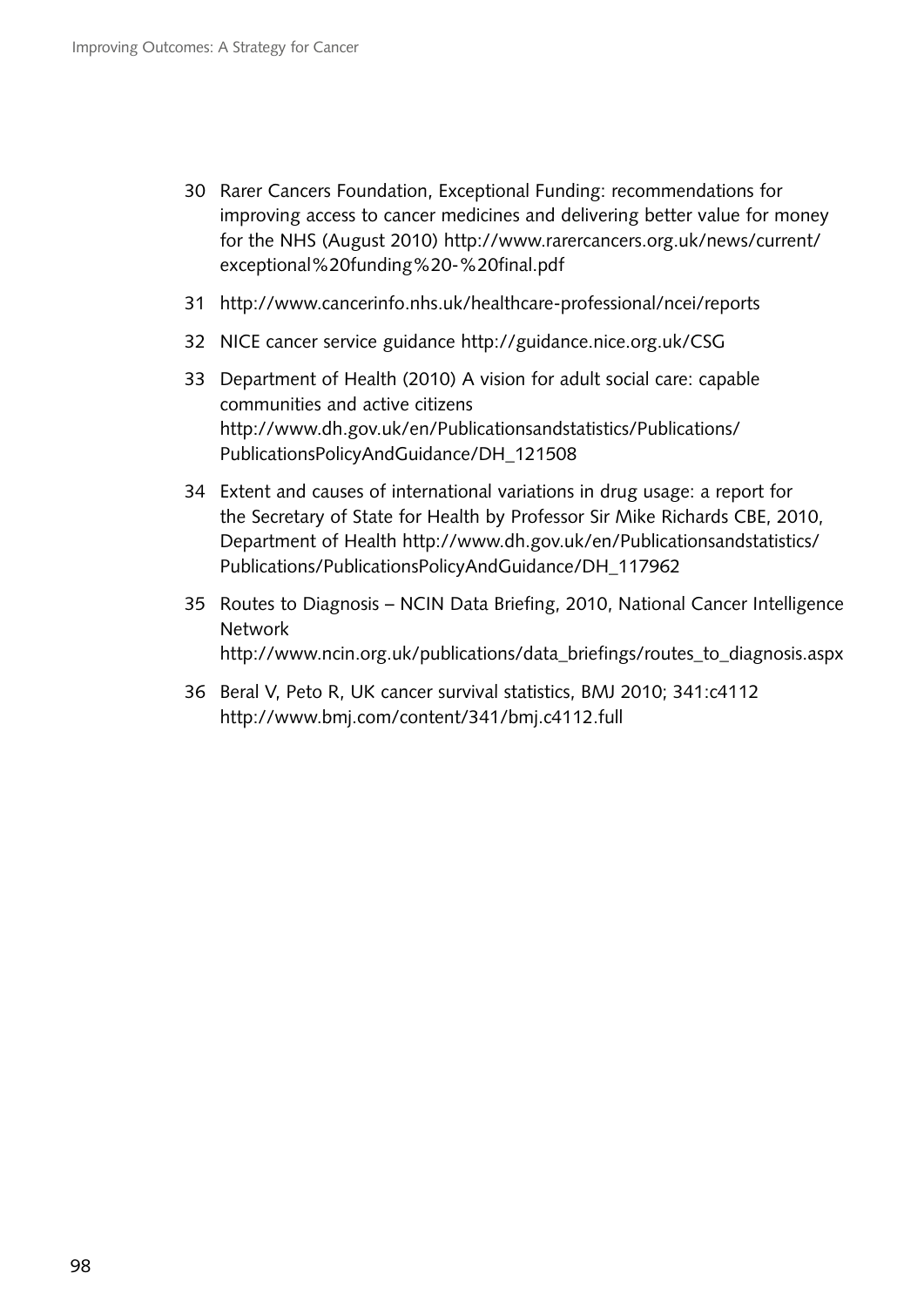30 Rarer Cancers Foundation, Exceptional Funding: recommendations for improving access to cancer medicines and delivering better value for money for the NHS (August 2010) http://www.rarercancers.org.uk/news/current/exceptional%20funding%20-%20final.pdf

31 http://www.cancerinfo.nhs.uk/healthcare-professional/ncei/reports

32 NICE cancer service guidance http://guidance.nice.org.uk/CSG

33 Department of Health (2010) A vision for adult social care: capable communities and active citizens http://www.dh.gov.uk/en/Publicationsandstatistics/Publications/PublicationsPolicyAndGuidance/DH_121508

34 Extent and causes of international variations in drug usage: a report for the Secretary of State for Health by Professor Sir Mike Richards CBE, 2010, Department of Health http://www.dh.gov.uk/en/Publicationsandstatistics/Publications/PublicationsPolicyAndGuidance/DH_117962

35 Routes to Diagnosis – NCIN Data Briefing, 2010, National Cancer Intelligence Network http://www.ncin.org.uk/publications/data_briefings/routes_to_diagnosis.aspx

36 Beral V, Peto R, UK cancer survival statistics, BMJ 2010; 341:c4112 http://www.bmj.com/content/341/bmj.c4112.full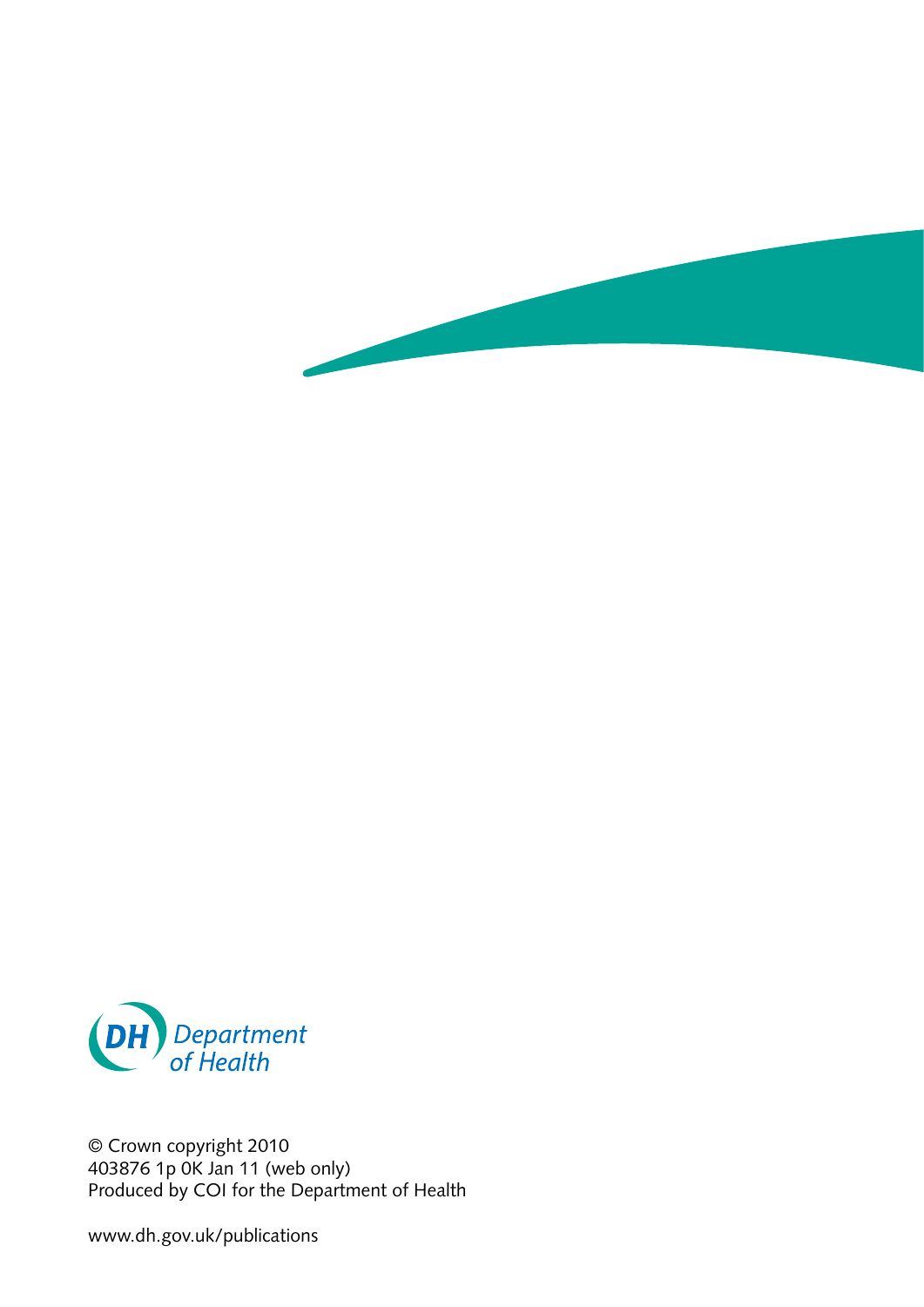Department of Health

© Crown copyright 2010
403876 1p 0K Jan 11 (web only)
Produced by COI for the Department of Health

www.dh.gov.uk/publications